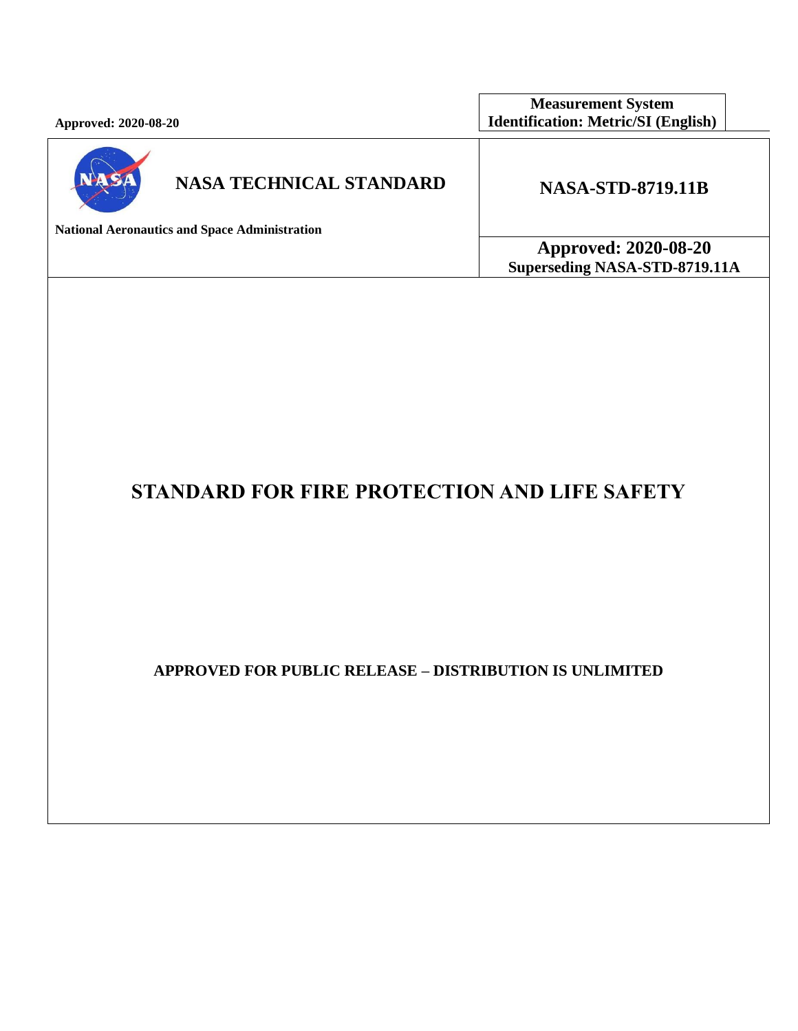**Approved: 2020-08-20**

**Measurement System Identification: Metric/SI (English)**

**NASA TECHNICAL STANDARD**

**National Aeronautics and Space Administration**

**NASA-STD-8719.11B**

**Approved: 2020-08-20**
**Superseding NASA-STD-8719.11A**

# STANDARD FOR FIRE PROTECTION AND LIFE SAFETY

**APPROVED FOR PUBLIC RELEASE – DISTRIBUTION IS UNLIMITED**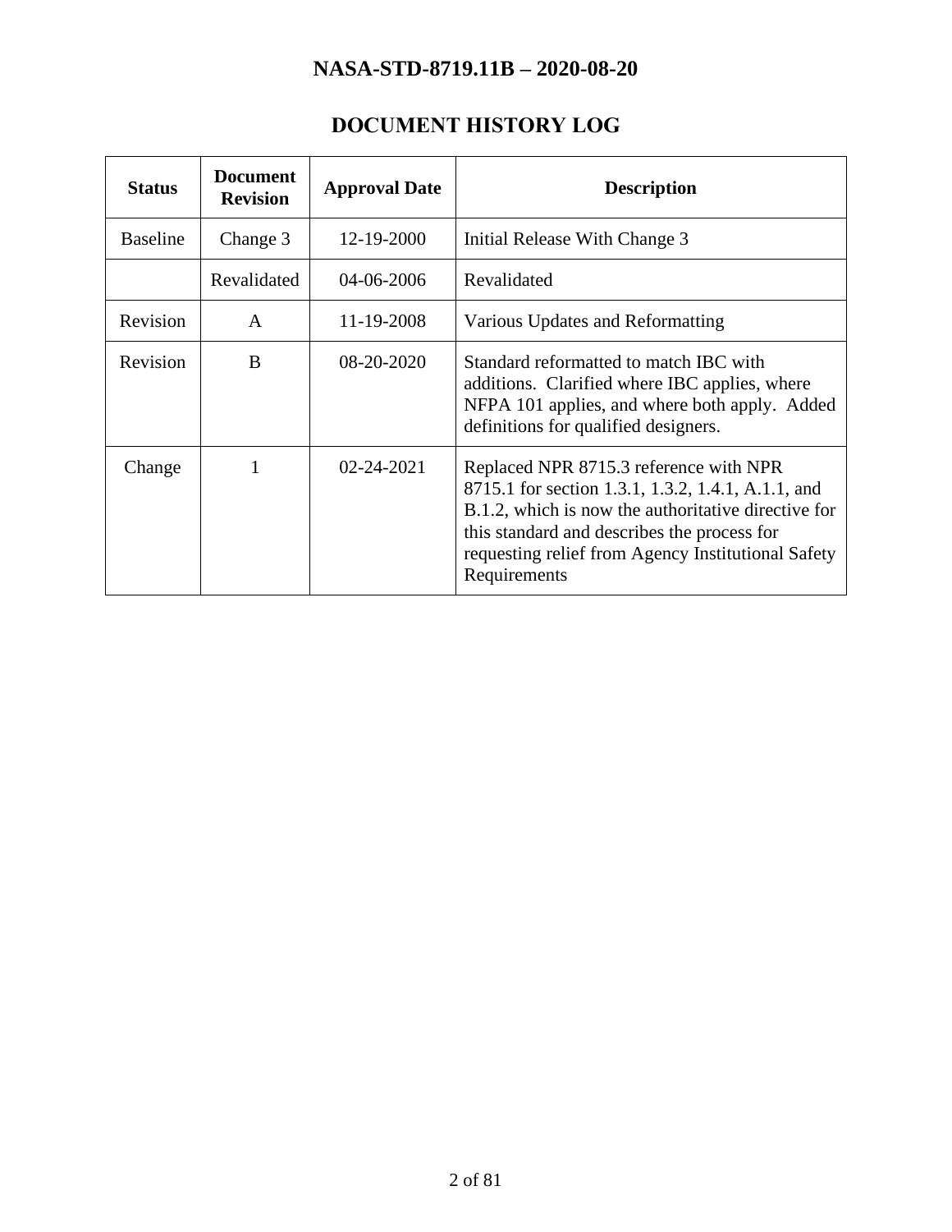# DOCUMENT HISTORY LOG

| Status | Document Revision | Approval Date | Description |
|---|---|---|---|
| Baseline | Change 3 | 12-19-2000 | Initial Release With Change 3 |
| | Revalidated | 04-06-2006 | Revalidated |
| Revision | A | 11-19-2008 | Various Updates and Reformatting |
| Revision | B | 08-20-2020 | Standard reformatted to match IBC with additions. Clarified where IBC applies, where NFPA 101 applies, and where both apply. Added definitions for qualified designers. |
| Change | 1 | 02-24-2021 | Replaced NPR 8715.3 reference with NPR 8715.1 for section 1.3.1, 1.3.2, 1.4.1, A.1.1, and B.1.2, which is now the authoritative directive for this standard and describes the process for requesting relief from Agency Institutional Safety Requirements |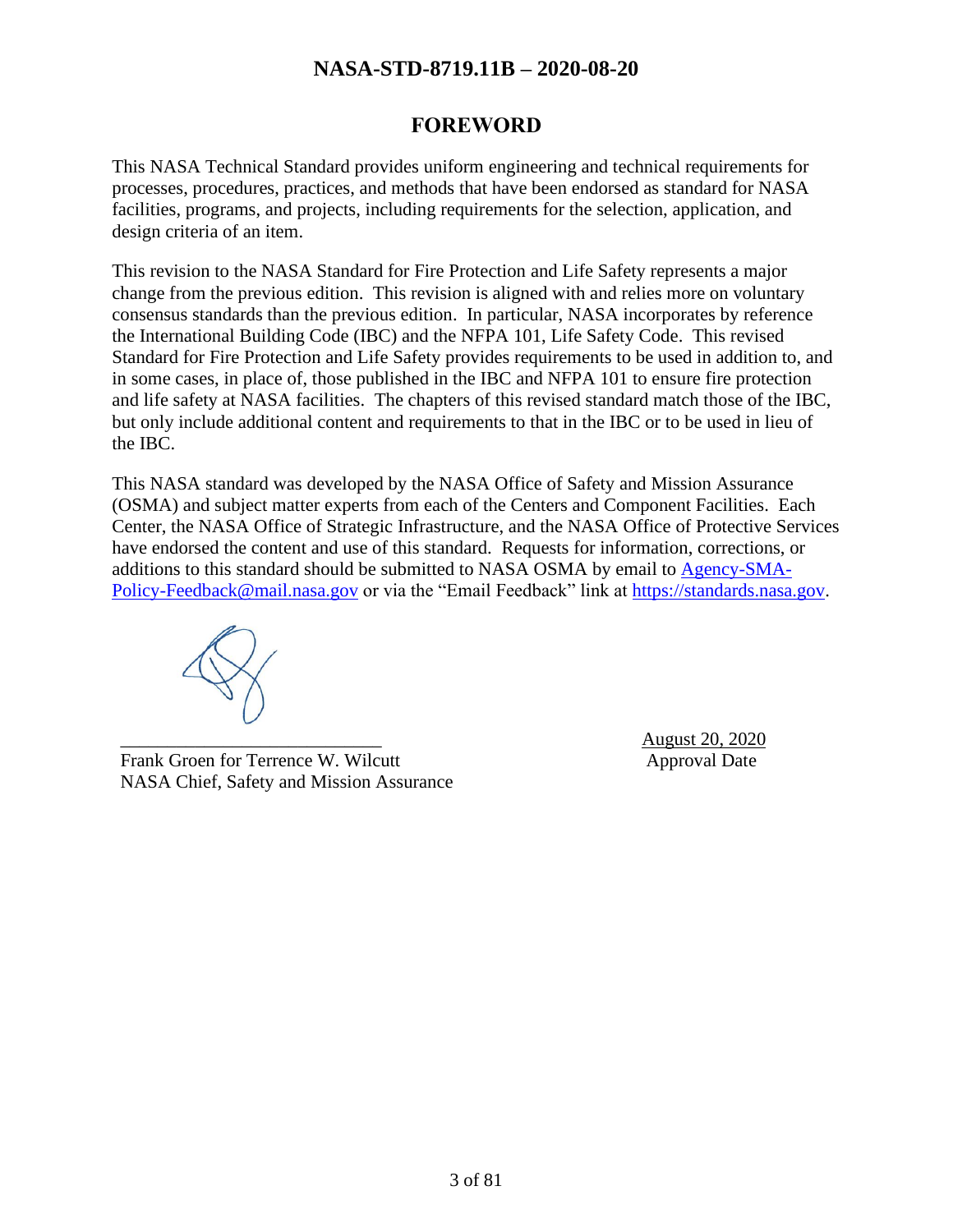# FOREWORD

This NASA Technical Standard provides uniform engineering and technical requirements for processes, procedures, practices, and methods that have been endorsed as standard for NASA facilities, programs, and projects, including requirements for the selection, application, and design criteria of an item.

This revision to the NASA Standard for Fire Protection and Life Safety represents a major change from the previous edition. This revision is aligned with and relies more on voluntary consensus standards than the previous edition. In particular, NASA incorporates by reference the International Building Code (IBC) and the NFPA 101, Life Safety Code. This revised Standard for Fire Protection and Life Safety provides requirements to be used in addition to, and in some cases, in place of, those published in the IBC and NFPA 101 to ensure fire protection and life safety at NASA facilities. The chapters of this revised standard match those of the IBC, but only include additional content and requirements to that in the IBC or to be used in lieu of the IBC.

This NASA standard was developed by the NASA Office of Safety and Mission Assurance (OSMA) and subject matter experts from each of the Centers and Component Facilities. Each Center, the NASA Office of Strategic Infrastructure, and the NASA Office of Protective Services have endorsed the content and use of this standard. Requests for information, corrections, or additions to this standard should be submitted to NASA OSMA by email to Agency-SMA-Policy-Feedback@mail.nasa.gov or via the "Email Feedback" link at https://standards.nasa.gov.

_____________________________
Frank Groen for Terrence W. Wilcutt
NASA Chief, Safety and Mission Assurance

August 20, 2020
Approval Date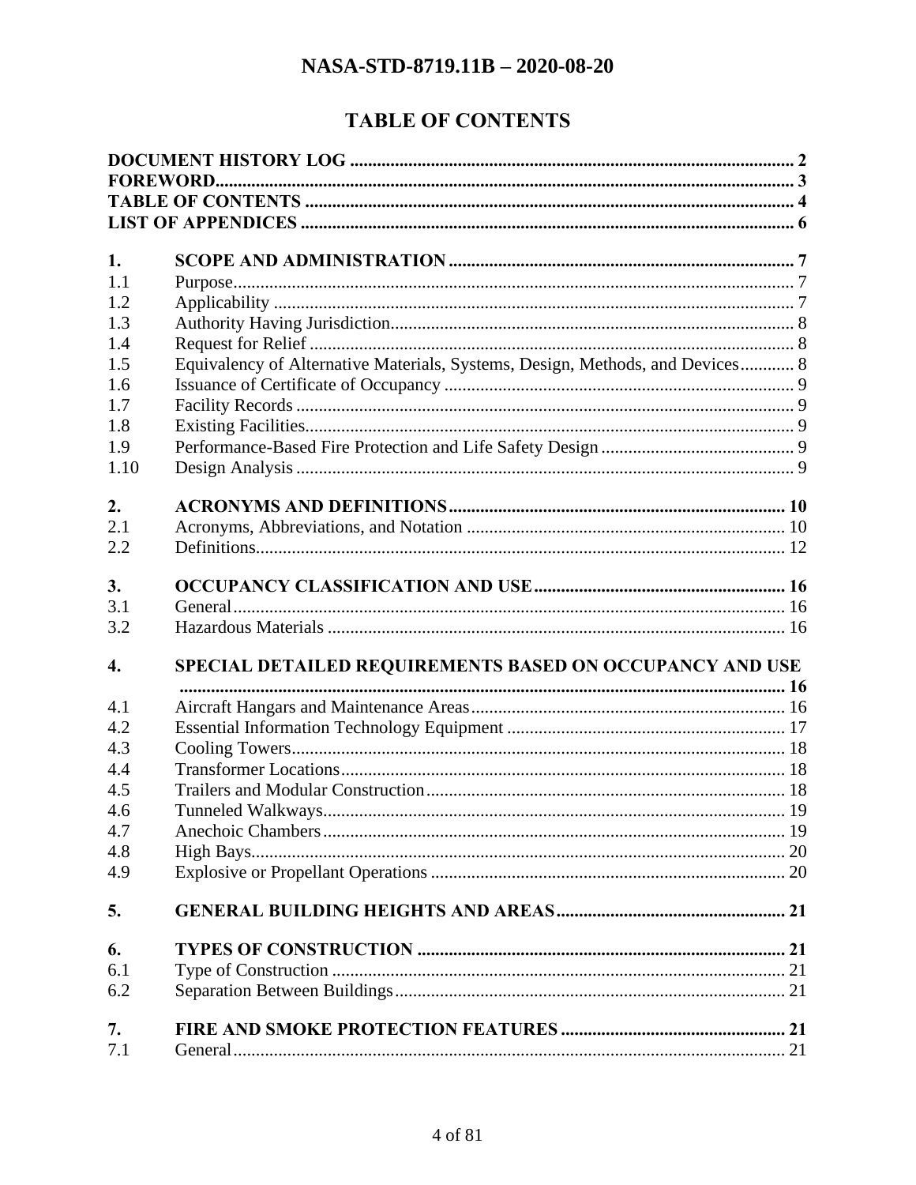# TABLE OF CONTENTS

**DOCUMENT HISTORY LOG** .......... 2
**FOREWORD** .......... 3
**TABLE OF CONTENTS** .......... 4
**LIST OF APPENDICES** .......... 6

| | | |
|---|---|---|
| **1.** | **SCOPE AND ADMINISTRATION** | **7** |
| 1.1 | Purpose | 7 |
| 1.2 | Applicability | 7 |
| 1.3 | Authority Having Jurisdiction | 8 |
| 1.4 | Request for Relief | 8 |
| 1.5 | Equivalency of Alternative Materials, Systems, Design, Methods, and Devices | 8 |
| 1.6 | Issuance of Certificate of Occupancy | 9 |
| 1.7 | Facility Records | 9 |
| 1.8 | Existing Facilities | 9 |
| 1.9 | Performance-Based Fire Protection and Life Safety Design | 9 |
| 1.10 | Design Analysis | 9 |
| **2.** | **ACRONYMS AND DEFINITIONS** | **10** |
| 2.1 | Acronyms, Abbreviations, and Notation | 10 |
| 2.2 | Definitions | 12 |
| **3.** | **OCCUPANCY CLASSIFICATION AND USE** | **16** |
| 3.1 | General | 16 |
| 3.2 | Hazardous Materials | 16 |
| **4.** | **SPECIAL DETAILED REQUIREMENTS BASED ON OCCUPANCY AND USE** | **16** |
| 4.1 | Aircraft Hangars and Maintenance Areas | 16 |
| 4.2 | Essential Information Technology Equipment | 17 |
| 4.3 | Cooling Towers | 18 |
| 4.4 | Transformer Locations | 18 |
| 4.5 | Trailers and Modular Construction | 18 |
| 4.6 | Tunneled Walkways | 19 |
| 4.7 | Anechoic Chambers | 19 |
| 4.8 | High Bays | 20 |
| 4.9 | Explosive or Propellant Operations | 20 |
| **5.** | **GENERAL BUILDING HEIGHTS AND AREAS** | **21** |
| **6.** | **TYPES OF CONSTRUCTION** | **21** |
| 6.1 | Type of Construction | 21 |
| 6.2 | Separation Between Buildings | 21 |
| **7.** | **FIRE AND SMOKE PROTECTION FEATURES** | **21** |
| 7.1 | General | 21 |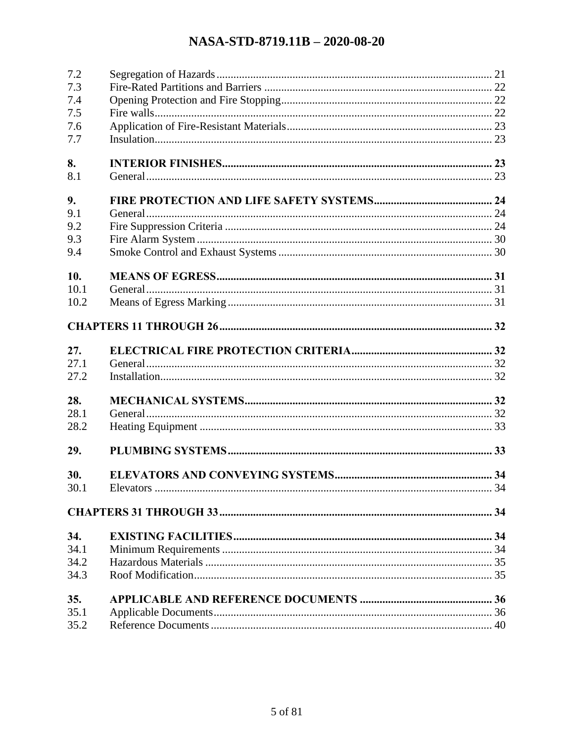| | | |
|---|---|---|
| 7.2 | Segregation of Hazards | 21 |
| 7.3 | Fire-Rated Partitions and Barriers | 22 |
| 7.4 | Opening Protection and Fire Stopping | 22 |
| 7.5 | Fire walls | 22 |
| 7.6 | Application of Fire-Resistant Materials | 23 |
| 7.7 | Insulation | 23 |
| **8.** | **INTERIOR FINISHES** | **23** |
| 8.1 | General | 23 |
| **9.** | **FIRE PROTECTION AND LIFE SAFETY SYSTEMS** | **24** |
| 9.1 | General | 24 |
| 9.2 | Fire Suppression Criteria | 24 |
| 9.3 | Fire Alarm System | 30 |
| 9.4 | Smoke Control and Exhaust Systems | 30 |
| **10.** | **MEANS OF EGRESS** | **31** |
| 10.1 | General | 31 |
| 10.2 | Means of Egress Marking | 31 |
| **CHAPTERS 11 THROUGH 26** | | **32** |
| **27.** | **ELECTRICAL FIRE PROTECTION CRITERIA** | **32** |
| 27.1 | General | 32 |
| 27.2 | Installation | 32 |
| **28.** | **MECHANICAL SYSTEMS** | **32** |
| 28.1 | General | 32 |
| 28.2 | Heating Equipment | 33 |
| **29.** | **PLUMBING SYSTEMS** | **33** |
| **30.** | **ELEVATORS AND CONVEYING SYSTEMS** | **34** |
| 30.1 | Elevators | 34 |
| **CHAPTERS 31 THROUGH 33** | | **34** |
| **34.** | **EXISTING FACILITIES** | **34** |
| 34.1 | Minimum Requirements | 34 |
| 34.2 | Hazardous Materials | 35 |
| 34.3 | Roof Modification | 35 |
| **35.** | **APPLICABLE AND REFERENCE DOCUMENTS** | **36** |
| 35.1 | Applicable Documents | 36 |
| 35.2 | Reference Documents | 40 |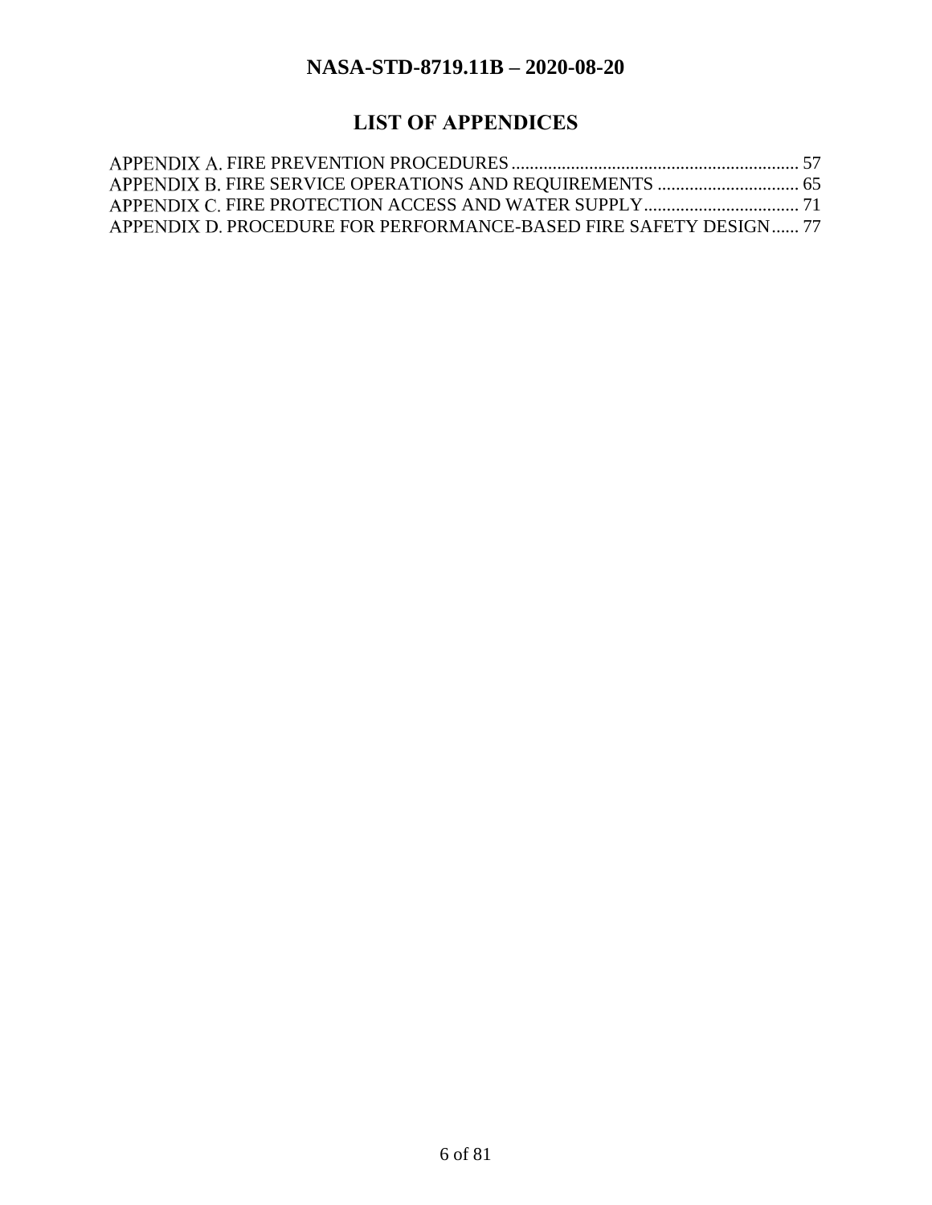# LIST OF APPENDICES

APPENDIX A. FIRE PREVENTION PROCEDURES ............................................................... 57
APPENDIX B. FIRE SERVICE OPERATIONS AND REQUIREMENTS ............................... 65
APPENDIX C. FIRE PROTECTION ACCESS AND WATER SUPPLY.................................. 71
APPENDIX D. PROCEDURE FOR PERFORMANCE-BASED FIRE SAFETY DESIGN...... 77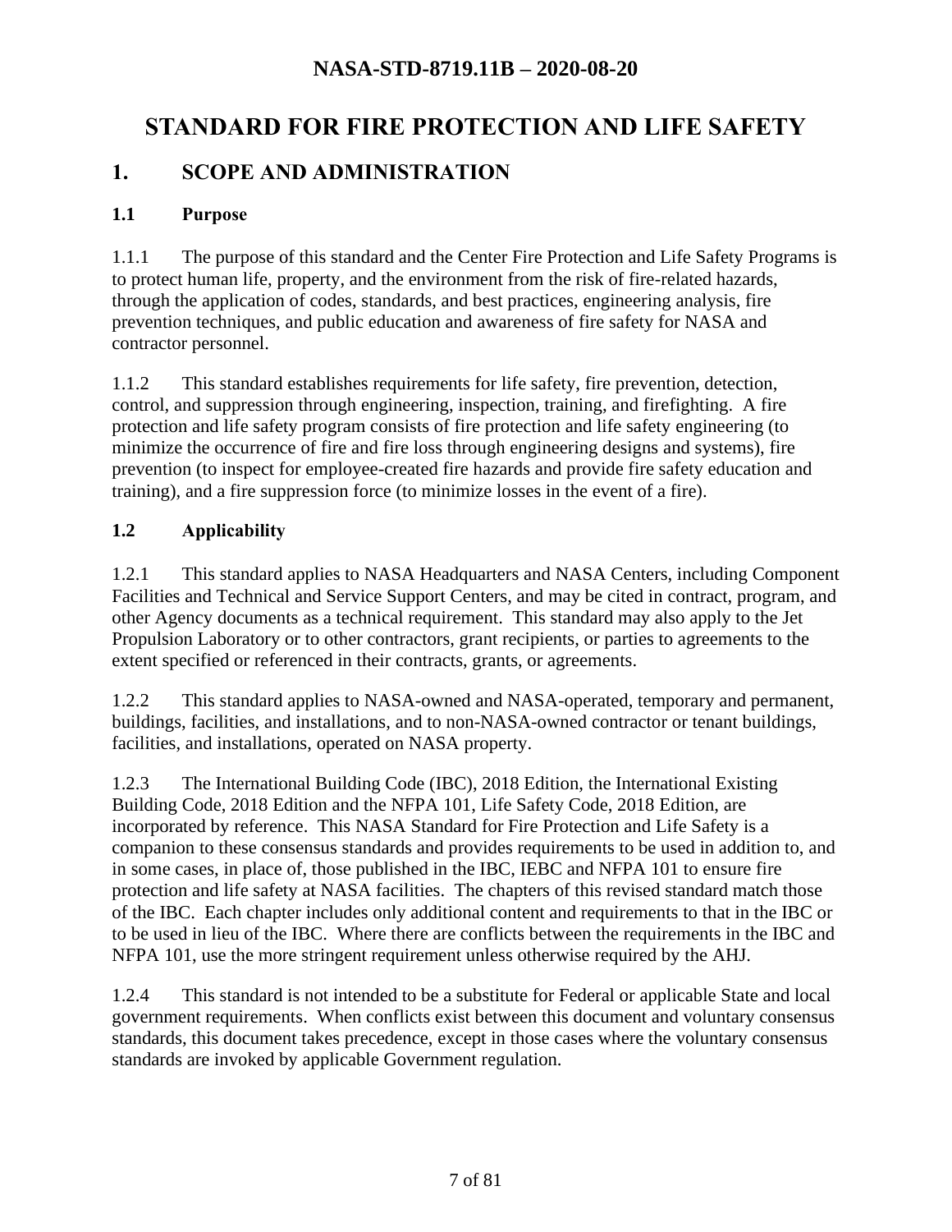# STANDARD FOR FIRE PROTECTION AND LIFE SAFETY

## 1. SCOPE AND ADMINISTRATION

### 1.1 Purpose

1.1.1 The purpose of this standard and the Center Fire Protection and Life Safety Programs is to protect human life, property, and the environment from the risk of fire-related hazards, through the application of codes, standards, and best practices, engineering analysis, fire prevention techniques, and public education and awareness of fire safety for NASA and contractor personnel.

1.1.2 This standard establishes requirements for life safety, fire prevention, detection, control, and suppression through engineering, inspection, training, and firefighting. A fire protection and life safety program consists of fire protection and life safety engineering (to minimize the occurrence of fire and fire loss through engineering designs and systems), fire prevention (to inspect for employee-created fire hazards and provide fire safety education and training), and a fire suppression force (to minimize losses in the event of a fire).

### 1.2 Applicability

1.2.1 This standard applies to NASA Headquarters and NASA Centers, including Component Facilities and Technical and Service Support Centers, and may be cited in contract, program, and other Agency documents as a technical requirement. This standard may also apply to the Jet Propulsion Laboratory or to other contractors, grant recipients, or parties to agreements to the extent specified or referenced in their contracts, grants, or agreements.

1.2.2 This standard applies to NASA-owned and NASA-operated, temporary and permanent, buildings, facilities, and installations, and to non-NASA-owned contractor or tenant buildings, facilities, and installations, operated on NASA property.

1.2.3 The International Building Code (IBC), 2018 Edition, the International Existing Building Code, 2018 Edition and the NFPA 101, Life Safety Code, 2018 Edition, are incorporated by reference. This NASA Standard for Fire Protection and Life Safety is a companion to these consensus standards and provides requirements to be used in addition to, and in some cases, in place of, those published in the IBC, IEBC and NFPA 101 to ensure fire protection and life safety at NASA facilities. The chapters of this revised standard match those of the IBC. Each chapter includes only additional content and requirements to that in the IBC or to be used in lieu of the IBC. Where there are conflicts between the requirements in the IBC and NFPA 101, use the more stringent requirement unless otherwise required by the AHJ.

1.2.4 This standard is not intended to be a substitute for Federal or applicable State and local government requirements. When conflicts exist between this document and voluntary consensus standards, this document takes precedence, except in those cases where the voluntary consensus standards are invoked by applicable Government regulation.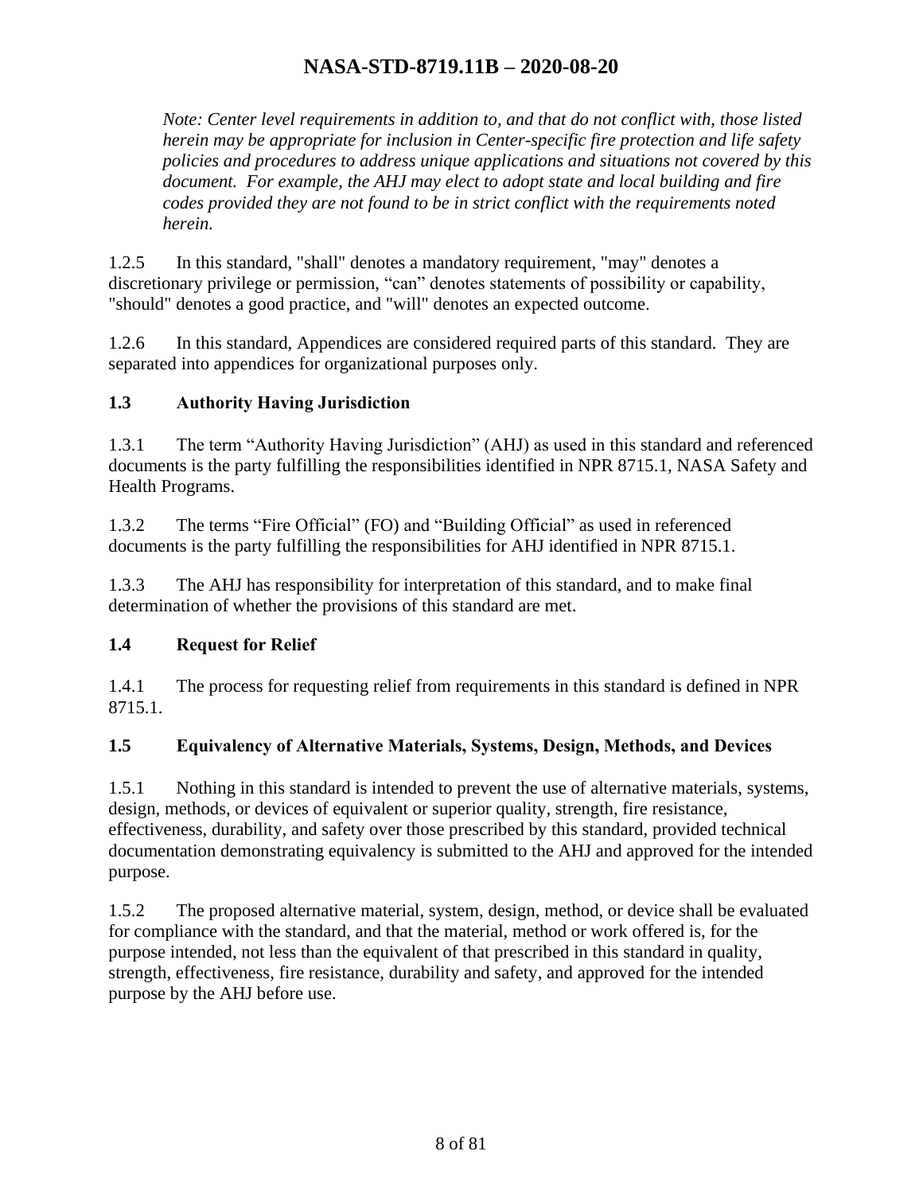*Note: Center level requirements in addition to, and that do not conflict with, those listed herein may be appropriate for inclusion in Center-specific fire protection and life safety policies and procedures to address unique applications and situations not covered by this document. For example, the AHJ may elect to adopt state and local building and fire codes provided they are not found to be in strict conflict with the requirements noted herein.*

1.2.5 In this standard, "shall" denotes a mandatory requirement, "may" denotes a discretionary privilege or permission, “can” denotes statements of possibility or capability, "should" denotes a good practice, and "will" denotes an expected outcome.

1.2.6 In this standard, Appendices are considered required parts of this standard. They are separated into appendices for organizational purposes only.

### 1.3 Authority Having Jurisdiction

1.3.1 The term “Authority Having Jurisdiction” (AHJ) as used in this standard and referenced documents is the party fulfilling the responsibilities identified in NPR 8715.1, NASA Safety and Health Programs.

1.3.2 The terms “Fire Official” (FO) and “Building Official” as used in referenced documents is the party fulfilling the responsibilities for AHJ identified in NPR 8715.1.

1.3.3 The AHJ has responsibility for interpretation of this standard, and to make final determination of whether the provisions of this standard are met.

### 1.4 Request for Relief

1.4.1 The process for requesting relief from requirements in this standard is defined in NPR 8715.1.

### 1.5 Equivalency of Alternative Materials, Systems, Design, Methods, and Devices

1.5.1 Nothing in this standard is intended to prevent the use of alternative materials, systems, design, methods, or devices of equivalent or superior quality, strength, fire resistance, effectiveness, durability, and safety over those prescribed by this standard, provided technical documentation demonstrating equivalency is submitted to the AHJ and approved for the intended purpose.

1.5.2 The proposed alternative material, system, design, method, or device shall be evaluated for compliance with the standard, and that the material, method or work offered is, for the purpose intended, not less than the equivalent of that prescribed in this standard in quality, strength, effectiveness, fire resistance, durability and safety, and approved for the intended purpose by the AHJ before use.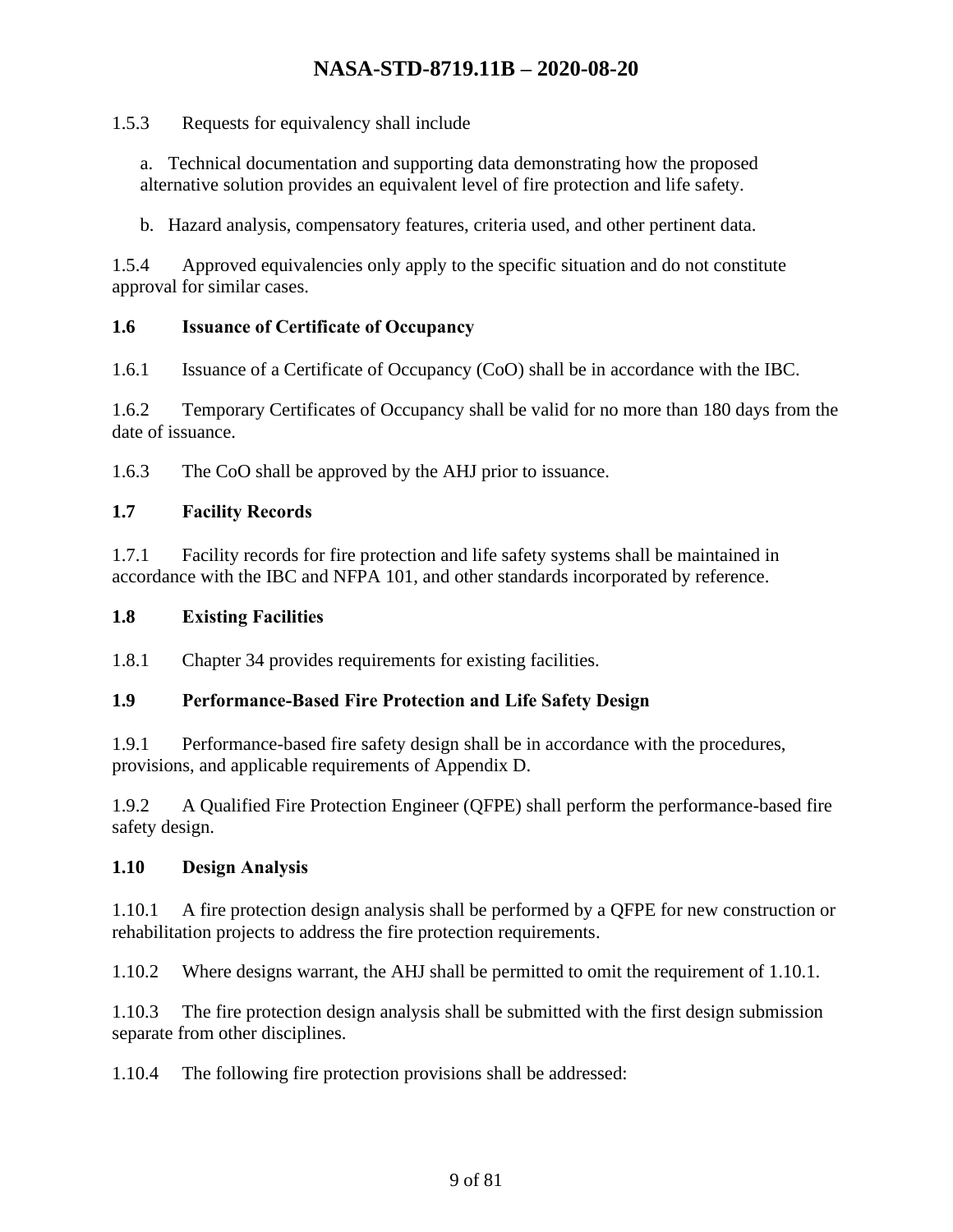1.5.3 Requests for equivalency shall include

a. Technical documentation and supporting data demonstrating how the proposed alternative solution provides an equivalent level of fire protection and life safety.

b. Hazard analysis, compensatory features, criteria used, and other pertinent data.

1.5.4 Approved equivalencies only apply to the specific situation and do not constitute approval for similar cases.

### 1.6 Issuance of Certificate of Occupancy

1.6.1 Issuance of a Certificate of Occupancy (CoO) shall be in accordance with the IBC.

1.6.2 Temporary Certificates of Occupancy shall be valid for no more than 180 days from the date of issuance.

1.6.3 The CoO shall be approved by the AHJ prior to issuance.

### 1.7 Facility Records

1.7.1 Facility records for fire protection and life safety systems shall be maintained in accordance with the IBC and NFPA 101, and other standards incorporated by reference.

### 1.8 Existing Facilities

1.8.1 Chapter 34 provides requirements for existing facilities.

### 1.9 Performance-Based Fire Protection and Life Safety Design

1.9.1 Performance-based fire safety design shall be in accordance with the procedures, provisions, and applicable requirements of Appendix D.

1.9.2 A Qualified Fire Protection Engineer (QFPE) shall perform the performance-based fire safety design.

### 1.10 Design Analysis

1.10.1 A fire protection design analysis shall be performed by a QFPE for new construction or rehabilitation projects to address the fire protection requirements.

1.10.2 Where designs warrant, the AHJ shall be permitted to omit the requirement of 1.10.1.

1.10.3 The fire protection design analysis shall be submitted with the first design submission separate from other disciplines.

1.10.4 The following fire protection provisions shall be addressed: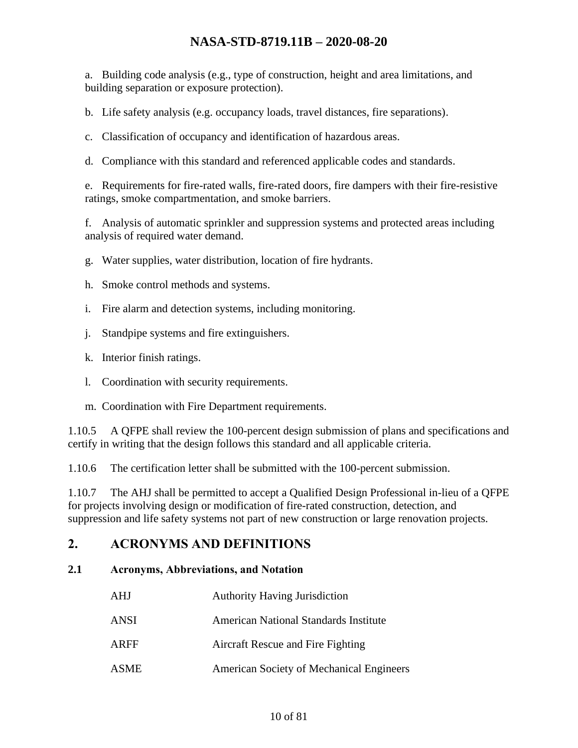a. Building code analysis (e.g., type of construction, height and area limitations, and building separation or exposure protection).

b. Life safety analysis (e.g. occupancy loads, travel distances, fire separations).

c. Classification of occupancy and identification of hazardous areas.

d. Compliance with this standard and referenced applicable codes and standards.

e. Requirements for fire-rated walls, fire-rated doors, fire dampers with their fire-resistive ratings, smoke compartmentation, and smoke barriers.

f. Analysis of automatic sprinkler and suppression systems and protected areas including analysis of required water demand.

g. Water supplies, water distribution, location of fire hydrants.

h. Smoke control methods and systems.

i. Fire alarm and detection systems, including monitoring.

j. Standpipe systems and fire extinguishers.

k. Interior finish ratings.

l. Coordination with security requirements.

m. Coordination with Fire Department requirements.

1.10.5 A QFPE shall review the 100-percent design submission of plans and specifications and certify in writing that the design follows this standard and all applicable criteria.

1.10.6 The certification letter shall be submitted with the 100-percent submission.

1.10.7 The AHJ shall be permitted to accept a Qualified Design Professional in-lieu of a QFPE for projects involving design or modification of fire-rated construction, detection, and suppression and life safety systems not part of new construction or large renovation projects.

## 2. ACRONYMS AND DEFINITIONS

### 2.1 Acronyms, Abbreviations, and Notation

| | |
|---|---|
| AHJ | Authority Having Jurisdiction |
| ANSI | American National Standards Institute |
| ARFF | Aircraft Rescue and Fire Fighting |
| ASME | American Society of Mechanical Engineers |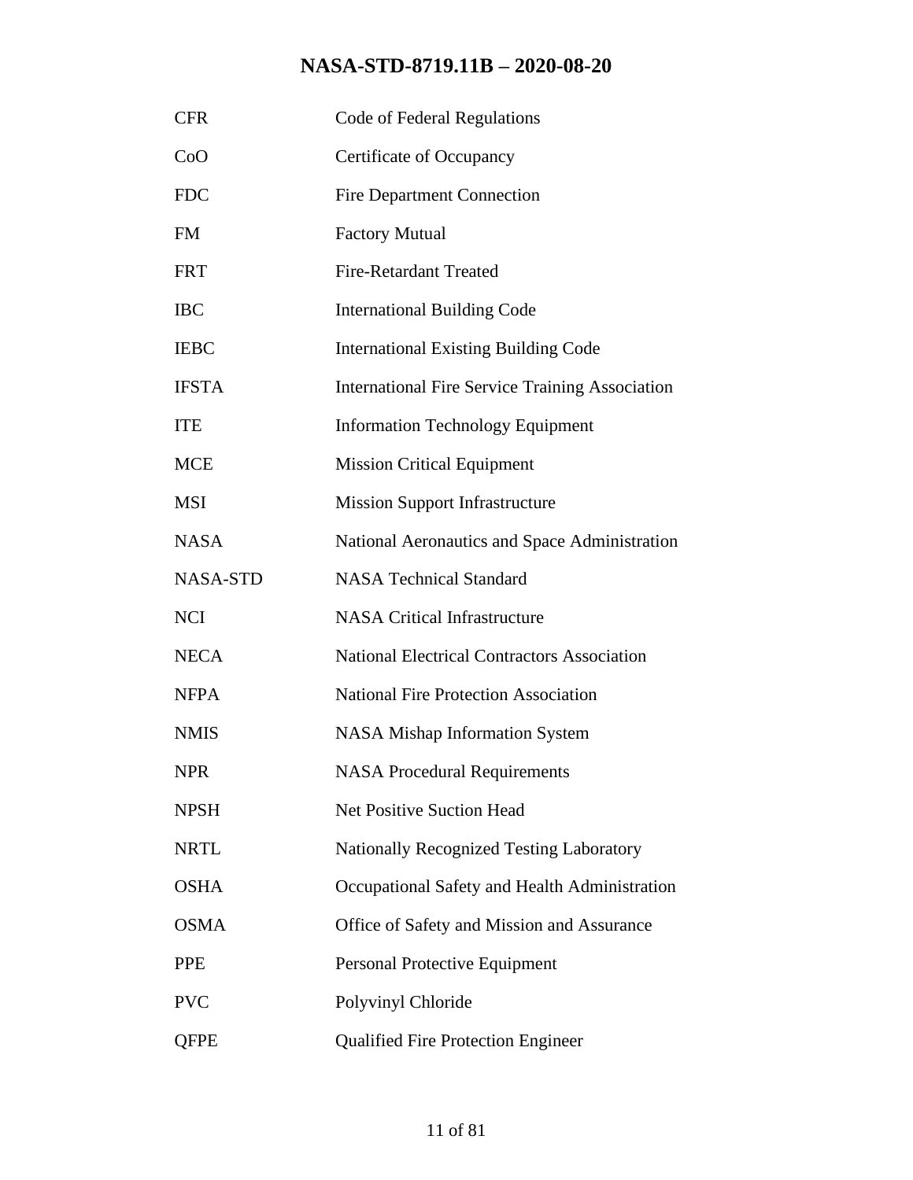| | |
|---|---|
| CFR | Code of Federal Regulations |
| CoO | Certificate of Occupancy |
| FDC | Fire Department Connection |
| FM | Factory Mutual |
| FRT | Fire-Retardant Treated |
| IBC | International Building Code |
| IEBC | International Existing Building Code |
| IFSTA | International Fire Service Training Association |
| ITE | Information Technology Equipment |
| MCE | Mission Critical Equipment |
| MSI | Mission Support Infrastructure |
| NASA | National Aeronautics and Space Administration |
| NASA-STD | NASA Technical Standard |
| NCI | NASA Critical Infrastructure |
| NECA | National Electrical Contractors Association |
| NFPA | National Fire Protection Association |
| NMIS | NASA Mishap Information System |
| NPR | NASA Procedural Requirements |
| NPSH | Net Positive Suction Head |
| NRTL | Nationally Recognized Testing Laboratory |
| OSHA | Occupational Safety and Health Administration |
| OSMA | Office of Safety and Mission and Assurance |
| PPE | Personal Protective Equipment |
| PVC | Polyvinyl Chloride |
| QFPE | Qualified Fire Protection Engineer |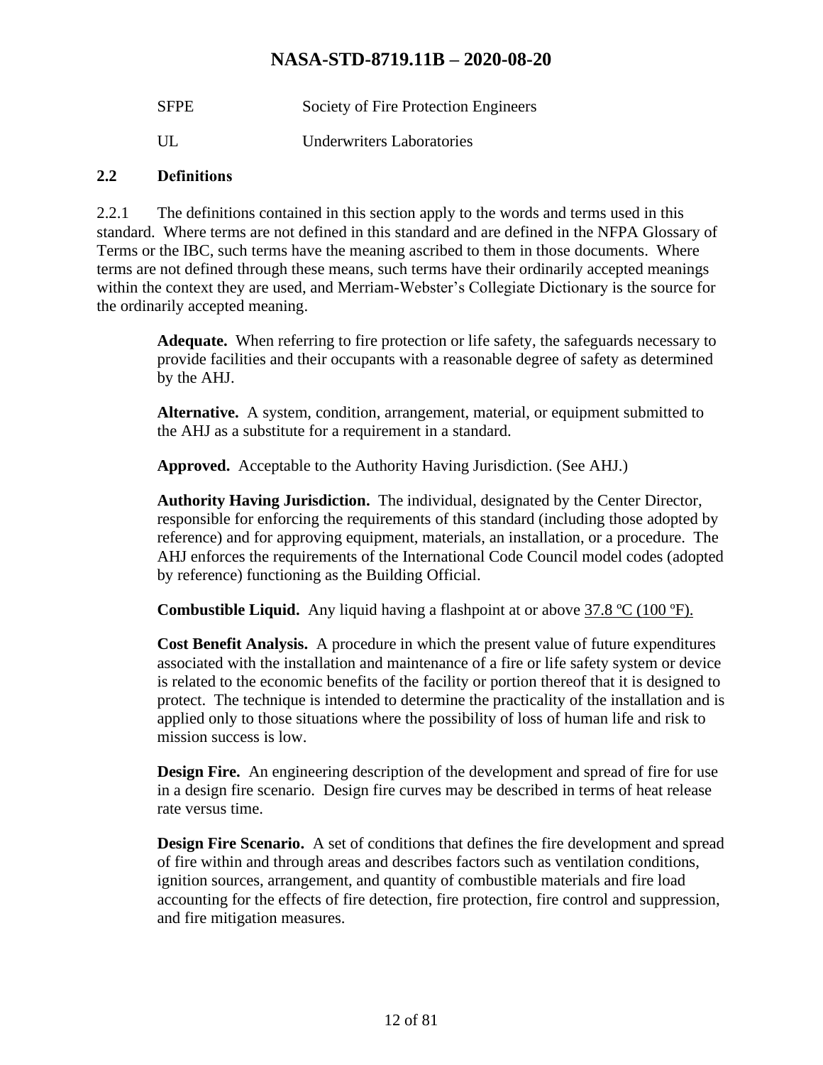| | |
|---|---|
| SFPE | Society of Fire Protection Engineers |
| UL | Underwriters Laboratories |

## 2.2 Definitions

2.2.1 The definitions contained in this section apply to the words and terms used in this standard. Where terms are not defined in this standard and are defined in the NFPA Glossary of Terms or the IBC, such terms have the meaning ascribed to them in those documents. Where terms are not defined through these means, such terms have their ordinarily accepted meanings within the context they are used, and Merriam-Webster's Collegiate Dictionary is the source for the ordinarily accepted meaning.

**Adequate.** When referring to fire protection or life safety, the safeguards necessary to provide facilities and their occupants with a reasonable degree of safety as determined by the AHJ.

**Alternative.** A system, condition, arrangement, material, or equipment submitted to the AHJ as a substitute for a requirement in a standard.

**Approved.** Acceptable to the Authority Having Jurisdiction. (See AHJ.)

**Authority Having Jurisdiction.** The individual, designated by the Center Director, responsible for enforcing the requirements of this standard (including those adopted by reference) and for approving equipment, materials, an installation, or a procedure. The AHJ enforces the requirements of the International Code Council model codes (adopted by reference) functioning as the Building Official.

**Combustible Liquid.** Any liquid having a flashpoint at or above 37.8 ºC (100 ºF).

**Cost Benefit Analysis.** A procedure in which the present value of future expenditures associated with the installation and maintenance of a fire or life safety system or device is related to the economic benefits of the facility or portion thereof that it is designed to protect. The technique is intended to determine the practicality of the installation and is applied only to those situations where the possibility of loss of human life and risk to mission success is low.

**Design Fire.** An engineering description of the development and spread of fire for use in a design fire scenario. Design fire curves may be described in terms of heat release rate versus time.

**Design Fire Scenario.** A set of conditions that defines the fire development and spread of fire within and through areas and describes factors such as ventilation conditions, ignition sources, arrangement, and quantity of combustible materials and fire load accounting for the effects of fire detection, fire protection, fire control and suppression, and fire mitigation measures.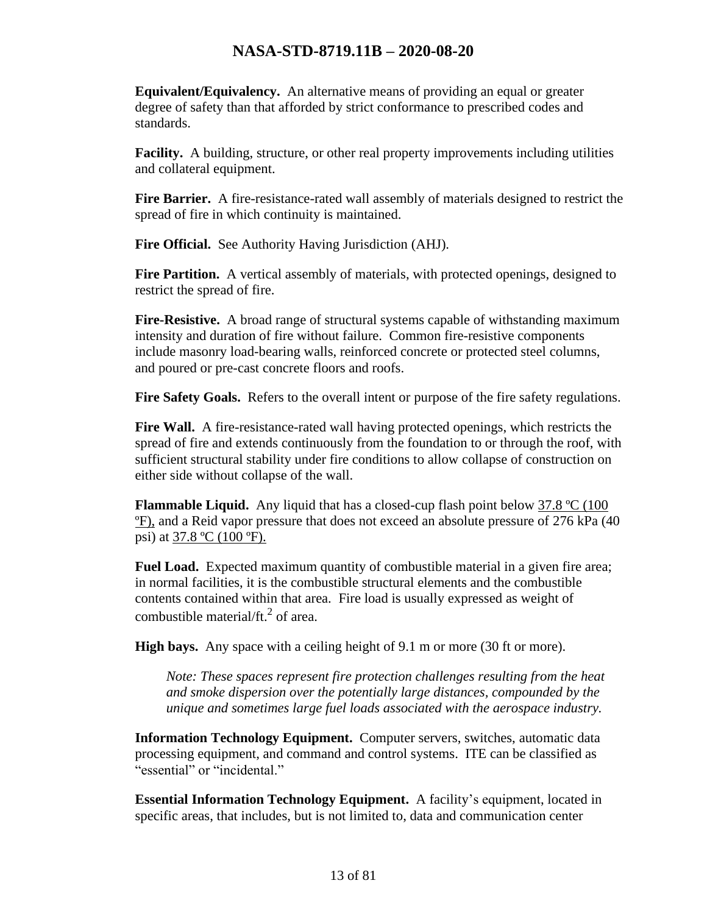**Equivalent/Equivalency.** An alternative means of providing an equal or greater degree of safety than that afforded by strict conformance to prescribed codes and standards.

**Facility.** A building, structure, or other real property improvements including utilities and collateral equipment.

**Fire Barrier.** A fire-resistance-rated wall assembly of materials designed to restrict the spread of fire in which continuity is maintained.

**Fire Official.** See Authority Having Jurisdiction (AHJ).

**Fire Partition.** A vertical assembly of materials, with protected openings, designed to restrict the spread of fire.

**Fire-Resistive.** A broad range of structural systems capable of withstanding maximum intensity and duration of fire without failure. Common fire-resistive components include masonry load-bearing walls, reinforced concrete or protected steel columns, and poured or pre-cast concrete floors and roofs.

**Fire Safety Goals.** Refers to the overall intent or purpose of the fire safety regulations.

**Fire Wall.** A fire-resistance-rated wall having protected openings, which restricts the spread of fire and extends continuously from the foundation to or through the roof, with sufficient structural stability under fire conditions to allow collapse of construction on either side without collapse of the wall.

**Flammable Liquid.** Any liquid that has a closed-cup flash point below 37.8 ºC (100 ºF), and a Reid vapor pressure that does not exceed an absolute pressure of 276 kPa (40 psi) at 37.8 ºC (100 ºF).

**Fuel Load.** Expected maximum quantity of combustible material in a given fire area; in normal facilities, it is the combustible structural elements and the combustible contents contained within that area. Fire load is usually expressed as weight of combustible material/ft.$^2$ of area.

**High bays.** Any space with a ceiling height of 9.1 m or more (30 ft or more).

*Note: These spaces represent fire protection challenges resulting from the heat and smoke dispersion over the potentially large distances, compounded by the unique and sometimes large fuel loads associated with the aerospace industry.*

**Information Technology Equipment.** Computer servers, switches, automatic data processing equipment, and command and control systems. ITE can be classified as "essential" or "incidental."

**Essential Information Technology Equipment.** A facility's equipment, located in specific areas, that includes, but is not limited to, data and communication center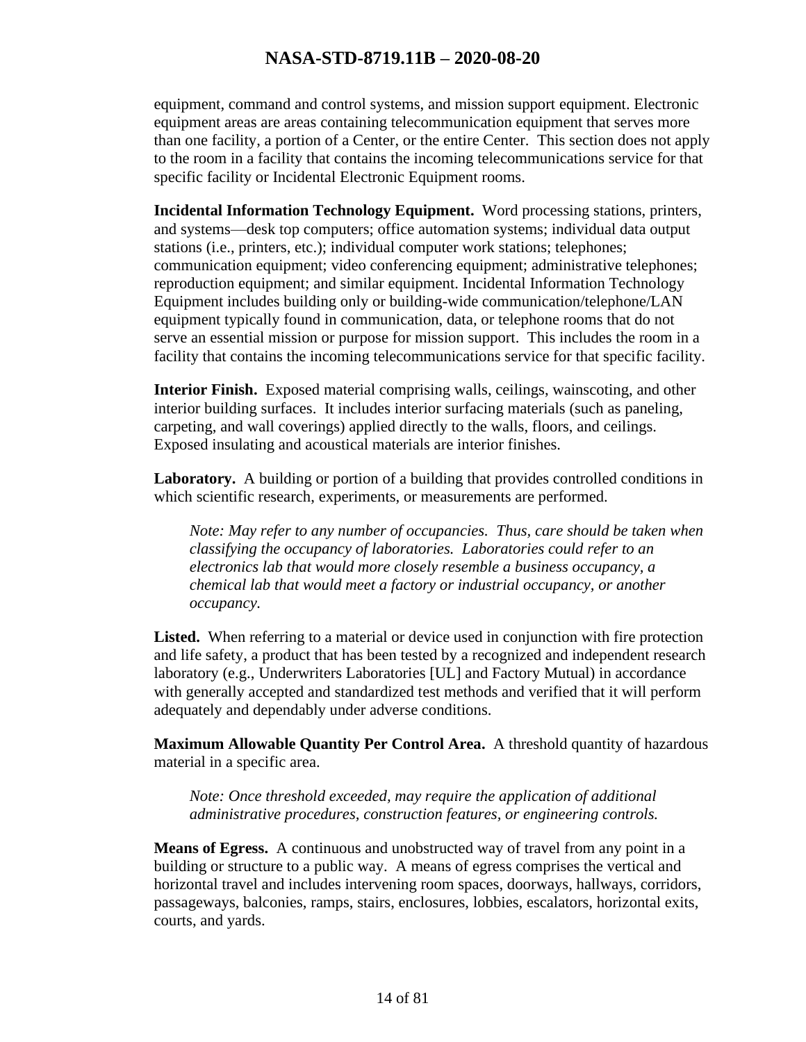equipment, command and control systems, and mission support equipment. Electronic equipment areas are areas containing telecommunication equipment that serves more than one facility, a portion of a Center, or the entire Center. This section does not apply to the room in a facility that contains the incoming telecommunications service for that specific facility or Incidental Electronic Equipment rooms.

**Incidental Information Technology Equipment.** Word processing stations, printers, and systems—desk top computers; office automation systems; individual data output stations (i.e., printers, etc.); individual computer work stations; telephones; communication equipment; video conferencing equipment; administrative telephones; reproduction equipment; and similar equipment. Incidental Information Technology Equipment includes building only or building-wide communication/telephone/LAN equipment typically found in communication, data, or telephone rooms that do not serve an essential mission or purpose for mission support. This includes the room in a facility that contains the incoming telecommunications service for that specific facility.

**Interior Finish.** Exposed material comprising walls, ceilings, wainscoting, and other interior building surfaces. It includes interior surfacing materials (such as paneling, carpeting, and wall coverings) applied directly to the walls, floors, and ceilings. Exposed insulating and acoustical materials are interior finishes.

**Laboratory.** A building or portion of a building that provides controlled conditions in which scientific research, experiments, or measurements are performed.

> *Note: May refer to any number of occupancies. Thus, care should be taken when classifying the occupancy of laboratories. Laboratories could refer to an electronics lab that would more closely resemble a business occupancy, a chemical lab that would meet a factory or industrial occupancy, or another occupancy.*

**Listed.** When referring to a material or device used in conjunction with fire protection and life safety, a product that has been tested by a recognized and independent research laboratory (e.g., Underwriters Laboratories [UL] and Factory Mutual) in accordance with generally accepted and standardized test methods and verified that it will perform adequately and dependably under adverse conditions.

**Maximum Allowable Quantity Per Control Area.** A threshold quantity of hazardous material in a specific area.

> *Note: Once threshold exceeded, may require the application of additional administrative procedures, construction features, or engineering controls.*

**Means of Egress.** A continuous and unobstructed way of travel from any point in a building or structure to a public way. A means of egress comprises the vertical and horizontal travel and includes intervening room spaces, doorways, hallways, corridors, passageways, balconies, ramps, stairs, enclosures, lobbies, escalators, horizontal exits, courts, and yards.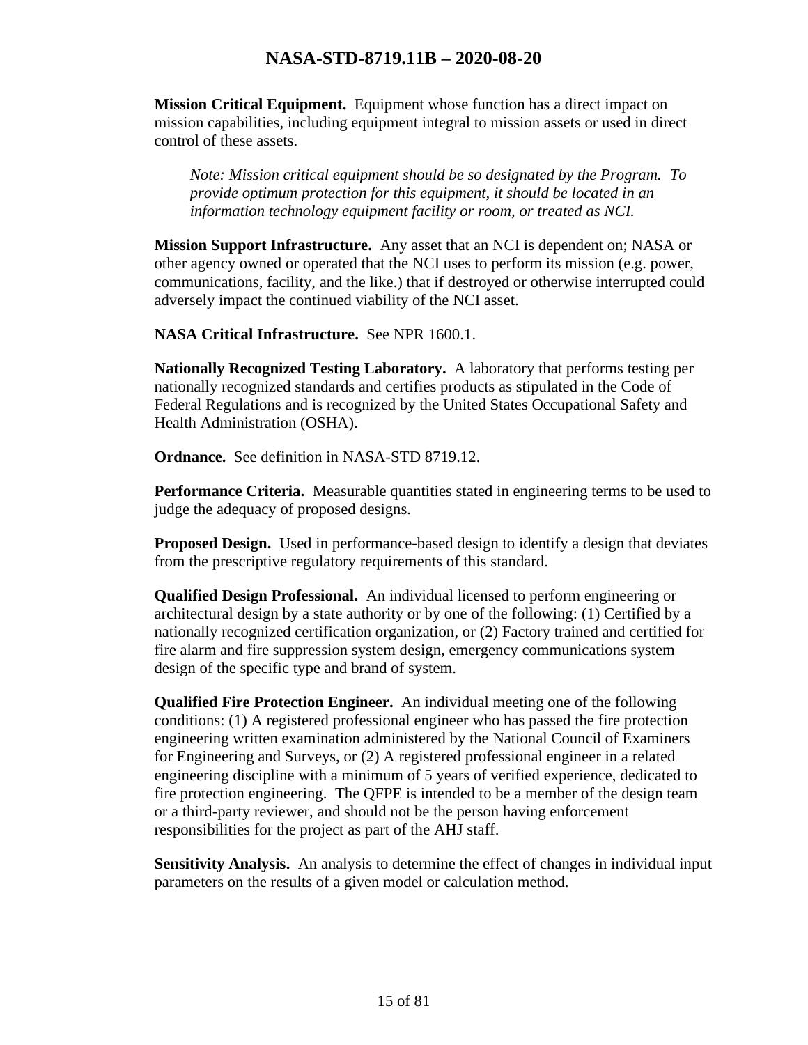**Mission Critical Equipment.** Equipment whose function has a direct impact on mission capabilities, including equipment integral to mission assets or used in direct control of these assets.

> *Note: Mission critical equipment should be so designated by the Program. To provide optimum protection for this equipment, it should be located in an information technology equipment facility or room, or treated as NCI.*

**Mission Support Infrastructure.** Any asset that an NCI is dependent on; NASA or other agency owned or operated that the NCI uses to perform its mission (e.g. power, communications, facility, and the like.) that if destroyed or otherwise interrupted could adversely impact the continued viability of the NCI asset.

**NASA Critical Infrastructure.** See NPR 1600.1.

**Nationally Recognized Testing Laboratory.** A laboratory that performs testing per nationally recognized standards and certifies products as stipulated in the Code of Federal Regulations and is recognized by the United States Occupational Safety and Health Administration (OSHA).

**Ordnance.** See definition in NASA-STD 8719.12.

**Performance Criteria.** Measurable quantities stated in engineering terms to be used to judge the adequacy of proposed designs.

**Proposed Design.** Used in performance-based design to identify a design that deviates from the prescriptive regulatory requirements of this standard.

**Qualified Design Professional.** An individual licensed to perform engineering or architectural design by a state authority or by one of the following: (1) Certified by a nationally recognized certification organization, or (2) Factory trained and certified for fire alarm and fire suppression system design, emergency communications system design of the specific type and brand of system.

**Qualified Fire Protection Engineer.** An individual meeting one of the following conditions: (1) A registered professional engineer who has passed the fire protection engineering written examination administered by the National Council of Examiners for Engineering and Surveys, or (2) A registered professional engineer in a related engineering discipline with a minimum of 5 years of verified experience, dedicated to fire protection engineering. The QFPE is intended to be a member of the design team or a third-party reviewer, and should not be the person having enforcement responsibilities for the project as part of the AHJ staff.

**Sensitivity Analysis.** An analysis to determine the effect of changes in individual input parameters on the results of a given model or calculation method.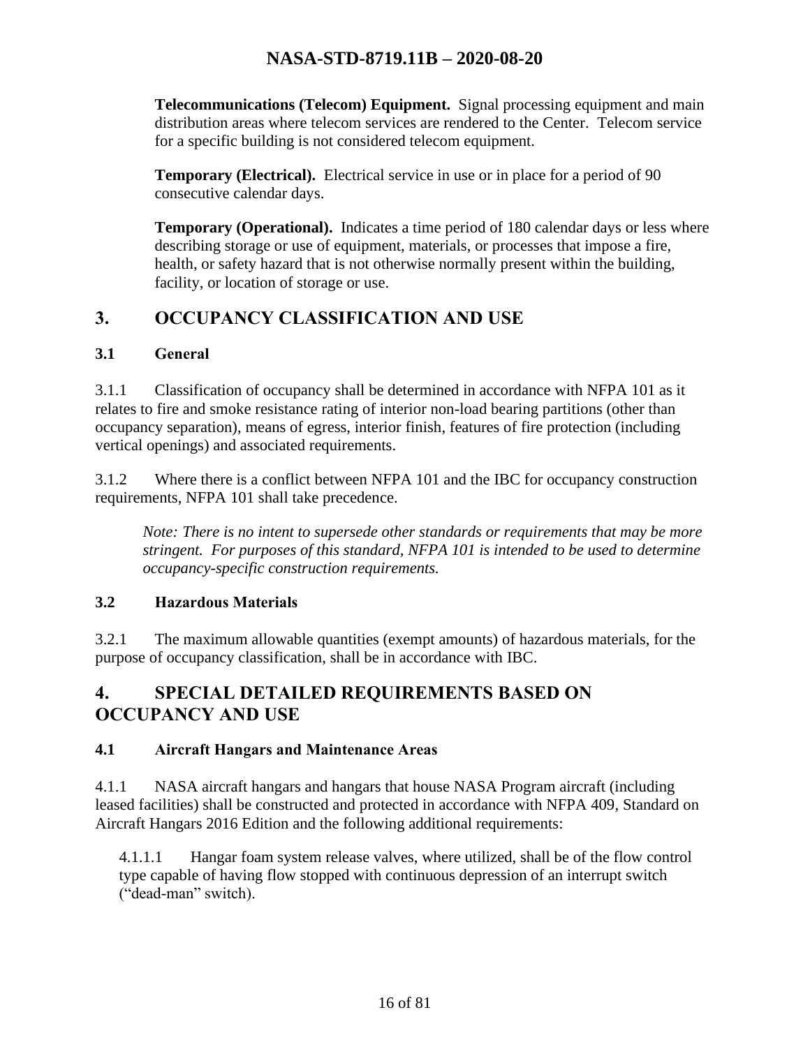**Telecommunications (Telecom) Equipment.** Signal processing equipment and main distribution areas where telecom services are rendered to the Center. Telecom service for a specific building is not considered telecom equipment.

**Temporary (Electrical).** Electrical service in use or in place for a period of 90 consecutive calendar days.

**Temporary (Operational).** Indicates a time period of 180 calendar days or less where describing storage or use of equipment, materials, or processes that impose a fire, health, or safety hazard that is not otherwise normally present within the building, facility, or location of storage or use.

# 3. OCCUPANCY CLASSIFICATION AND USE

## 3.1 General

3.1.1 Classification of occupancy shall be determined in accordance with NFPA 101 as it relates to fire and smoke resistance rating of interior non-load bearing partitions (other than occupancy separation), means of egress, interior finish, features of fire protection (including vertical openings) and associated requirements.

3.1.2 Where there is a conflict between NFPA 101 and the IBC for occupancy construction requirements, NFPA 101 shall take precedence.

*Note: There is no intent to supersede other standards or requirements that may be more stringent. For purposes of this standard, NFPA 101 is intended to be used to determine occupancy-specific construction requirements.*

## 3.2 Hazardous Materials

3.2.1 The maximum allowable quantities (exempt amounts) of hazardous materials, for the purpose of occupancy classification, shall be in accordance with IBC.

# 4. SPECIAL DETAILED REQUIREMENTS BASED ON OCCUPANCY AND USE

## 4.1 Aircraft Hangars and Maintenance Areas

4.1.1 NASA aircraft hangars and hangars that house NASA Program aircraft (including leased facilities) shall be constructed and protected in accordance with NFPA 409, Standard on Aircraft Hangars 2016 Edition and the following additional requirements:

4.1.1.1 Hangar foam system release valves, where utilized, shall be of the flow control type capable of having flow stopped with continuous depression of an interrupt switch ("dead-man" switch).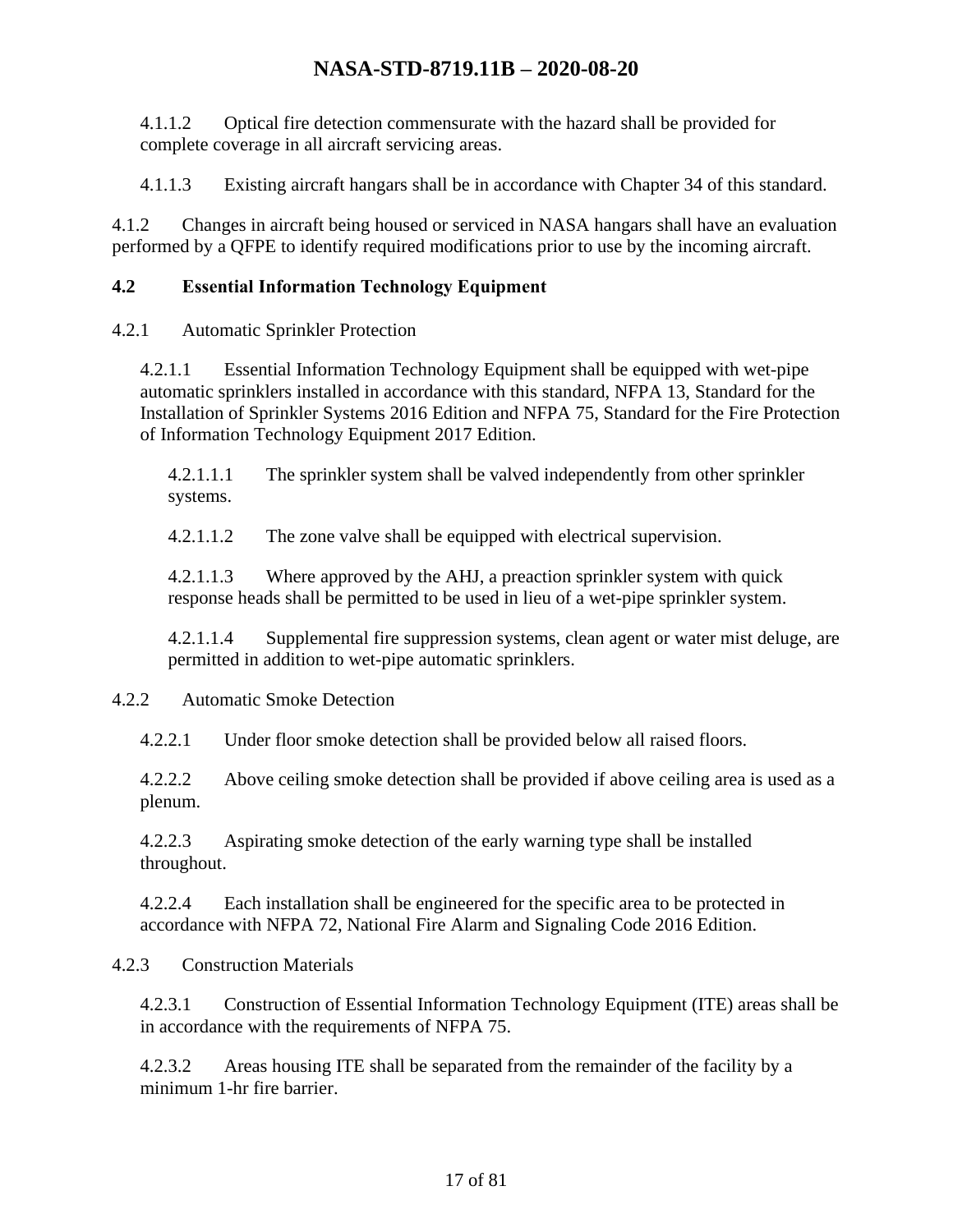4.1.1.2 Optical fire detection commensurate with the hazard shall be provided for complete coverage in all aircraft servicing areas.

4.1.1.3 Existing aircraft hangars shall be in accordance with Chapter 34 of this standard.

4.1.2 Changes in aircraft being housed or serviced in NASA hangars shall have an evaluation performed by a QFPE to identify required modifications prior to use by the incoming aircraft.

## 4.2 Essential Information Technology Equipment

4.2.1 Automatic Sprinkler Protection

4.2.1.1 Essential Information Technology Equipment shall be equipped with wet-pipe automatic sprinklers installed in accordance with this standard, NFPA 13, Standard for the Installation of Sprinkler Systems 2016 Edition and NFPA 75, Standard for the Fire Protection of Information Technology Equipment 2017 Edition.

4.2.1.1.1 The sprinkler system shall be valved independently from other sprinkler systems.

4.2.1.1.2 The zone valve shall be equipped with electrical supervision.

4.2.1.1.3 Where approved by the AHJ, a preaction sprinkler system with quick response heads shall be permitted to be used in lieu of a wet-pipe sprinkler system.

4.2.1.1.4 Supplemental fire suppression systems, clean agent or water mist deluge, are permitted in addition to wet-pipe automatic sprinklers.

4.2.2 Automatic Smoke Detection

4.2.2.1 Under floor smoke detection shall be provided below all raised floors.

4.2.2.2 Above ceiling smoke detection shall be provided if above ceiling area is used as a plenum.

4.2.2.3 Aspirating smoke detection of the early warning type shall be installed throughout.

4.2.2.4 Each installation shall be engineered for the specific area to be protected in accordance with NFPA 72, National Fire Alarm and Signaling Code 2016 Edition.

4.2.3 Construction Materials

4.2.3.1 Construction of Essential Information Technology Equipment (ITE) areas shall be in accordance with the requirements of NFPA 75.

4.2.3.2 Areas housing ITE shall be separated from the remainder of the facility by a minimum 1-hr fire barrier.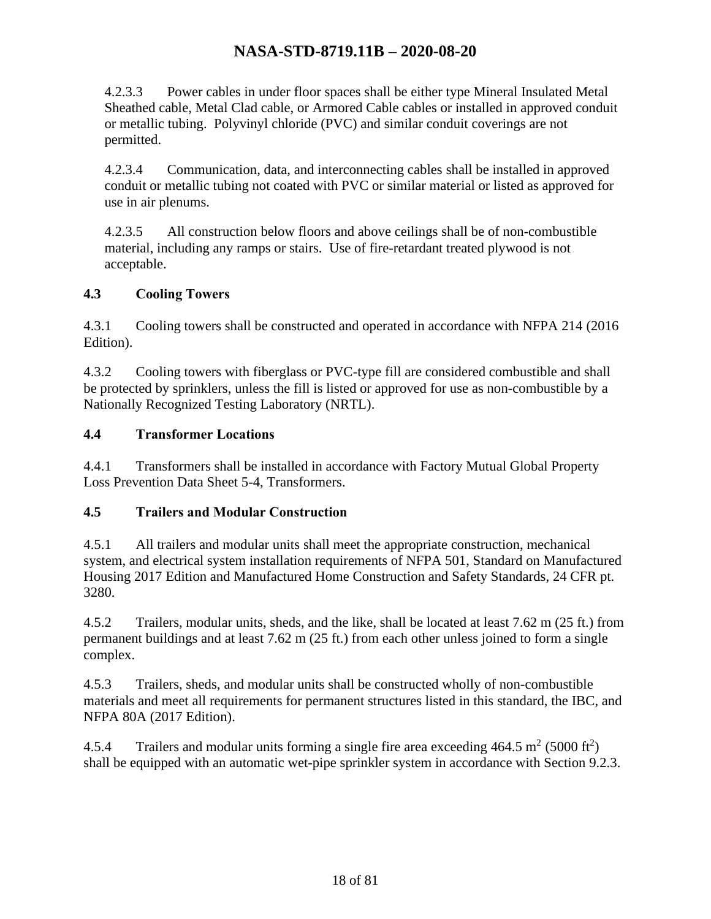4.2.3.3 Power cables in under floor spaces shall be either type Mineral Insulated Metal Sheathed cable, Metal Clad cable, or Armored Cable cables or installed in approved conduit or metallic tubing. Polyvinyl chloride (PVC) and similar conduit coverings are not permitted.

4.2.3.4 Communication, data, and interconnecting cables shall be installed in approved conduit or metallic tubing not coated with PVC or similar material or listed as approved for use in air plenums.

4.2.3.5 All construction below floors and above ceilings shall be of non-combustible material, including any ramps or stairs. Use of fire-retardant treated plywood is not acceptable.

### 4.3 Cooling Towers

4.3.1 Cooling towers shall be constructed and operated in accordance with NFPA 214 (2016 Edition).

4.3.2 Cooling towers with fiberglass or PVC-type fill are considered combustible and shall be protected by sprinklers, unless the fill is listed or approved for use as non-combustible by a Nationally Recognized Testing Laboratory (NRTL).

### 4.4 Transformer Locations

4.4.1 Transformers shall be installed in accordance with Factory Mutual Global Property Loss Prevention Data Sheet 5-4, Transformers.

### 4.5 Trailers and Modular Construction

4.5.1 All trailers and modular units shall meet the appropriate construction, mechanical system, and electrical system installation requirements of NFPA 501, Standard on Manufactured Housing 2017 Edition and Manufactured Home Construction and Safety Standards, 24 CFR pt. 3280.

4.5.2 Trailers, modular units, sheds, and the like, shall be located at least 7.62 m (25 ft.) from permanent buildings and at least 7.62 m (25 ft.) from each other unless joined to form a single complex.

4.5.3 Trailers, sheds, and modular units shall be constructed wholly of non-combustible materials and meet all requirements for permanent structures listed in this standard, the IBC, and NFPA 80A (2017 Edition).

4.5.4 Trailers and modular units forming a single fire area exceeding 464.5 $m^2$ (5000 $ft^2$) shall be equipped with an automatic wet-pipe sprinkler system in accordance with Section 9.2.3.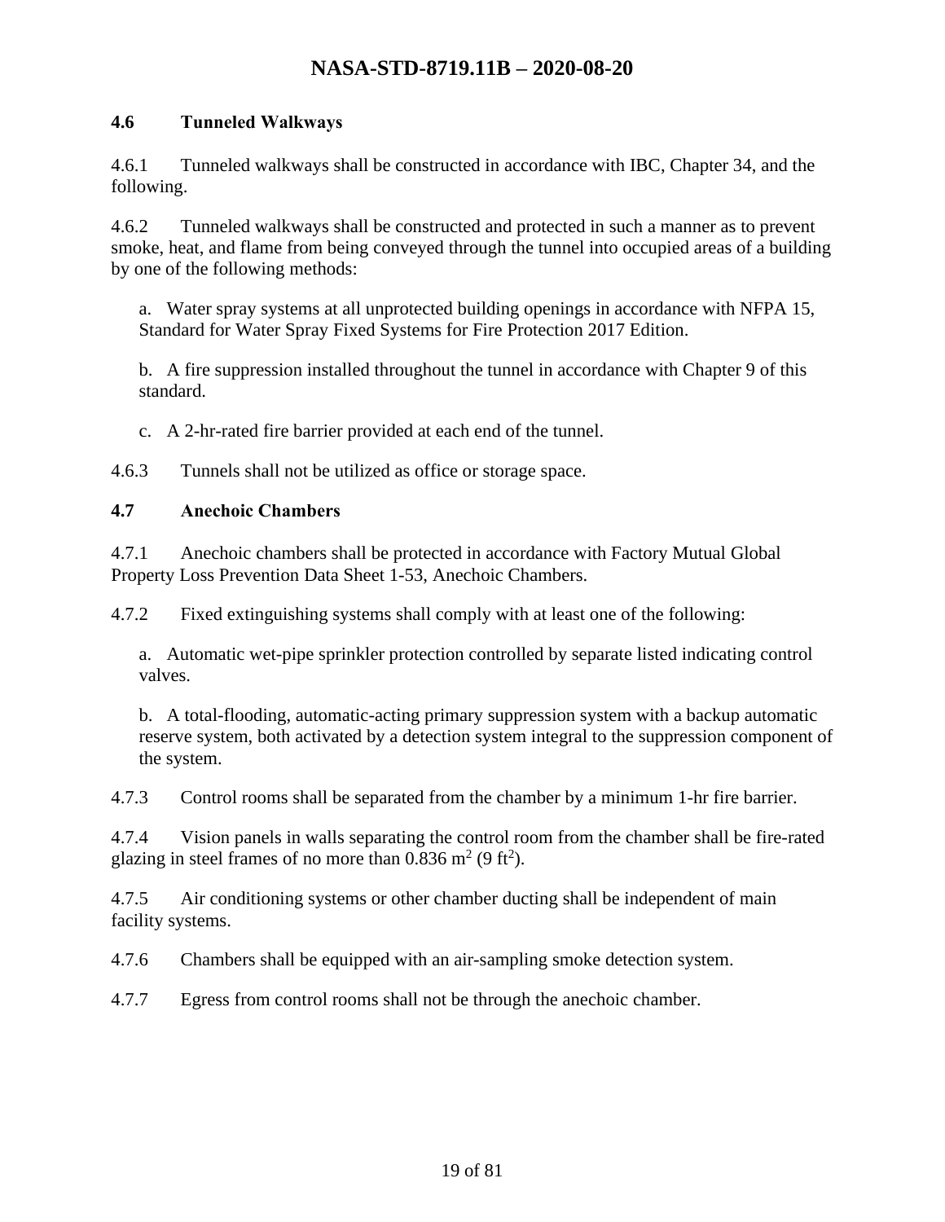## 4.6 Tunneled Walkways

4.6.1 Tunneled walkways shall be constructed in accordance with IBC, Chapter 34, and the following.

4.6.2 Tunneled walkways shall be constructed and protected in such a manner as to prevent smoke, heat, and flame from being conveyed through the tunnel into occupied areas of a building by one of the following methods:

a. Water spray systems at all unprotected building openings in accordance with NFPA 15, Standard for Water Spray Fixed Systems for Fire Protection 2017 Edition.

b. A fire suppression installed throughout the tunnel in accordance with Chapter 9 of this standard.

c. A 2-hr-rated fire barrier provided at each end of the tunnel.

4.6.3 Tunnels shall not be utilized as office or storage space.

## 4.7 Anechoic Chambers

4.7.1 Anechoic chambers shall be protected in accordance with Factory Mutual Global Property Loss Prevention Data Sheet 1-53, Anechoic Chambers.

4.7.2 Fixed extinguishing systems shall comply with at least one of the following:

a. Automatic wet-pipe sprinkler protection controlled by separate listed indicating control valves.

b. A total-flooding, automatic-acting primary suppression system with a backup automatic reserve system, both activated by a detection system integral to the suppression component of the system.

4.7.3 Control rooms shall be separated from the chamber by a minimum 1-hr fire barrier.

4.7.4 Vision panels in walls separating the control room from the chamber shall be fire-rated glazing in steel frames of no more than 0.836 $m^2$ (9 $ft^2$).

4.7.5 Air conditioning systems or other chamber ducting shall be independent of main facility systems.

4.7.6 Chambers shall be equipped with an air-sampling smoke detection system.

4.7.7 Egress from control rooms shall not be through the anechoic chamber.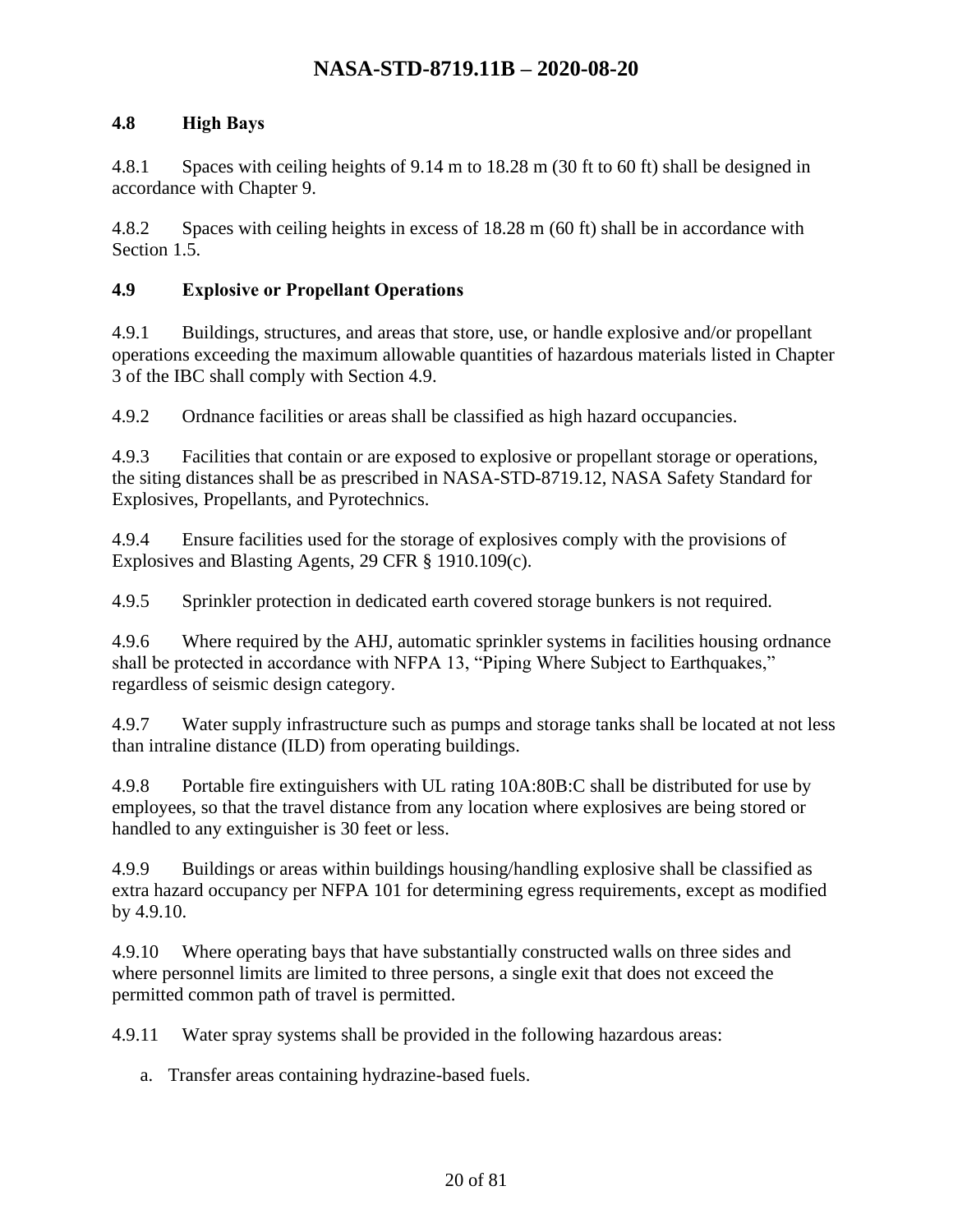### 4.8 High Bays

4.8.1 Spaces with ceiling heights of 9.14 m to 18.28 m (30 ft to 60 ft) shall be designed in accordance with Chapter 9.

4.8.2 Spaces with ceiling heights in excess of 18.28 m (60 ft) shall be in accordance with Section 1.5.

### 4.9 Explosive or Propellant Operations

4.9.1 Buildings, structures, and areas that store, use, or handle explosive and/or propellant operations exceeding the maximum allowable quantities of hazardous materials listed in Chapter 3 of the IBC shall comply with Section 4.9.

4.9.2 Ordnance facilities or areas shall be classified as high hazard occupancies.

4.9.3 Facilities that contain or are exposed to explosive or propellant storage or operations, the siting distances shall be as prescribed in NASA-STD-8719.12, NASA Safety Standard for Explosives, Propellants, and Pyrotechnics.

4.9.4 Ensure facilities used for the storage of explosives comply with the provisions of Explosives and Blasting Agents, 29 CFR § 1910.109(c).

4.9.5 Sprinkler protection in dedicated earth covered storage bunkers is not required.

4.9.6 Where required by the AHJ, automatic sprinkler systems in facilities housing ordnance shall be protected in accordance with NFPA 13, "Piping Where Subject to Earthquakes," regardless of seismic design category.

4.9.7 Water supply infrastructure such as pumps and storage tanks shall be located at not less than intraline distance (ILD) from operating buildings.

4.9.8 Portable fire extinguishers with UL rating 10A:80B:C shall be distributed for use by employees, so that the travel distance from any location where explosives are being stored or handled to any extinguisher is 30 feet or less.

4.9.9 Buildings or areas within buildings housing/handling explosive shall be classified as extra hazard occupancy per NFPA 101 for determining egress requirements, except as modified by 4.9.10.

4.9.10 Where operating bays that have substantially constructed walls on three sides and where personnel limits are limited to three persons, a single exit that does not exceed the permitted common path of travel is permitted.

4.9.11 Water spray systems shall be provided in the following hazardous areas:

a. Transfer areas containing hydrazine-based fuels.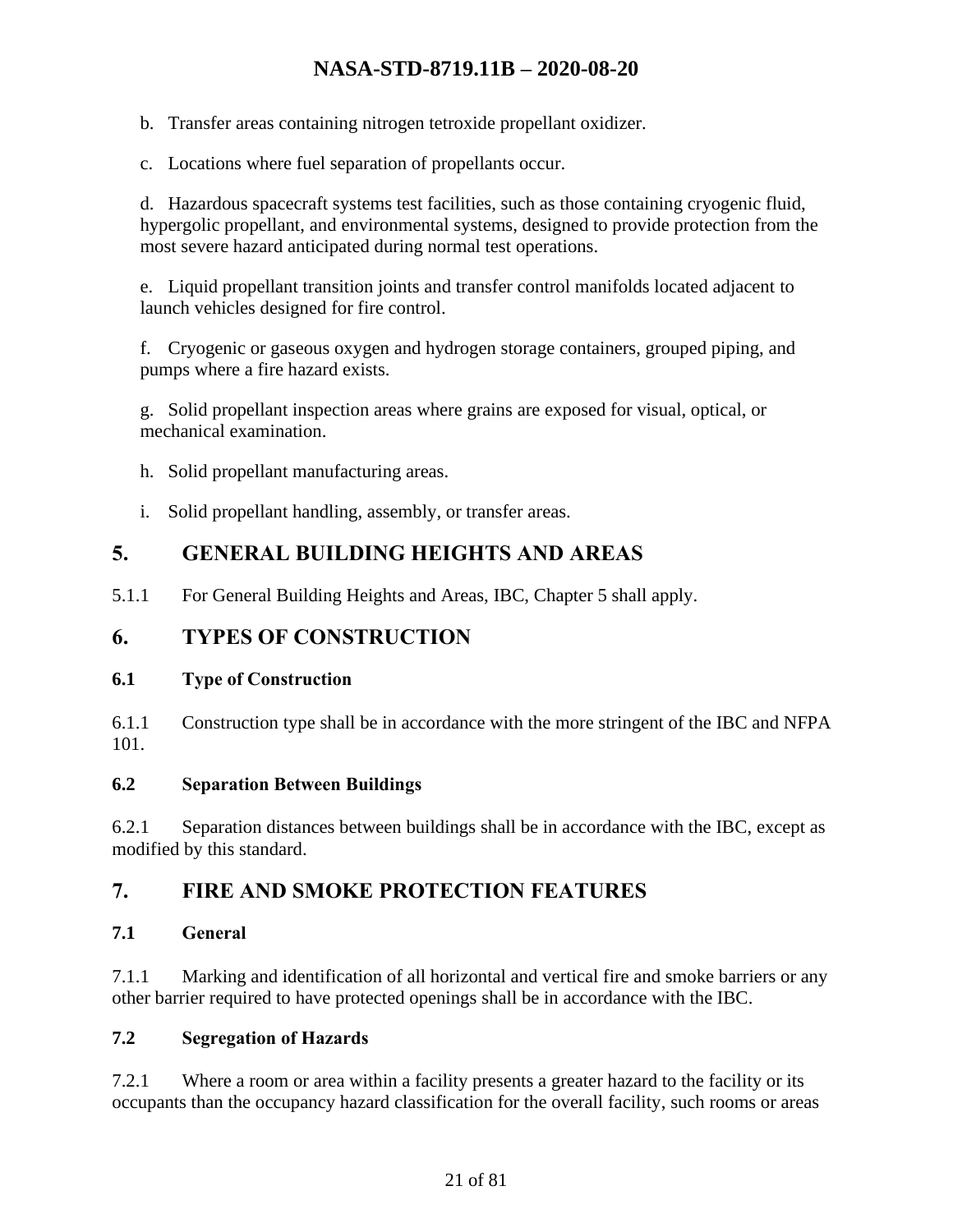b. Transfer areas containing nitrogen tetroxide propellant oxidizer.

c. Locations where fuel separation of propellants occur.

d. Hazardous spacecraft systems test facilities, such as those containing cryogenic fluid, hypergolic propellant, and environmental systems, designed to provide protection from the most severe hazard anticipated during normal test operations.

e. Liquid propellant transition joints and transfer control manifolds located adjacent to launch vehicles designed for fire control.

f. Cryogenic or gaseous oxygen and hydrogen storage containers, grouped piping, and pumps where a fire hazard exists.

g. Solid propellant inspection areas where grains are exposed for visual, optical, or mechanical examination.

h. Solid propellant manufacturing areas.

i. Solid propellant handling, assembly, or transfer areas.

# 5. GENERAL BUILDING HEIGHTS AND AREAS

5.1.1 For General Building Heights and Areas, IBC, Chapter 5 shall apply.

# 6. TYPES OF CONSTRUCTION

## 6.1 Type of Construction

6.1.1 Construction type shall be in accordance with the more stringent of the IBC and NFPA 101.

## 6.2 Separation Between Buildings

6.2.1 Separation distances between buildings shall be in accordance with the IBC, except as modified by this standard.

# 7. FIRE AND SMOKE PROTECTION FEATURES

## 7.1 General

7.1.1 Marking and identification of all horizontal and vertical fire and smoke barriers or any other barrier required to have protected openings shall be in accordance with the IBC.

## 7.2 Segregation of Hazards

7.2.1 Where a room or area within a facility presents a greater hazard to the facility or its occupants than the occupancy hazard classification for the overall facility, such rooms or areas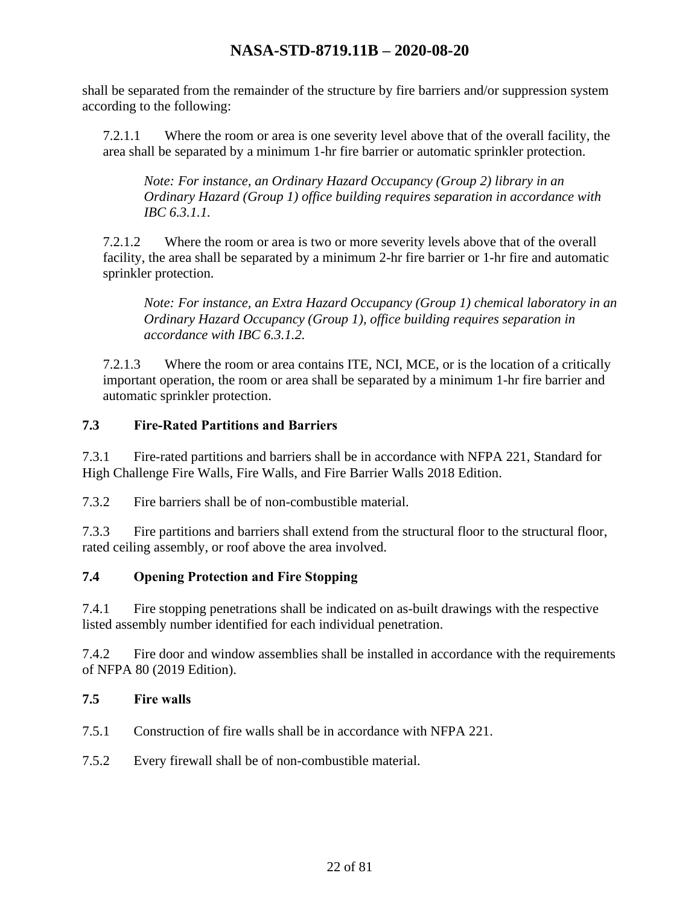shall be separated from the remainder of the structure by fire barriers and/or suppression system according to the following:

7.2.1.1 Where the room or area is one severity level above that of the overall facility, the area shall be separated by a minimum 1-hr fire barrier or automatic sprinkler protection.

*Note: For instance, an Ordinary Hazard Occupancy (Group 2) library in an Ordinary Hazard (Group 1) office building requires separation in accordance with IBC 6.3.1.1.*

7.2.1.2 Where the room or area is two or more severity levels above that of the overall facility, the area shall be separated by a minimum 2-hr fire barrier or 1-hr fire and automatic sprinkler protection.

*Note: For instance, an Extra Hazard Occupancy (Group 1) chemical laboratory in an Ordinary Hazard Occupancy (Group 1), office building requires separation in accordance with IBC 6.3.1.2.*

7.2.1.3 Where the room or area contains ITE, NCI, MCE, or is the location of a critically important operation, the room or area shall be separated by a minimum 1-hr fire barrier and automatic sprinkler protection.

### 7.3 Fire-Rated Partitions and Barriers

7.3.1 Fire-rated partitions and barriers shall be in accordance with NFPA 221, Standard for High Challenge Fire Walls, Fire Walls, and Fire Barrier Walls 2018 Edition.

7.3.2 Fire barriers shall be of non-combustible material.

7.3.3 Fire partitions and barriers shall extend from the structural floor to the structural floor, rated ceiling assembly, or roof above the area involved.

### 7.4 Opening Protection and Fire Stopping

7.4.1 Fire stopping penetrations shall be indicated on as-built drawings with the respective listed assembly number identified for each individual penetration.

7.4.2 Fire door and window assemblies shall be installed in accordance with the requirements of NFPA 80 (2019 Edition).

### 7.5 Fire walls

7.5.1 Construction of fire walls shall be in accordance with NFPA 221.

7.5.2 Every firewall shall be of non-combustible material.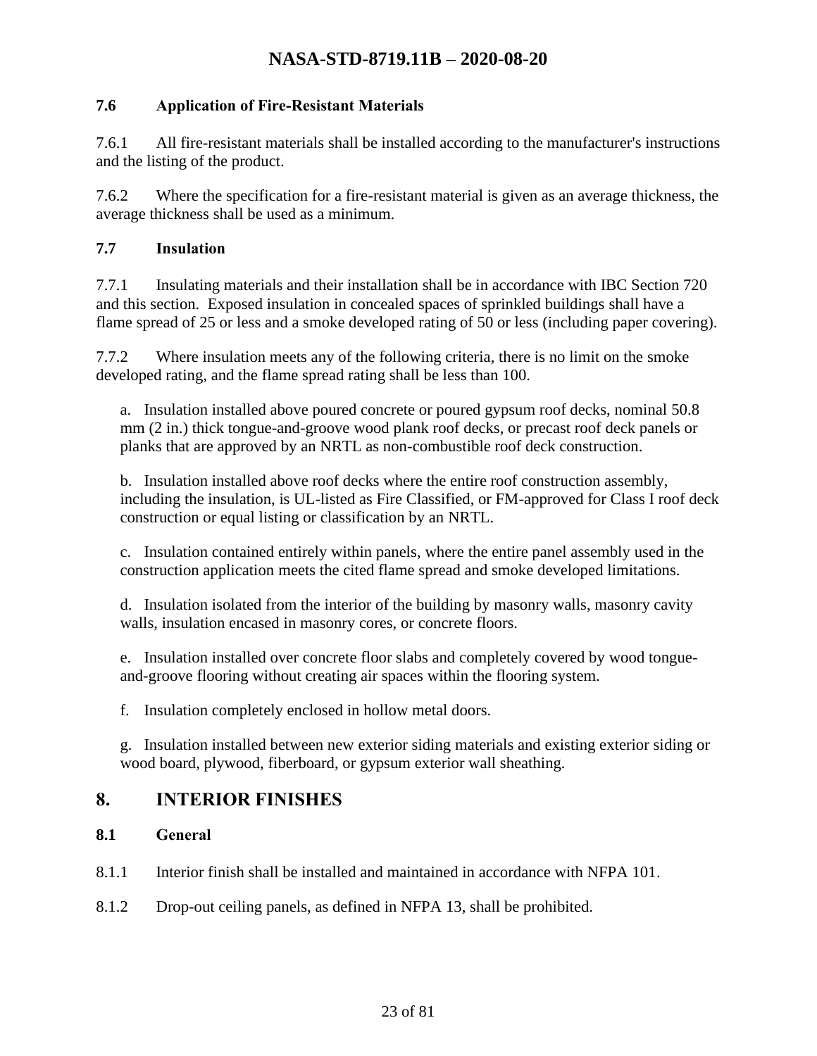### 7.6 Application of Fire-Resistant Materials

7.6.1 All fire-resistant materials shall be installed according to the manufacturer's instructions and the listing of the product.

7.6.2 Where the specification for a fire-resistant material is given as an average thickness, the average thickness shall be used as a minimum.

### 7.7 Insulation

7.7.1 Insulating materials and their installation shall be in accordance with IBC Section 720 and this section. Exposed insulation in concealed spaces of sprinkled buildings shall have a flame spread of 25 or less and a smoke developed rating of 50 or less (including paper covering).

7.7.2 Where insulation meets any of the following criteria, there is no limit on the smoke developed rating, and the flame spread rating shall be less than 100.

a. Insulation installed above poured concrete or poured gypsum roof decks, nominal 50.8 mm (2 in.) thick tongue-and-groove wood plank roof decks, or precast roof deck panels or planks that are approved by an NRTL as non-combustible roof deck construction.

b. Insulation installed above roof decks where the entire roof construction assembly, including the insulation, is UL-listed as Fire Classified, or FM-approved for Class I roof deck construction or equal listing or classification by an NRTL.

c. Insulation contained entirely within panels, where the entire panel assembly used in the construction application meets the cited flame spread and smoke developed limitations.

d. Insulation isolated from the interior of the building by masonry walls, masonry cavity walls, insulation encased in masonry cores, or concrete floors.

e. Insulation installed over concrete floor slabs and completely covered by wood tongue-and-groove flooring without creating air spaces within the flooring system.

f. Insulation completely enclosed in hollow metal doors.

g. Insulation installed between new exterior siding materials and existing exterior siding or wood board, plywood, fiberboard, or gypsum exterior wall sheathing.

## 8. INTERIOR FINISHES

### 8.1 General

8.1.1 Interior finish shall be installed and maintained in accordance with NFPA 101.

8.1.2 Drop-out ceiling panels, as defined in NFPA 13, shall be prohibited.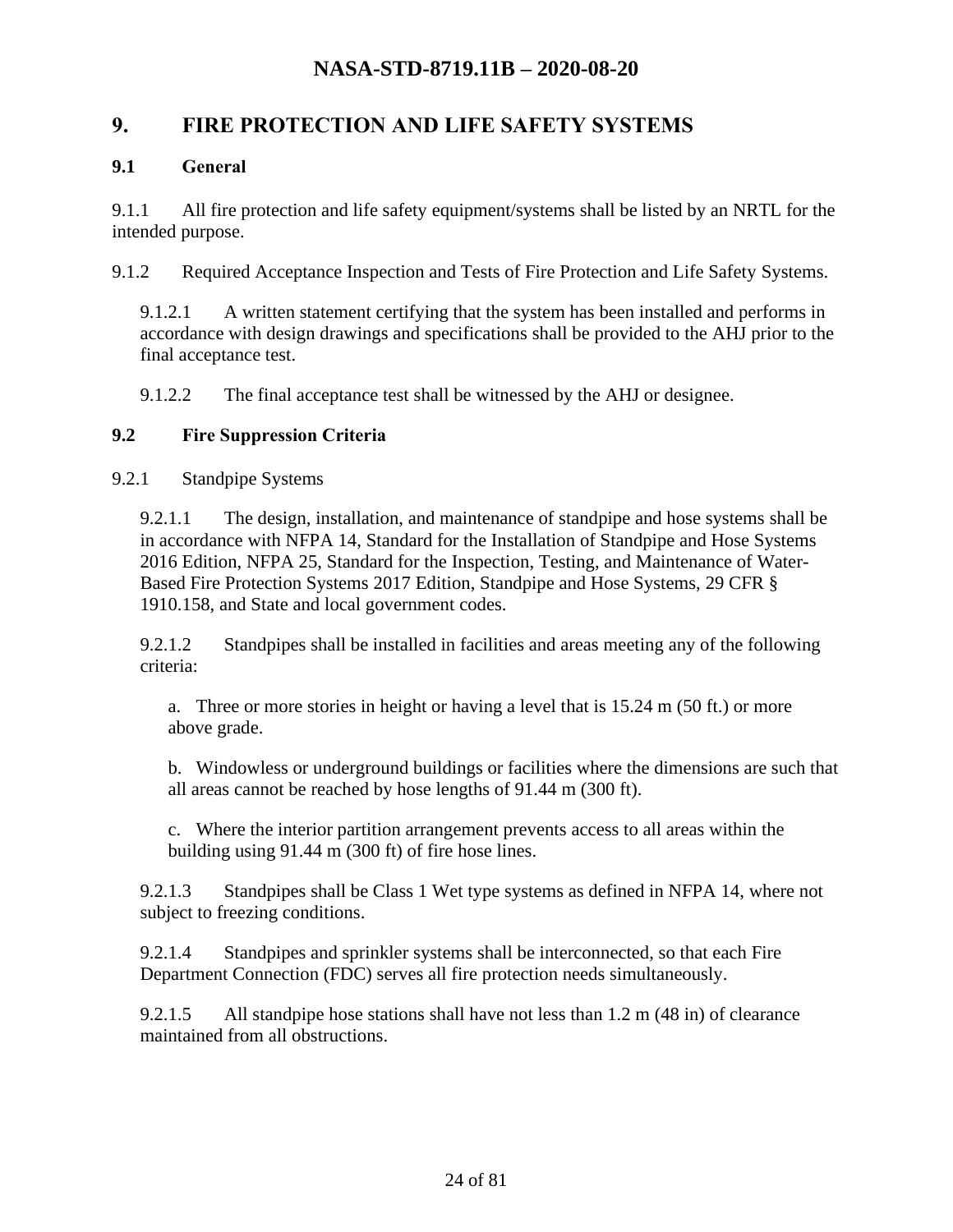# 9. FIRE PROTECTION AND LIFE SAFETY SYSTEMS

## 9.1 General

9.1.1 All fire protection and life safety equipment/systems shall be listed by an NRTL for the intended purpose.

9.1.2 Required Acceptance Inspection and Tests of Fire Protection and Life Safety Systems.

9.1.2.1 A written statement certifying that the system has been installed and performs in accordance with design drawings and specifications shall be provided to the AHJ prior to the final acceptance test.

9.1.2.2 The final acceptance test shall be witnessed by the AHJ or designee.

## 9.2 Fire Suppression Criteria

9.2.1 Standpipe Systems

9.2.1.1 The design, installation, and maintenance of standpipe and hose systems shall be in accordance with NFPA 14, Standard for the Installation of Standpipe and Hose Systems 2016 Edition, NFPA 25, Standard for the Inspection, Testing, and Maintenance of Water-Based Fire Protection Systems 2017 Edition, Standpipe and Hose Systems, 29 CFR § 1910.158, and State and local government codes.

9.2.1.2 Standpipes shall be installed in facilities and areas meeting any of the following criteria:

a. Three or more stories in height or having a level that is 15.24 m (50 ft.) or more above grade.

b. Windowless or underground buildings or facilities where the dimensions are such that all areas cannot be reached by hose lengths of 91.44 m (300 ft).

c. Where the interior partition arrangement prevents access to all areas within the building using 91.44 m (300 ft) of fire hose lines.

9.2.1.3 Standpipes shall be Class 1 Wet type systems as defined in NFPA 14, where not subject to freezing conditions.

9.2.1.4 Standpipes and sprinkler systems shall be interconnected, so that each Fire Department Connection (FDC) serves all fire protection needs simultaneously.

9.2.1.5 All standpipe hose stations shall have not less than 1.2 m (48 in) of clearance maintained from all obstructions.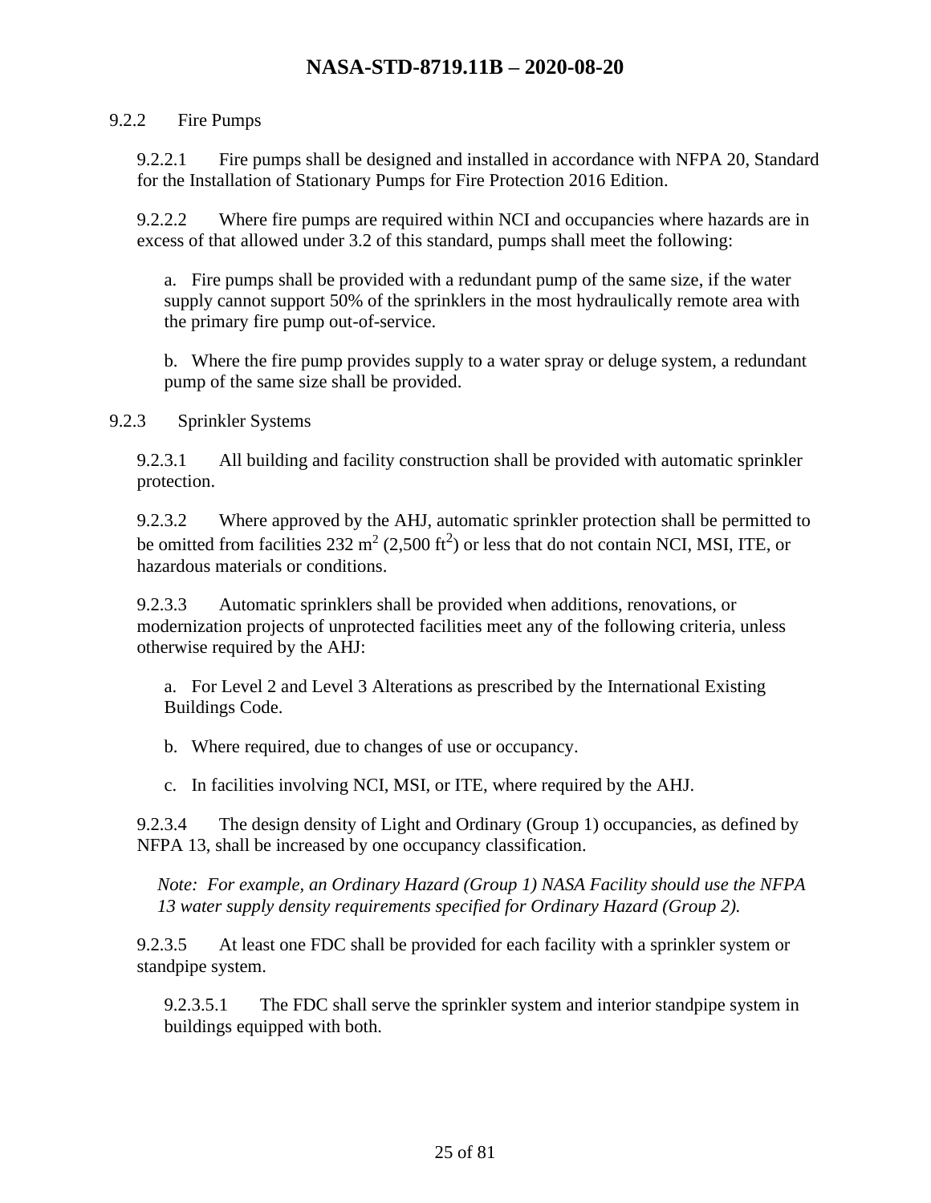### 9.2.2 Fire Pumps

9.2.2.1 Fire pumps shall be designed and installed in accordance with NFPA 20, Standard for the Installation of Stationary Pumps for Fire Protection 2016 Edition.

9.2.2.2 Where fire pumps are required within NCI and occupancies where hazards are in excess of that allowed under 3.2 of this standard, pumps shall meet the following:

a. Fire pumps shall be provided with a redundant pump of the same size, if the water supply cannot support 50% of the sprinklers in the most hydraulically remote area with the primary fire pump out-of-service.

b. Where the fire pump provides supply to a water spray or deluge system, a redundant pump of the same size shall be provided.

### 9.2.3 Sprinkler Systems

9.2.3.1 All building and facility construction shall be provided with automatic sprinkler protection.

9.2.3.2 Where approved by the AHJ, automatic sprinkler protection shall be permitted to be omitted from facilities 232 $m^2$ (2,500 $ft^2$) or less that do not contain NCI, MSI, ITE, or hazardous materials or conditions.

9.2.3.3 Automatic sprinklers shall be provided when additions, renovations, or modernization projects of unprotected facilities meet any of the following criteria, unless otherwise required by the AHJ:

a. For Level 2 and Level 3 Alterations as prescribed by the International Existing Buildings Code.

b. Where required, due to changes of use or occupancy.

c. In facilities involving NCI, MSI, or ITE, where required by the AHJ.

9.2.3.4 The design density of Light and Ordinary (Group 1) occupancies, as defined by NFPA 13, shall be increased by one occupancy classification.

*Note: For example, an Ordinary Hazard (Group 1) NASA Facility should use the NFPA 13 water supply density requirements specified for Ordinary Hazard (Group 2).*

9.2.3.5 At least one FDC shall be provided for each facility with a sprinkler system or standpipe system.

9.2.3.5.1 The FDC shall serve the sprinkler system and interior standpipe system in buildings equipped with both.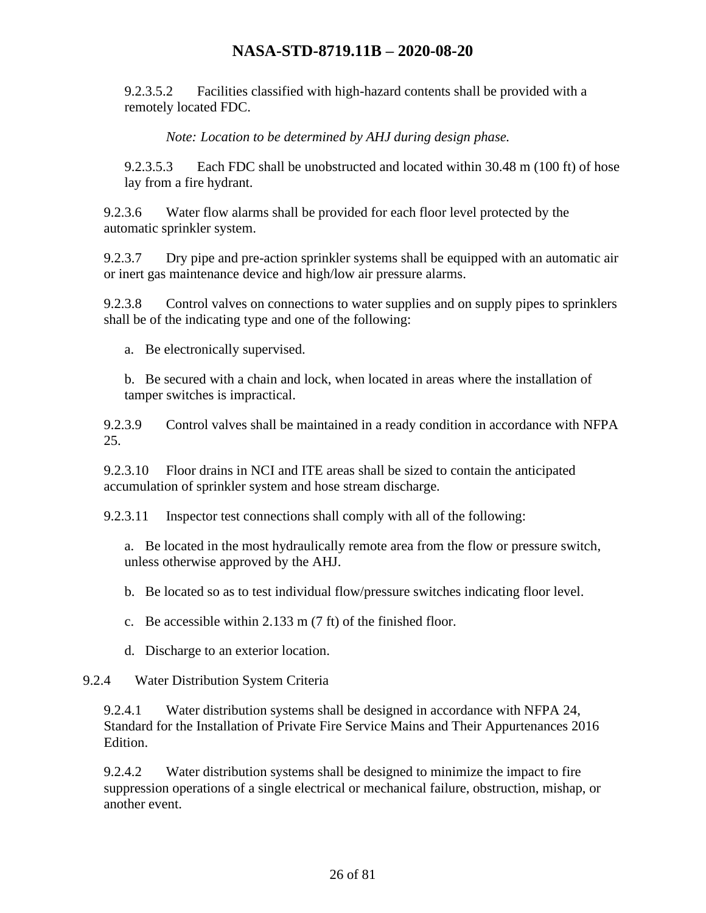9.2.3.5.2 Facilities classified with high-hazard contents shall be provided with a remotely located FDC.

*Note: Location to be determined by AHJ during design phase.*

9.2.3.5.3 Each FDC shall be unobstructed and located within 30.48 m (100 ft) of hose lay from a fire hydrant.

9.2.3.6 Water flow alarms shall be provided for each floor level protected by the automatic sprinkler system.

9.2.3.7 Dry pipe and pre-action sprinkler systems shall be equipped with an automatic air or inert gas maintenance device and high/low air pressure alarms.

9.2.3.8 Control valves on connections to water supplies and on supply pipes to sprinklers shall be of the indicating type and one of the following:

a. Be electronically supervised.

b. Be secured with a chain and lock, when located in areas where the installation of tamper switches is impractical.

9.2.3.9 Control valves shall be maintained in a ready condition in accordance with NFPA 25.

9.2.3.10 Floor drains in NCI and ITE areas shall be sized to contain the anticipated accumulation of sprinkler system and hose stream discharge.

9.2.3.11 Inspector test connections shall comply with all of the following:

a. Be located in the most hydraulically remote area from the flow or pressure switch, unless otherwise approved by the AHJ.

b. Be located so as to test individual flow/pressure switches indicating floor level.

c. Be accessible within 2.133 m (7 ft) of the finished floor.

d. Discharge to an exterior location.

9.2.4 Water Distribution System Criteria

9.2.4.1 Water distribution systems shall be designed in accordance with NFPA 24, Standard for the Installation of Private Fire Service Mains and Their Appurtenances 2016 Edition.

9.2.4.2 Water distribution systems shall be designed to minimize the impact to fire suppression operations of a single electrical or mechanical failure, obstruction, mishap, or another event.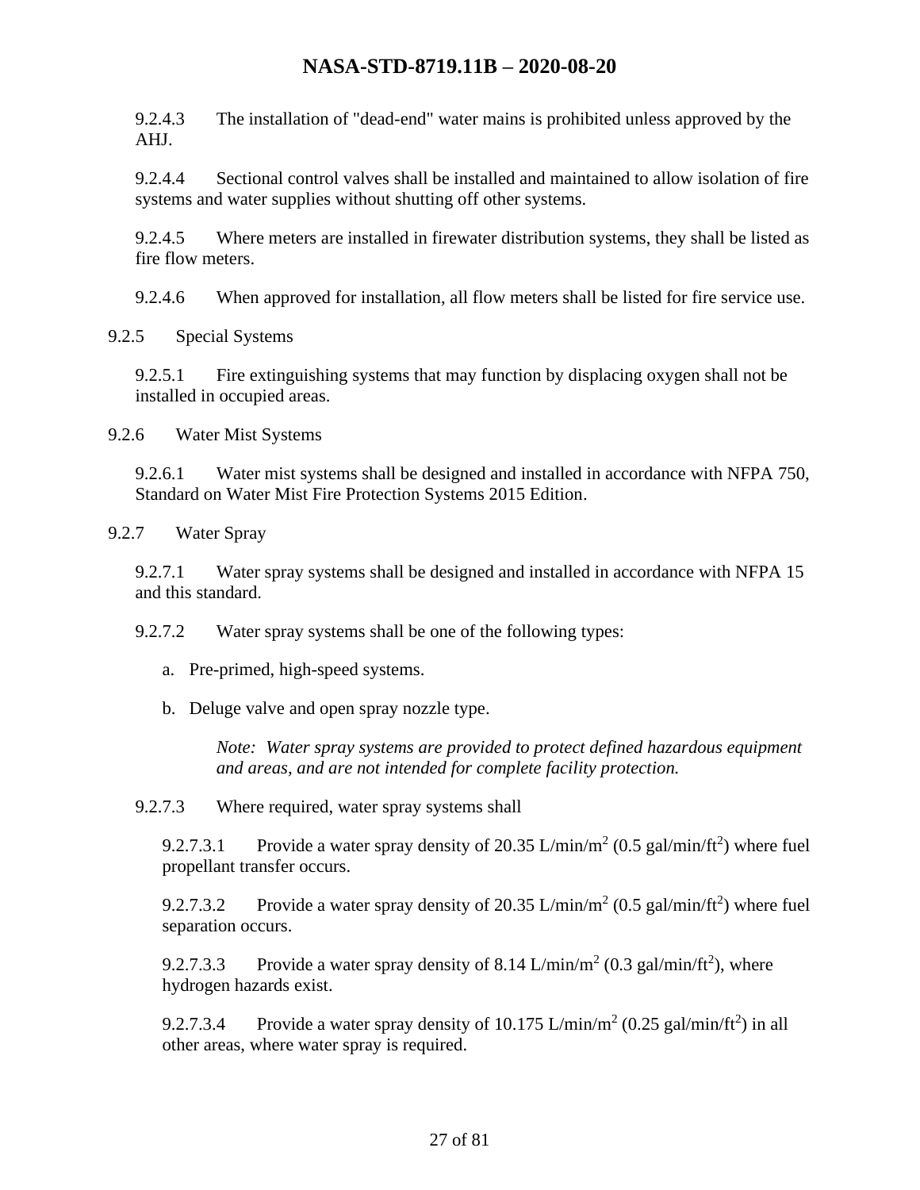9.2.4.3 The installation of "dead-end" water mains is prohibited unless approved by the AHJ.

9.2.4.4 Sectional control valves shall be installed and maintained to allow isolation of fire systems and water supplies without shutting off other systems.

9.2.4.5 Where meters are installed in firewater distribution systems, they shall be listed as fire flow meters.

9.2.4.6 When approved for installation, all flow meters shall be listed for fire service use.

9.2.5 Special Systems

9.2.5.1 Fire extinguishing systems that may function by displacing oxygen shall not be installed in occupied areas.

9.2.6 Water Mist Systems

9.2.6.1 Water mist systems shall be designed and installed in accordance with NFPA 750, Standard on Water Mist Fire Protection Systems 2015 Edition.

9.2.7 Water Spray

9.2.7.1 Water spray systems shall be designed and installed in accordance with NFPA 15 and this standard.

9.2.7.2 Water spray systems shall be one of the following types:

a. Pre-primed, high-speed systems.

b. Deluge valve and open spray nozzle type.

*Note: Water spray systems are provided to protect defined hazardous equipment and areas, and are not intended for complete facility protection.*

9.2.7.3 Where required, water spray systems shall

9.2.7.3.1 Provide a water spray density of 20.35 L/min/m$^2$ (0.5 gal/min/ft$^2$) where fuel propellant transfer occurs.

9.2.7.3.2 Provide a water spray density of 20.35 L/min/m$^2$ (0.5 gal/min/ft$^2$) where fuel separation occurs.

9.2.7.3.3 Provide a water spray density of 8.14 L/min/m$^2$ (0.3 gal/min/ft$^2$), where hydrogen hazards exist.

9.2.7.3.4 Provide a water spray density of 10.175 L/min/m$^2$ (0.25 gal/min/ft$^2$) in all other areas, where water spray is required.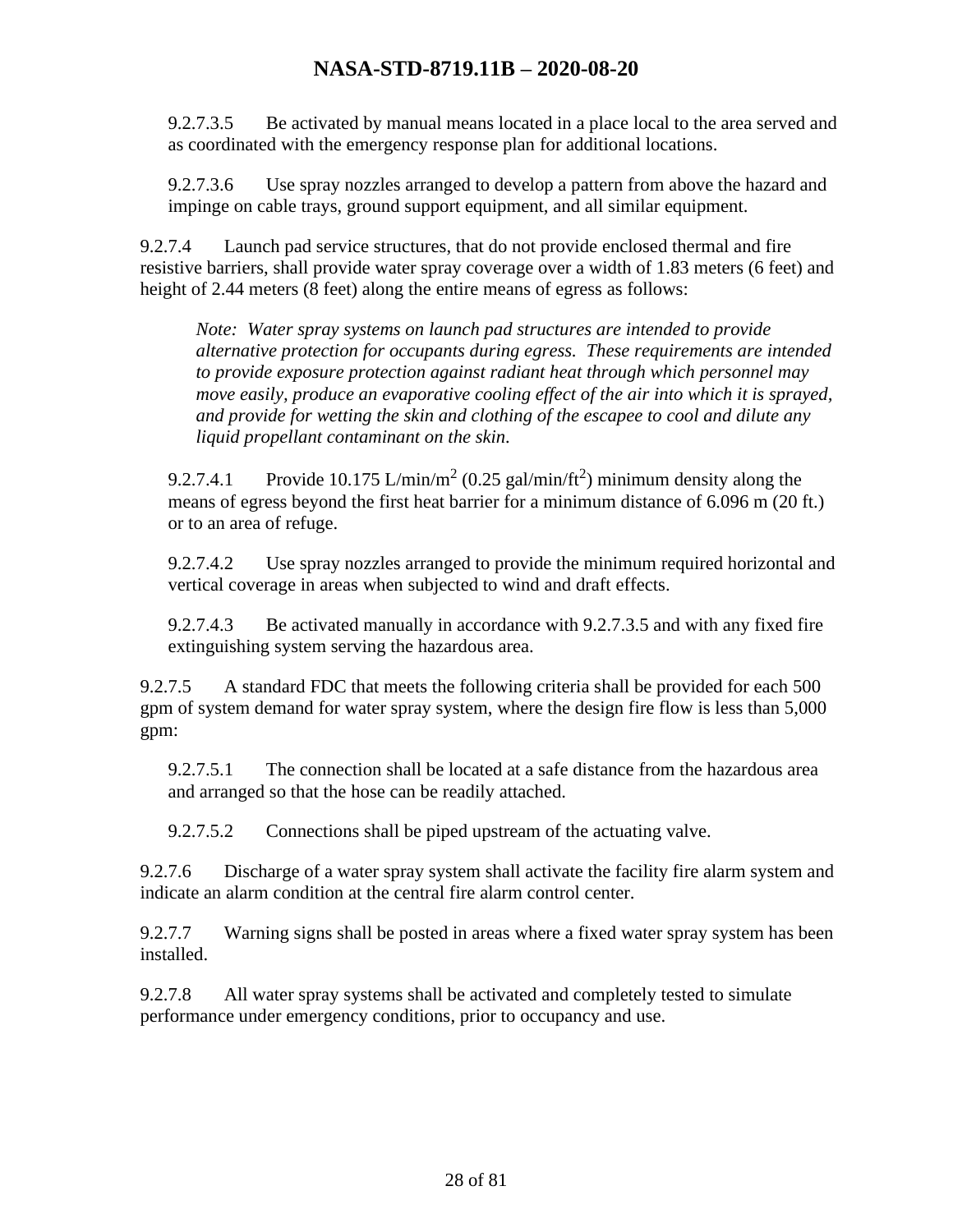9.2.7.3.5 Be activated by manual means located in a place local to the area served and as coordinated with the emergency response plan for additional locations.

9.2.7.3.6 Use spray nozzles arranged to develop a pattern from above the hazard and impinge on cable trays, ground support equipment, and all similar equipment.

9.2.7.4 Launch pad service structures, that do not provide enclosed thermal and fire resistive barriers, shall provide water spray coverage over a width of 1.83 meters (6 feet) and height of 2.44 meters (8 feet) along the entire means of egress as follows:

*Note: Water spray systems on launch pad structures are intended to provide alternative protection for occupants during egress. These requirements are intended to provide exposure protection against radiant heat through which personnel may move easily, produce an evaporative cooling effect of the air into which it is sprayed, and provide for wetting the skin and clothing of the escapee to cool and dilute any liquid propellant contaminant on the skin.*

9.2.7.4.1 Provide 10.175 L/min/$m^2$ (0.25 gal/min/$ft^2$) minimum density along the means of egress beyond the first heat barrier for a minimum distance of 6.096 m (20 ft.) or to an area of refuge.

9.2.7.4.2 Use spray nozzles arranged to provide the minimum required horizontal and vertical coverage in areas when subjected to wind and draft effects.

9.2.7.4.3 Be activated manually in accordance with 9.2.7.3.5 and with any fixed fire extinguishing system serving the hazardous area.

9.2.7.5 A standard FDC that meets the following criteria shall be provided for each 500 gpm of system demand for water spray system, where the design fire flow is less than 5,000 gpm:

9.2.7.5.1 The connection shall be located at a safe distance from the hazardous area and arranged so that the hose can be readily attached.

9.2.7.5.2 Connections shall be piped upstream of the actuating valve.

9.2.7.6 Discharge of a water spray system shall activate the facility fire alarm system and indicate an alarm condition at the central fire alarm control center.

9.2.7.7 Warning signs shall be posted in areas where a fixed water spray system has been installed.

9.2.7.8 All water spray systems shall be activated and completely tested to simulate performance under emergency conditions, prior to occupancy and use.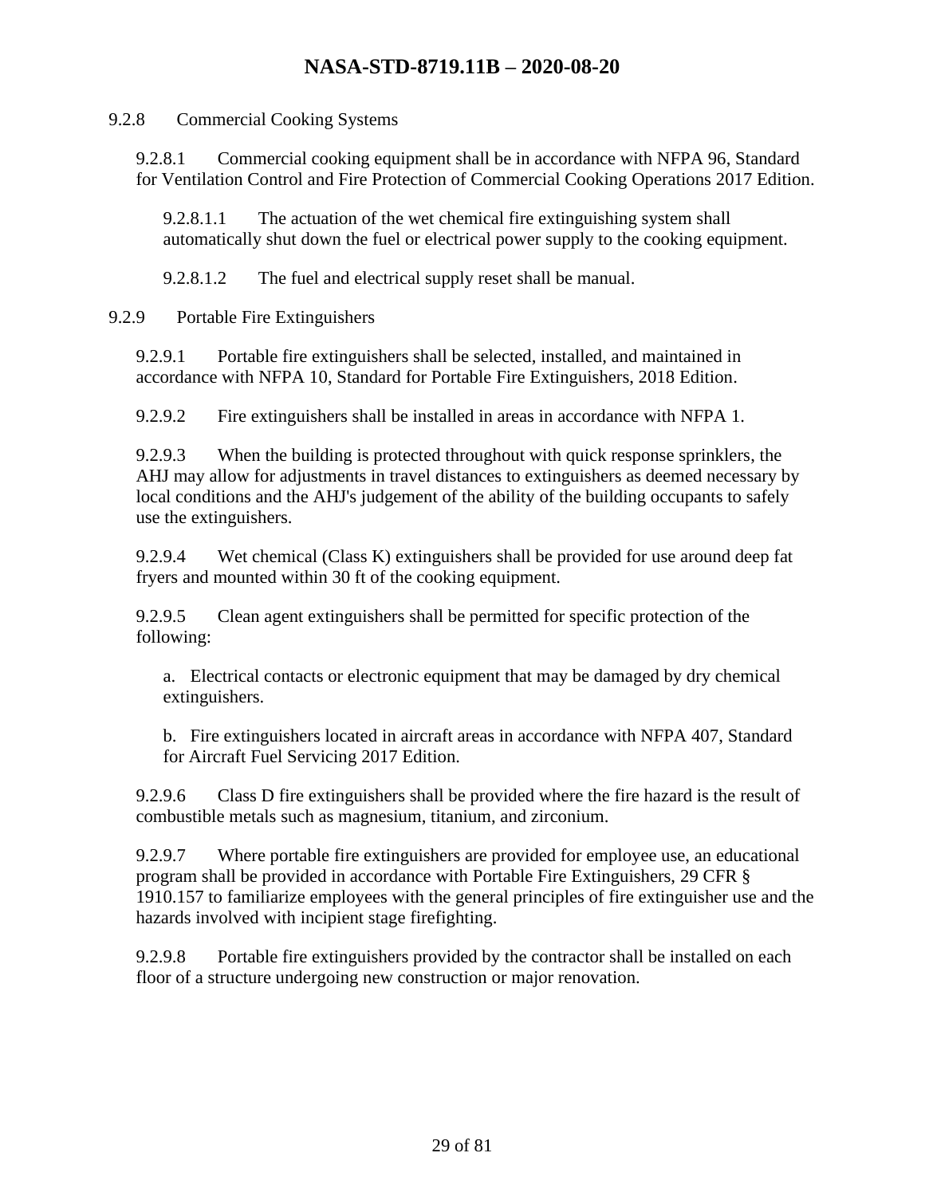9.2.8 Commercial Cooking Systems

9.2.8.1 Commercial cooking equipment shall be in accordance with NFPA 96, Standard for Ventilation Control and Fire Protection of Commercial Cooking Operations 2017 Edition.

9.2.8.1.1 The actuation of the wet chemical fire extinguishing system shall automatically shut down the fuel or electrical power supply to the cooking equipment.

9.2.8.1.2 The fuel and electrical supply reset shall be manual.

9.2.9 Portable Fire Extinguishers

9.2.9.1 Portable fire extinguishers shall be selected, installed, and maintained in accordance with NFPA 10, Standard for Portable Fire Extinguishers, 2018 Edition.

9.2.9.2 Fire extinguishers shall be installed in areas in accordance with NFPA 1.

9.2.9.3 When the building is protected throughout with quick response sprinklers, the AHJ may allow for adjustments in travel distances to extinguishers as deemed necessary by local conditions and the AHJ's judgement of the ability of the building occupants to safely use the extinguishers.

9.2.9.4 Wet chemical (Class K) extinguishers shall be provided for use around deep fat fryers and mounted within 30 ft of the cooking equipment.

9.2.9.5 Clean agent extinguishers shall be permitted for specific protection of the following:

a. Electrical contacts or electronic equipment that may be damaged by dry chemical extinguishers.

b. Fire extinguishers located in aircraft areas in accordance with NFPA 407, Standard for Aircraft Fuel Servicing 2017 Edition.

9.2.9.6 Class D fire extinguishers shall be provided where the fire hazard is the result of combustible metals such as magnesium, titanium, and zirconium.

9.2.9.7 Where portable fire extinguishers are provided for employee use, an educational program shall be provided in accordance with Portable Fire Extinguishers, 29 CFR § 1910.157 to familiarize employees with the general principles of fire extinguisher use and the hazards involved with incipient stage firefighting.

9.2.9.8 Portable fire extinguishers provided by the contractor shall be installed on each floor of a structure undergoing new construction or major renovation.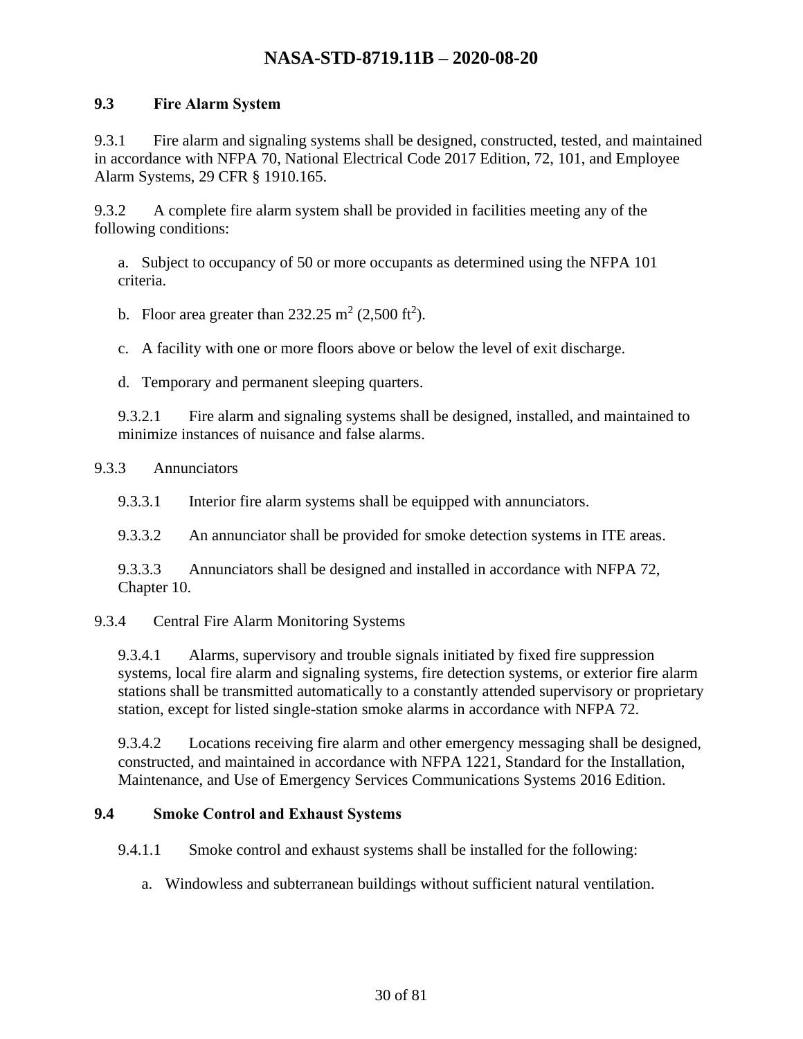## 9.3 Fire Alarm System

9.3.1 Fire alarm and signaling systems shall be designed, constructed, tested, and maintained in accordance with NFPA 70, National Electrical Code 2017 Edition, 72, 101, and Employee Alarm Systems, 29 CFR § 1910.165.

9.3.2 A complete fire alarm system shall be provided in facilities meeting any of the following conditions:

a. Subject to occupancy of 50 or more occupants as determined using the NFPA 101 criteria.

b. Floor area greater than 232.25 $m^2$ (2,500 $ft^2$).

c. A facility with one or more floors above or below the level of exit discharge.

d. Temporary and permanent sleeping quarters.

9.3.2.1 Fire alarm and signaling systems shall be designed, installed, and maintained to minimize instances of nuisance and false alarms.

9.3.3 Annunciators

9.3.3.1 Interior fire alarm systems shall be equipped with annunciators.

9.3.3.2 An annunciator shall be provided for smoke detection systems in ITE areas.

9.3.3.3 Annunciators shall be designed and installed in accordance with NFPA 72, Chapter 10.

9.3.4 Central Fire Alarm Monitoring Systems

9.3.4.1 Alarms, supervisory and trouble signals initiated by fixed fire suppression systems, local fire alarm and signaling systems, fire detection systems, or exterior fire alarm stations shall be transmitted automatically to a constantly attended supervisory or proprietary station, except for listed single-station smoke alarms in accordance with NFPA 72.

9.3.4.2 Locations receiving fire alarm and other emergency messaging shall be designed, constructed, and maintained in accordance with NFPA 1221, Standard for the Installation, Maintenance, and Use of Emergency Services Communications Systems 2016 Edition.

## 9.4 Smoke Control and Exhaust Systems

9.4.1.1 Smoke control and exhaust systems shall be installed for the following:

a. Windowless and subterranean buildings without sufficient natural ventilation.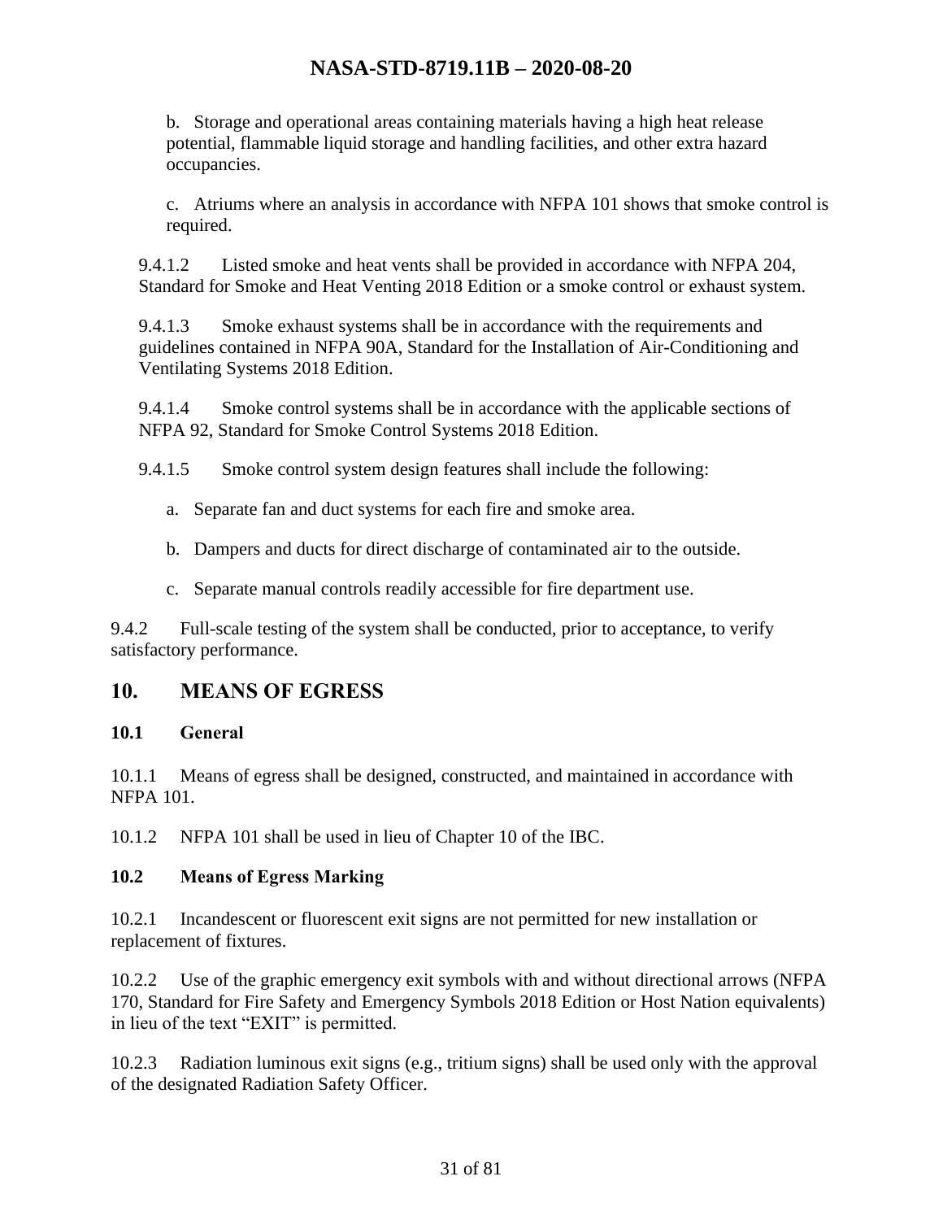b. Storage and operational areas containing materials having a high heat release potential, flammable liquid storage and handling facilities, and other extra hazard occupancies.

c. Atriums where an analysis in accordance with NFPA 101 shows that smoke control is required.

9.4.1.2 Listed smoke and heat vents shall be provided in accordance with NFPA 204, Standard for Smoke and Heat Venting 2018 Edition or a smoke control or exhaust system.

9.4.1.3 Smoke exhaust systems shall be in accordance with the requirements and guidelines contained in NFPA 90A, Standard for the Installation of Air-Conditioning and Ventilating Systems 2018 Edition.

9.4.1.4 Smoke control systems shall be in accordance with the applicable sections of NFPA 92, Standard for Smoke Control Systems 2018 Edition.

9.4.1.5 Smoke control system design features shall include the following:

a. Separate fan and duct systems for each fire and smoke area.

b. Dampers and ducts for direct discharge of contaminated air to the outside.

c. Separate manual controls readily accessible for fire department use.

9.4.2 Full-scale testing of the system shall be conducted, prior to acceptance, to verify satisfactory performance.

## 10. MEANS OF EGRESS

### 10.1 General

10.1.1 Means of egress shall be designed, constructed, and maintained in accordance with NFPA 101.

10.1.2 NFPA 101 shall be used in lieu of Chapter 10 of the IBC.

### 10.2 Means of Egress Marking

10.2.1 Incandescent or fluorescent exit signs are not permitted for new installation or replacement of fixtures.

10.2.2 Use of the graphic emergency exit symbols with and without directional arrows (NFPA 170, Standard for Fire Safety and Emergency Symbols 2018 Edition or Host Nation equivalents) in lieu of the text "EXIT" is permitted.

10.2.3 Radiation luminous exit signs (e.g., tritium signs) shall be used only with the approval of the designated Radiation Safety Officer.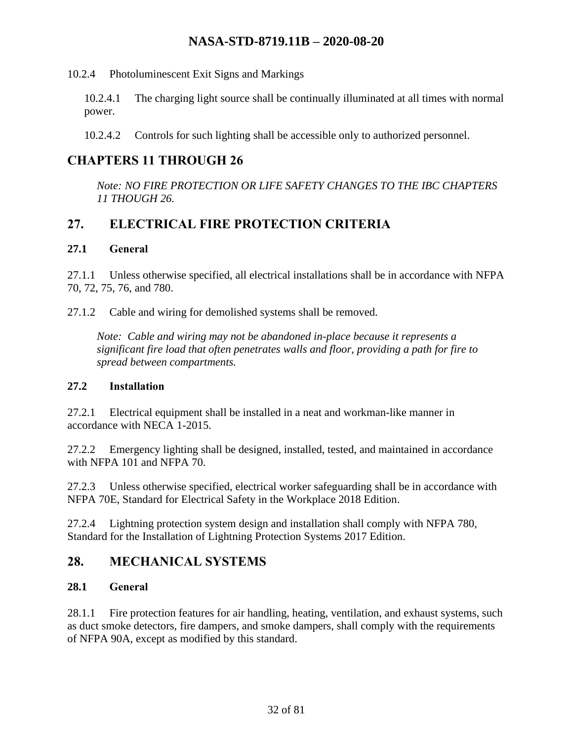10.2.4 Photoluminescent Exit Signs and Markings

10.2.4.1 The charging light source shall be continually illuminated at all times with normal power.

10.2.4.2 Controls for such lighting shall be accessible only to authorized personnel.

## CHAPTERS 11 THROUGH 26

*Note: NO FIRE PROTECTION OR LIFE SAFETY CHANGES TO THE IBC CHAPTERS 11 THOUGH 26.*

## 27. ELECTRICAL FIRE PROTECTION CRITERIA

### 27.1 General

27.1.1 Unless otherwise specified, all electrical installations shall be in accordance with NFPA 70, 72, 75, 76, and 780.

27.1.2 Cable and wiring for demolished systems shall be removed.

*Note: Cable and wiring may not be abandoned in-place because it represents a significant fire load that often penetrates walls and floor, providing a path for fire to spread between compartments.*

### 27.2 Installation

27.2.1 Electrical equipment shall be installed in a neat and workman-like manner in accordance with NECA 1-2015.

27.2.2 Emergency lighting shall be designed, installed, tested, and maintained in accordance with NFPA 101 and NFPA 70.

27.2.3 Unless otherwise specified, electrical worker safeguarding shall be in accordance with NFPA 70E, Standard for Electrical Safety in the Workplace 2018 Edition.

27.2.4 Lightning protection system design and installation shall comply with NFPA 780, Standard for the Installation of Lightning Protection Systems 2017 Edition.

## 28. MECHANICAL SYSTEMS

### 28.1 General

28.1.1 Fire protection features for air handling, heating, ventilation, and exhaust systems, such as duct smoke detectors, fire dampers, and smoke dampers, shall comply with the requirements of NFPA 90A, except as modified by this standard.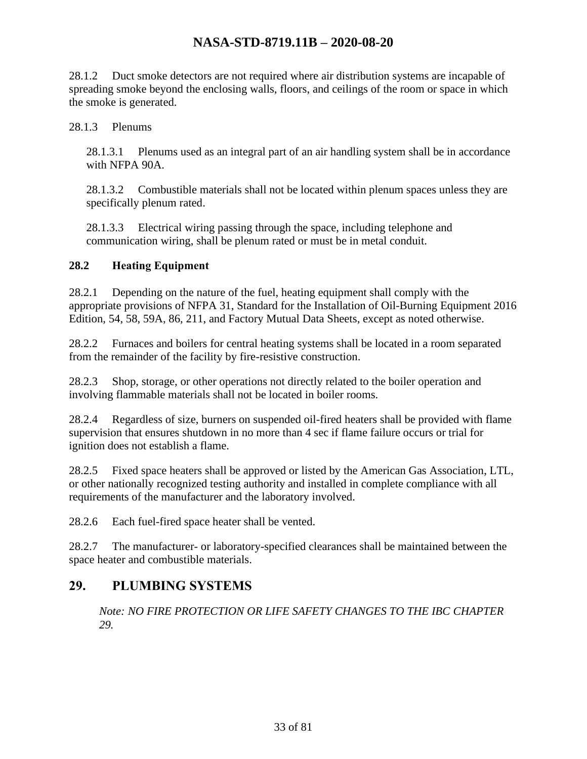28.1.2 Duct smoke detectors are not required where air distribution systems are incapable of spreading smoke beyond the enclosing walls, floors, and ceilings of the room or space in which the smoke is generated.

28.1.3 Plenums

28.1.3.1 Plenums used as an integral part of an air handling system shall be in accordance with NFPA 90A.

28.1.3.2 Combustible materials shall not be located within plenum spaces unless they are specifically plenum rated.

28.1.3.3 Electrical wiring passing through the space, including telephone and communication wiring, shall be plenum rated or must be in metal conduit.

### 28.2 Heating Equipment

28.2.1 Depending on the nature of the fuel, heating equipment shall comply with the appropriate provisions of NFPA 31, Standard for the Installation of Oil-Burning Equipment 2016 Edition, 54, 58, 59A, 86, 211, and Factory Mutual Data Sheets, except as noted otherwise.

28.2.2 Furnaces and boilers for central heating systems shall be located in a room separated from the remainder of the facility by fire-resistive construction.

28.2.3 Shop, storage, or other operations not directly related to the boiler operation and involving flammable materials shall not be located in boiler rooms.

28.2.4 Regardless of size, burners on suspended oil-fired heaters shall be provided with flame supervision that ensures shutdown in no more than 4 sec if flame failure occurs or trial for ignition does not establish a flame.

28.2.5 Fixed space heaters shall be approved or listed by the American Gas Association, LTL, or other nationally recognized testing authority and installed in complete compliance with all requirements of the manufacturer and the laboratory involved.

28.2.6 Each fuel-fired space heater shall be vented.

28.2.7 The manufacturer- or laboratory-specified clearances shall be maintained between the space heater and combustible materials.

## 29. PLUMBING SYSTEMS

*Note: NO FIRE PROTECTION OR LIFE SAFETY CHANGES TO THE IBC CHAPTER 29.*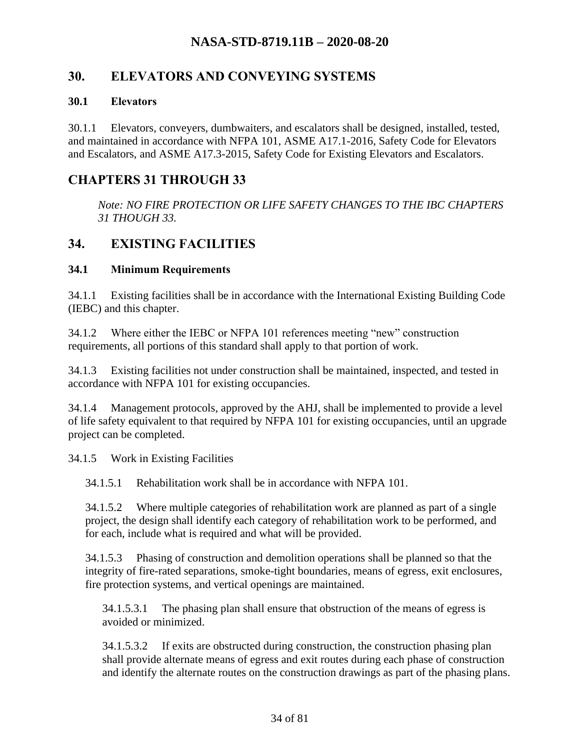## 30. ELEVATORS AND CONVEYING SYSTEMS

### 30.1 Elevators

30.1.1 Elevators, conveyers, dumbwaiters, and escalators shall be designed, installed, tested, and maintained in accordance with NFPA 101, ASME A17.1-2016, Safety Code for Elevators and Escalators, and ASME A17.3-2015, Safety Code for Existing Elevators and Escalators.

## CHAPTERS 31 THROUGH 33

*Note: NO FIRE PROTECTION OR LIFE SAFETY CHANGES TO THE IBC CHAPTERS 31 THOUGH 33.*

## 34. EXISTING FACILITIES

### 34.1 Minimum Requirements

34.1.1 Existing facilities shall be in accordance with the International Existing Building Code (IEBC) and this chapter.

34.1.2 Where either the IEBC or NFPA 101 references meeting "new" construction requirements, all portions of this standard shall apply to that portion of work.

34.1.3 Existing facilities not under construction shall be maintained, inspected, and tested in accordance with NFPA 101 for existing occupancies.

34.1.4 Management protocols, approved by the AHJ, shall be implemented to provide a level of life safety equivalent to that required by NFPA 101 for existing occupancies, until an upgrade project can be completed.

34.1.5 Work in Existing Facilities

34.1.5.1 Rehabilitation work shall be in accordance with NFPA 101.

34.1.5.2 Where multiple categories of rehabilitation work are planned as part of a single project, the design shall identify each category of rehabilitation work to be performed, and for each, include what is required and what will be provided.

34.1.5.3 Phasing of construction and demolition operations shall be planned so that the integrity of fire-rated separations, smoke-tight boundaries, means of egress, exit enclosures, fire protection systems, and vertical openings are maintained.

34.1.5.3.1 The phasing plan shall ensure that obstruction of the means of egress is avoided or minimized.

34.1.5.3.2 If exits are obstructed during construction, the construction phasing plan shall provide alternate means of egress and exit routes during each phase of construction and identify the alternate routes on the construction drawings as part of the phasing plans.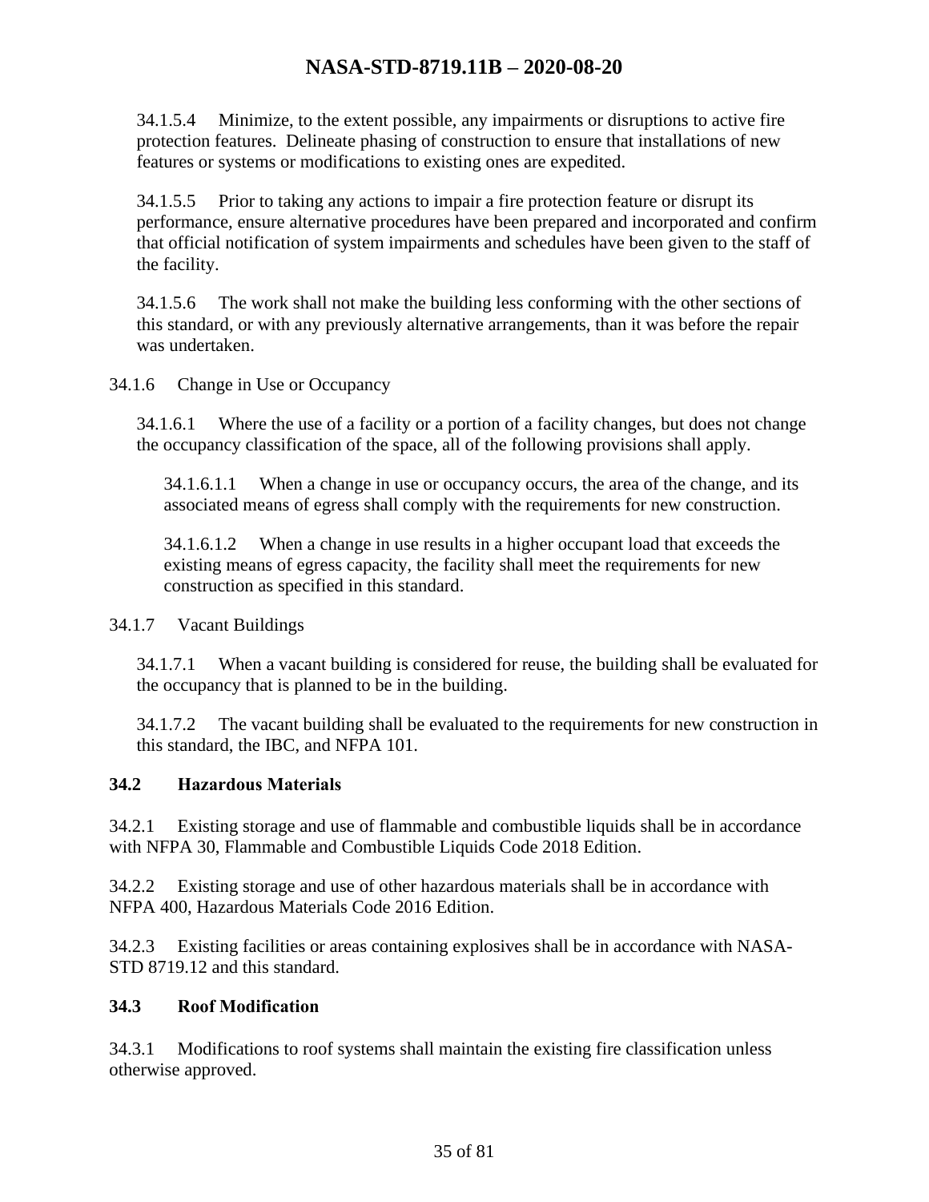34.1.5.4 Minimize, to the extent possible, any impairments or disruptions to active fire protection features. Delineate phasing of construction to ensure that installations of new features or systems or modifications to existing ones are expedited.

34.1.5.5 Prior to taking any actions to impair a fire protection feature or disrupt its performance, ensure alternative procedures have been prepared and incorporated and confirm that official notification of system impairments and schedules have been given to the staff of the facility.

34.1.5.6 The work shall not make the building less conforming with the other sections of this standard, or with any previously alternative arrangements, than it was before the repair was undertaken.

34.1.6 Change in Use or Occupancy

34.1.6.1 Where the use of a facility or a portion of a facility changes, but does not change the occupancy classification of the space, all of the following provisions shall apply.

34.1.6.1.1 When a change in use or occupancy occurs, the area of the change, and its associated means of egress shall comply with the requirements for new construction.

34.1.6.1.2 When a change in use results in a higher occupant load that exceeds the existing means of egress capacity, the facility shall meet the requirements for new construction as specified in this standard.

34.1.7 Vacant Buildings

34.1.7.1 When a vacant building is considered for reuse, the building shall be evaluated for the occupancy that is planned to be in the building.

34.1.7.2 The vacant building shall be evaluated to the requirements for new construction in this standard, the IBC, and NFPA 101.

## 34.2 Hazardous Materials

34.2.1 Existing storage and use of flammable and combustible liquids shall be in accordance with NFPA 30, Flammable and Combustible Liquids Code 2018 Edition.

34.2.2 Existing storage and use of other hazardous materials shall be in accordance with NFPA 400, Hazardous Materials Code 2016 Edition.

34.2.3 Existing facilities or areas containing explosives shall be in accordance with NASA-STD 8719.12 and this standard.

## 34.3 Roof Modification

34.3.1 Modifications to roof systems shall maintain the existing fire classification unless otherwise approved.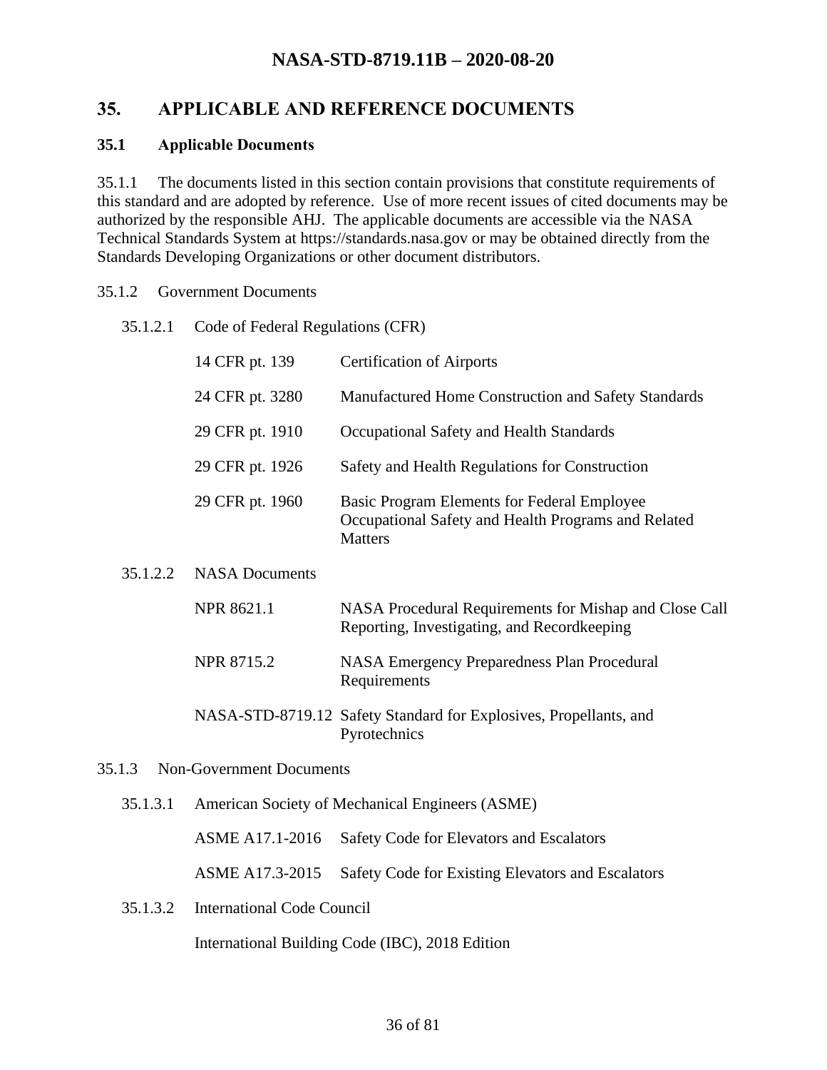# 35. APPLICABLE AND REFERENCE DOCUMENTS

## 35.1 Applicable Documents

35.1.1 The documents listed in this section contain provisions that constitute requirements of this standard and are adopted by reference. Use of more recent issues of cited documents may be authorized by the responsible AHJ. The applicable documents are accessible via the NASA Technical Standards System at https://standards.nasa.gov or may be obtained directly from the Standards Developing Organizations or other document distributors.

35.1.2 Government Documents

35.1.2.1 Code of Federal Regulations (CFR)

| | |
|---|---|
| 14 CFR pt. 139 | Certification of Airports |
| 24 CFR pt. 3280 | Manufactured Home Construction and Safety Standards |
| 29 CFR pt. 1910 | Occupational Safety and Health Standards |
| 29 CFR pt. 1926 | Safety and Health Regulations for Construction |
| 29 CFR pt. 1960 | Basic Program Elements for Federal Employee Occupational Safety and Health Programs and Related Matters |

35.1.2.2 NASA Documents

| | |
|---|---|
| NPR 8621.1 | NASA Procedural Requirements for Mishap and Close Call Reporting, Investigating, and Recordkeeping |
| NPR 8715.2 | NASA Emergency Preparedness Plan Procedural Requirements |
| NASA-STD-8719.12 | Safety Standard for Explosives, Propellants, and Pyrotechnics |

35.1.3 Non-Government Documents

35.1.3.1 American Society of Mechanical Engineers (ASME)

| | |
|---|---|
| ASME A17.1-2016 | Safety Code for Elevators and Escalators |
| ASME A17.3-2015 | Safety Code for Existing Elevators and Escalators |

35.1.3.2 International Code Council

International Building Code (IBC), 2018 Edition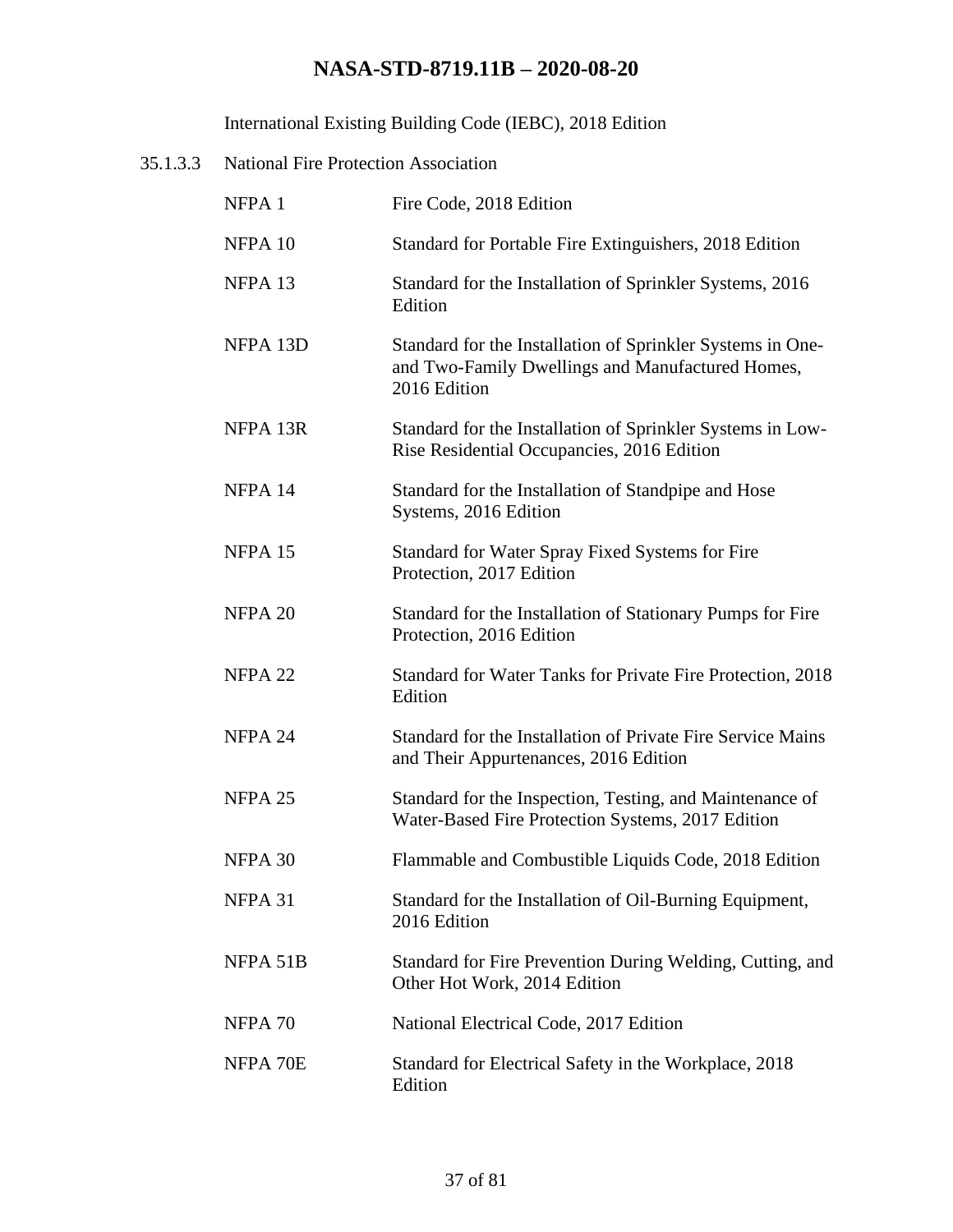International Existing Building Code (IEBC), 2018 Edition

35.1.3.3 National Fire Protection Association

| | |
|---|---|
| NFPA 1 | Fire Code, 2018 Edition |
| NFPA 10 | Standard for Portable Fire Extinguishers, 2018 Edition |
| NFPA 13 | Standard for the Installation of Sprinkler Systems, 2016 Edition |
| NFPA 13D | Standard for the Installation of Sprinkler Systems in One- and Two-Family Dwellings and Manufactured Homes, 2016 Edition |
| NFPA 13R | Standard for the Installation of Sprinkler Systems in Low-Rise Residential Occupancies, 2016 Edition |
| NFPA 14 | Standard for the Installation of Standpipe and Hose Systems, 2016 Edition |
| NFPA 15 | Standard for Water Spray Fixed Systems for Fire Protection, 2017 Edition |
| NFPA 20 | Standard for the Installation of Stationary Pumps for Fire Protection, 2016 Edition |
| NFPA 22 | Standard for Water Tanks for Private Fire Protection, 2018 Edition |
| NFPA 24 | Standard for the Installation of Private Fire Service Mains and Their Appurtenances, 2016 Edition |
| NFPA 25 | Standard for the Inspection, Testing, and Maintenance of Water-Based Fire Protection Systems, 2017 Edition |
| NFPA 30 | Flammable and Combustible Liquids Code, 2018 Edition |
| NFPA 31 | Standard for the Installation of Oil-Burning Equipment, 2016 Edition |
| NFPA 51B | Standard for Fire Prevention During Welding, Cutting, and Other Hot Work, 2014 Edition |
| NFPA 70 | National Electrical Code, 2017 Edition |
| NFPA 70E | Standard for Electrical Safety in the Workplace, 2018 Edition |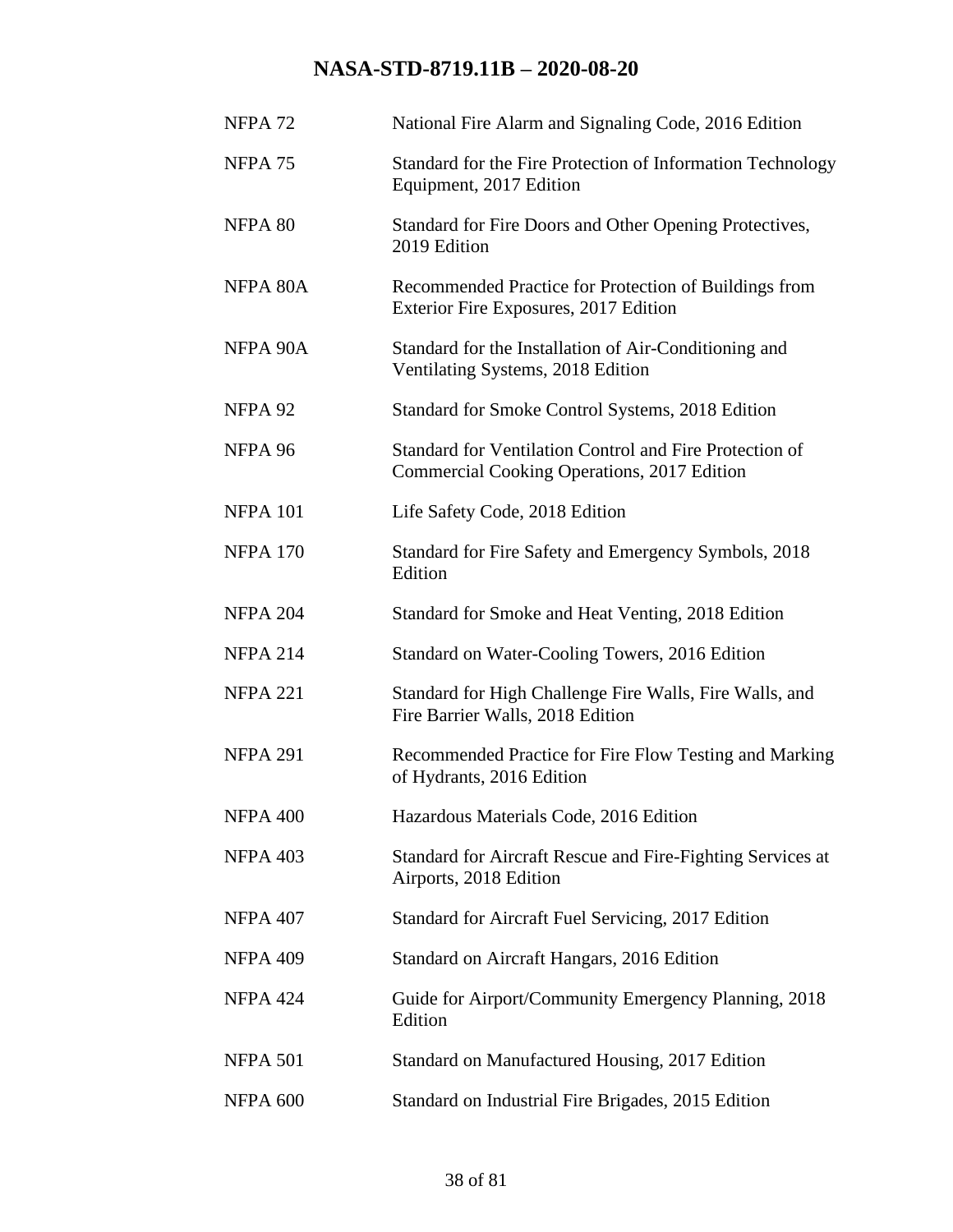| | |
|---|---|
| NFPA 72 | National Fire Alarm and Signaling Code, 2016 Edition |
| NFPA 75 | Standard for the Fire Protection of Information Technology Equipment, 2017 Edition |
| NFPA 80 | Standard for Fire Doors and Other Opening Protectives, 2019 Edition |
| NFPA 80A | Recommended Practice for Protection of Buildings from Exterior Fire Exposures, 2017 Edition |
| NFPA 90A | Standard for the Installation of Air-Conditioning and Ventilating Systems, 2018 Edition |
| NFPA 92 | Standard for Smoke Control Systems, 2018 Edition |
| NFPA 96 | Standard for Ventilation Control and Fire Protection of Commercial Cooking Operations, 2017 Edition |
| NFPA 101 | Life Safety Code, 2018 Edition |
| NFPA 170 | Standard for Fire Safety and Emergency Symbols, 2018 Edition |
| NFPA 204 | Standard for Smoke and Heat Venting, 2018 Edition |
| NFPA 214 | Standard on Water-Cooling Towers, 2016 Edition |
| NFPA 221 | Standard for High Challenge Fire Walls, Fire Walls, and Fire Barrier Walls, 2018 Edition |
| NFPA 291 | Recommended Practice for Fire Flow Testing and Marking of Hydrants, 2016 Edition |
| NFPA 400 | Hazardous Materials Code, 2016 Edition |
| NFPA 403 | Standard for Aircraft Rescue and Fire-Fighting Services at Airports, 2018 Edition |
| NFPA 407 | Standard for Aircraft Fuel Servicing, 2017 Edition |
| NFPA 409 | Standard on Aircraft Hangars, 2016 Edition |
| NFPA 424 | Guide for Airport/Community Emergency Planning, 2018 Edition |
| NFPA 501 | Standard on Manufactured Housing, 2017 Edition |
| NFPA 600 | Standard on Industrial Fire Brigades, 2015 Edition |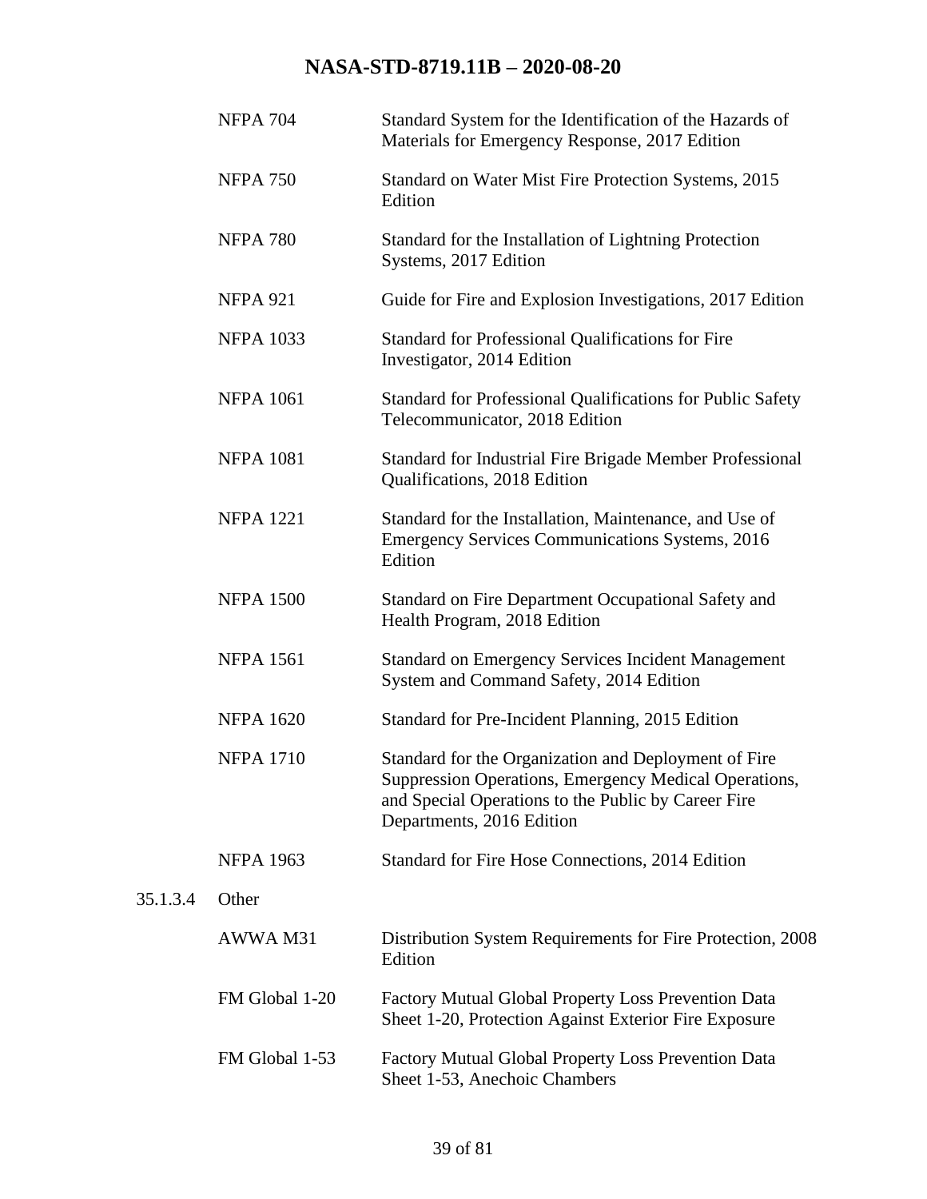| | |
|---|---|
| NFPA 704 | Standard System for the Identification of the Hazards of Materials for Emergency Response, 2017 Edition |
| NFPA 750 | Standard on Water Mist Fire Protection Systems, 2015 Edition |
| NFPA 780 | Standard for the Installation of Lightning Protection Systems, 2017 Edition |
| NFPA 921 | Guide for Fire and Explosion Investigations, 2017 Edition |
| NFPA 1033 | Standard for Professional Qualifications for Fire Investigator, 2014 Edition |
| NFPA 1061 | Standard for Professional Qualifications for Public Safety Telecommunicator, 2018 Edition |
| NFPA 1081 | Standard for Industrial Fire Brigade Member Professional Qualifications, 2018 Edition |
| NFPA 1221 | Standard for the Installation, Maintenance, and Use of Emergency Services Communications Systems, 2016 Edition |
| NFPA 1500 | Standard on Fire Department Occupational Safety and Health Program, 2018 Edition |
| NFPA 1561 | Standard on Emergency Services Incident Management System and Command Safety, 2014 Edition |
| NFPA 1620 | Standard for Pre-Incident Planning, 2015 Edition |
| NFPA 1710 | Standard for the Organization and Deployment of Fire Suppression Operations, Emergency Medical Operations, and Special Operations to the Public by Career Fire Departments, 2016 Edition |
| NFPA 1963 | Standard for Fire Hose Connections, 2014 Edition |

35.1.3.4 Other

| | |
|---|---|
| AWWA M31 | Distribution System Requirements for Fire Protection, 2008 Edition |
| FM Global 1-20 | Factory Mutual Global Property Loss Prevention Data Sheet 1-20, Protection Against Exterior Fire Exposure |
| FM Global 1-53 | Factory Mutual Global Property Loss Prevention Data Sheet 1-53, Anechoic Chambers |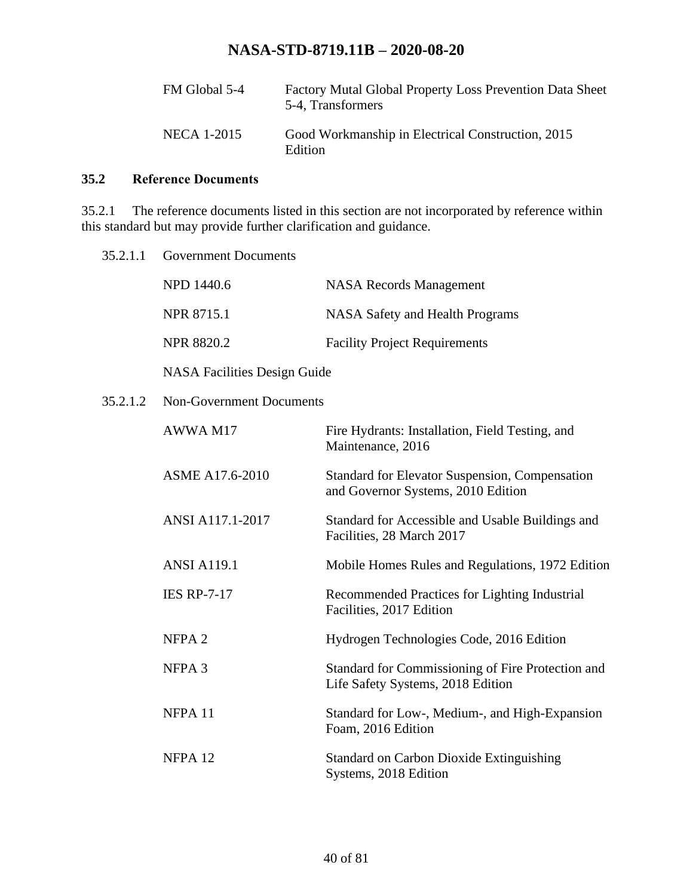| | |
|---|---|
| FM Global 5-4 | Factory Mutal Global Property Loss Prevention Data Sheet 5-4, Transformers |
| NECA 1-2015 | Good Workmanship in Electrical Construction, 2015 Edition |

## 35.2 Reference Documents

35.2.1 The reference documents listed in this section are not incorporated by reference within this standard but may provide further clarification and guidance.

35.2.1.1 Government Documents

| | |
|---|---|
| NPD 1440.6 | NASA Records Management |
| NPR 8715.1 | NASA Safety and Health Programs |
| NPR 8820.2 | Facility Project Requirements |

NASA Facilities Design Guide

35.2.1.2 Non-Government Documents

| | |
|---|---|
| AWWA M17 | Fire Hydrants: Installation, Field Testing, and Maintenance, 2016 |
| ASME A17.6-2010 | Standard for Elevator Suspension, Compensation and Governor Systems, 2010 Edition |
| ANSI A117.1-2017 | Standard for Accessible and Usable Buildings and Facilities, 28 March 2017 |
| ANSI A119.1 | Mobile Homes Rules and Regulations, 1972 Edition |
| IES RP-7-17 | Recommended Practices for Lighting Industrial Facilities, 2017 Edition |
| NFPA 2 | Hydrogen Technologies Code, 2016 Edition |
| NFPA 3 | Standard for Commissioning of Fire Protection and Life Safety Systems, 2018 Edition |
| NFPA 11 | Standard for Low-, Medium-, and High-Expansion Foam, 2016 Edition |
| NFPA 12 | Standard on Carbon Dioxide Extinguishing Systems, 2018 Edition |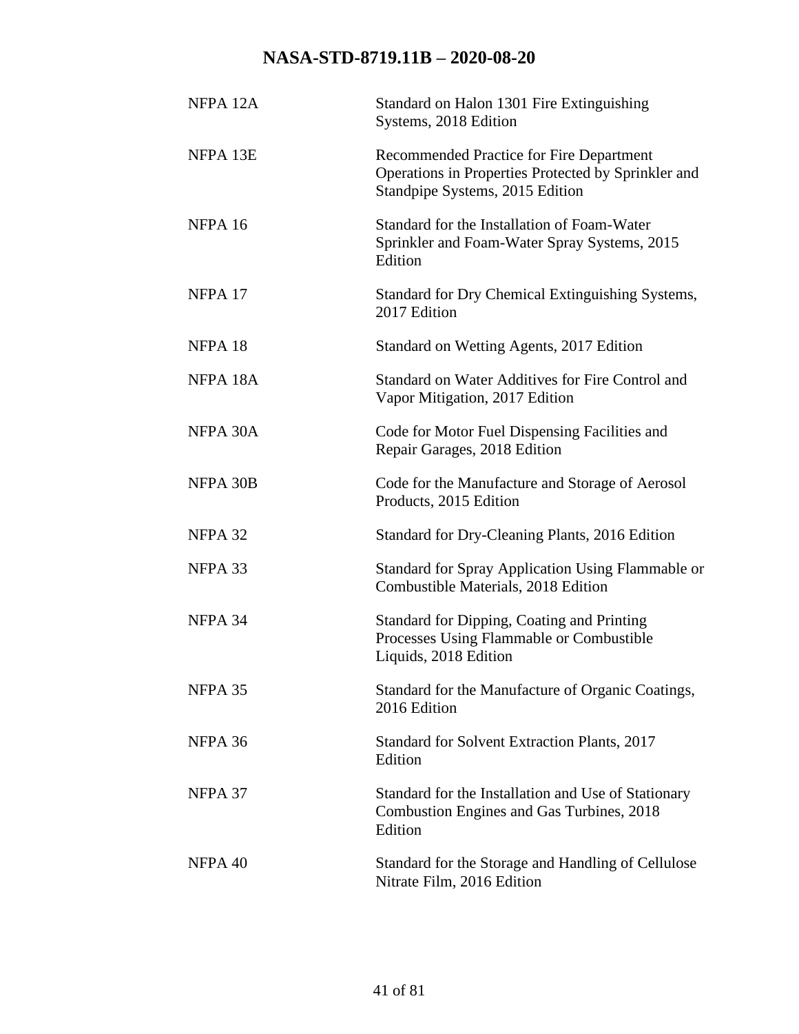| | |
|---|---|
| NFPA 12A | Standard on Halon 1301 Fire Extinguishing Systems, 2018 Edition |
| NFPA 13E | Recommended Practice for Fire Department Operations in Properties Protected by Sprinkler and Standpipe Systems, 2015 Edition |
| NFPA 16 | Standard for the Installation of Foam-Water Sprinkler and Foam-Water Spray Systems, 2015 Edition |
| NFPA 17 | Standard for Dry Chemical Extinguishing Systems, 2017 Edition |
| NFPA 18 | Standard on Wetting Agents, 2017 Edition |
| NFPA 18A | Standard on Water Additives for Fire Control and Vapor Mitigation, 2017 Edition |
| NFPA 30A | Code for Motor Fuel Dispensing Facilities and Repair Garages, 2018 Edition |
| NFPA 30B | Code for the Manufacture and Storage of Aerosol Products, 2015 Edition |
| NFPA 32 | Standard for Dry-Cleaning Plants, 2016 Edition |
| NFPA 33 | Standard for Spray Application Using Flammable or Combustible Materials, 2018 Edition |
| NFPA 34 | Standard for Dipping, Coating and Printing Processes Using Flammable or Combustible Liquids, 2018 Edition |
| NFPA 35 | Standard for the Manufacture of Organic Coatings, 2016 Edition |
| NFPA 36 | Standard for Solvent Extraction Plants, 2017 Edition |
| NFPA 37 | Standard for the Installation and Use of Stationary Combustion Engines and Gas Turbines, 2018 Edition |
| NFPA 40 | Standard for the Storage and Handling of Cellulose Nitrate Film, 2016 Edition |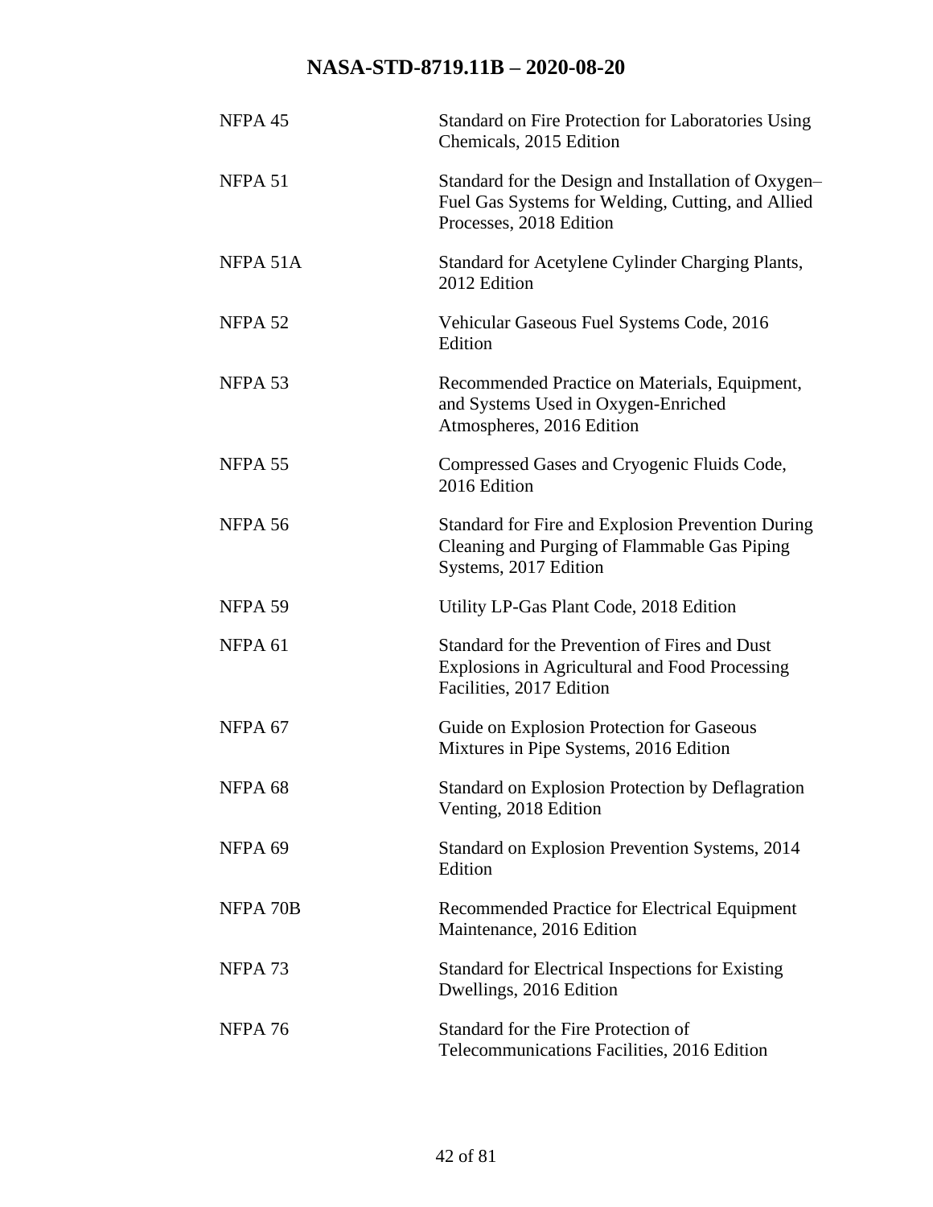| | |
|---|---|
| NFPA 45 | Standard on Fire Protection for Laboratories Using Chemicals, 2015 Edition |
| NFPA 51 | Standard for the Design and Installation of Oxygen–Fuel Gas Systems for Welding, Cutting, and Allied Processes, 2018 Edition |
| NFPA 51A | Standard for Acetylene Cylinder Charging Plants, 2012 Edition |
| NFPA 52 | Vehicular Gaseous Fuel Systems Code, 2016 Edition |
| NFPA 53 | Recommended Practice on Materials, Equipment, and Systems Used in Oxygen-Enriched Atmospheres, 2016 Edition |
| NFPA 55 | Compressed Gases and Cryogenic Fluids Code, 2016 Edition |
| NFPA 56 | Standard for Fire and Explosion Prevention During Cleaning and Purging of Flammable Gas Piping Systems, 2017 Edition |
| NFPA 59 | Utility LP-Gas Plant Code, 2018 Edition |
| NFPA 61 | Standard for the Prevention of Fires and Dust Explosions in Agricultural and Food Processing Facilities, 2017 Edition |
| NFPA 67 | Guide on Explosion Protection for Gaseous Mixtures in Pipe Systems, 2016 Edition |
| NFPA 68 | Standard on Explosion Protection by Deflagration Venting, 2018 Edition |
| NFPA 69 | Standard on Explosion Prevention Systems, 2014 Edition |
| NFPA 70B | Recommended Practice for Electrical Equipment Maintenance, 2016 Edition |
| NFPA 73 | Standard for Electrical Inspections for Existing Dwellings, 2016 Edition |
| NFPA 76 | Standard for the Fire Protection of Telecommunications Facilities, 2016 Edition |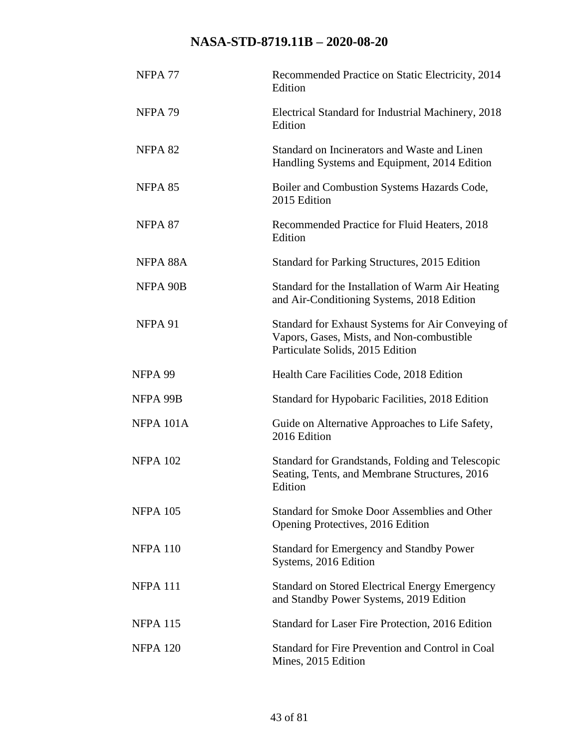| | |
|---|---|
| NFPA 77 | Recommended Practice on Static Electricity, 2014 Edition |
| NFPA 79 | Electrical Standard for Industrial Machinery, 2018 Edition |
| NFPA 82 | Standard on Incinerators and Waste and Linen Handling Systems and Equipment, 2014 Edition |
| NFPA 85 | Boiler and Combustion Systems Hazards Code, 2015 Edition |
| NFPA 87 | Recommended Practice for Fluid Heaters, 2018 Edition |
| NFPA 88A | Standard for Parking Structures, 2015 Edition |
| NFPA 90B | Standard for the Installation of Warm Air Heating and Air-Conditioning Systems, 2018 Edition |
| NFPA 91 | Standard for Exhaust Systems for Air Conveying of Vapors, Gases, Mists, and Non-combustible Particulate Solids, 2015 Edition |
| NFPA 99 | Health Care Facilities Code, 2018 Edition |
| NFPA 99B | Standard for Hypobaric Facilities, 2018 Edition |
| NFPA 101A | Guide on Alternative Approaches to Life Safety, 2016 Edition |
| NFPA 102 | Standard for Grandstands, Folding and Telescopic Seating, Tents, and Membrane Structures, 2016 Edition |
| NFPA 105 | Standard for Smoke Door Assemblies and Other Opening Protectives, 2016 Edition |
| NFPA 110 | Standard for Emergency and Standby Power Systems, 2016 Edition |
| NFPA 111 | Standard on Stored Electrical Energy Emergency and Standby Power Systems, 2019 Edition |
| NFPA 115 | Standard for Laser Fire Protection, 2016 Edition |
| NFPA 120 | Standard for Fire Prevention and Control in Coal Mines, 2015 Edition |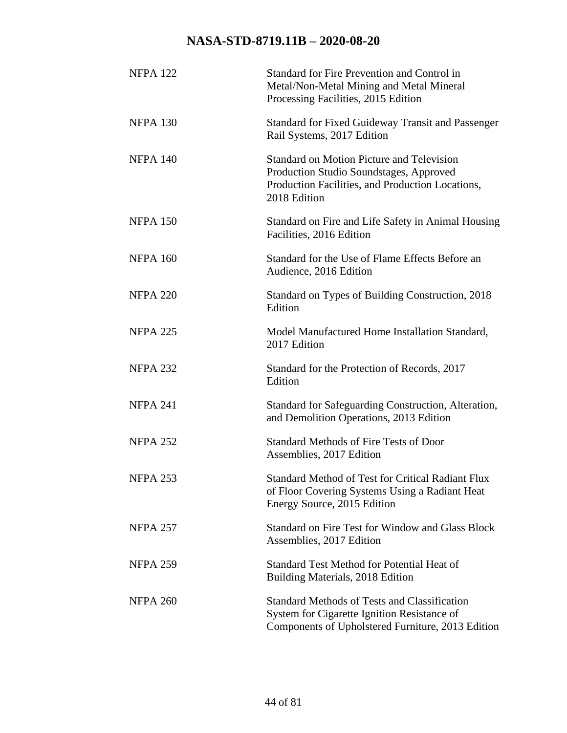| | |
|---|---|
| NFPA 122 | Standard for Fire Prevention and Control in Metal/Non-Metal Mining and Metal Mineral Processing Facilities, 2015 Edition |
| NFPA 130 | Standard for Fixed Guideway Transit and Passenger Rail Systems, 2017 Edition |
| NFPA 140 | Standard on Motion Picture and Television Production Studio Soundstages, Approved Production Facilities, and Production Locations, 2018 Edition |
| NFPA 150 | Standard on Fire and Life Safety in Animal Housing Facilities, 2016 Edition |
| NFPA 160 | Standard for the Use of Flame Effects Before an Audience, 2016 Edition |
| NFPA 220 | Standard on Types of Building Construction, 2018 Edition |
| NFPA 225 | Model Manufactured Home Installation Standard, 2017 Edition |
| NFPA 232 | Standard for the Protection of Records, 2017 Edition |
| NFPA 241 | Standard for Safeguarding Construction, Alteration, and Demolition Operations, 2013 Edition |
| NFPA 252 | Standard Methods of Fire Tests of Door Assemblies, 2017 Edition |
| NFPA 253 | Standard Method of Test for Critical Radiant Flux of Floor Covering Systems Using a Radiant Heat Energy Source, 2015 Edition |
| NFPA 257 | Standard on Fire Test for Window and Glass Block Assemblies, 2017 Edition |
| NFPA 259 | Standard Test Method for Potential Heat of Building Materials, 2018 Edition |
| NFPA 260 | Standard Methods of Tests and Classification System for Cigarette Ignition Resistance of Components of Upholstered Furniture, 2013 Edition |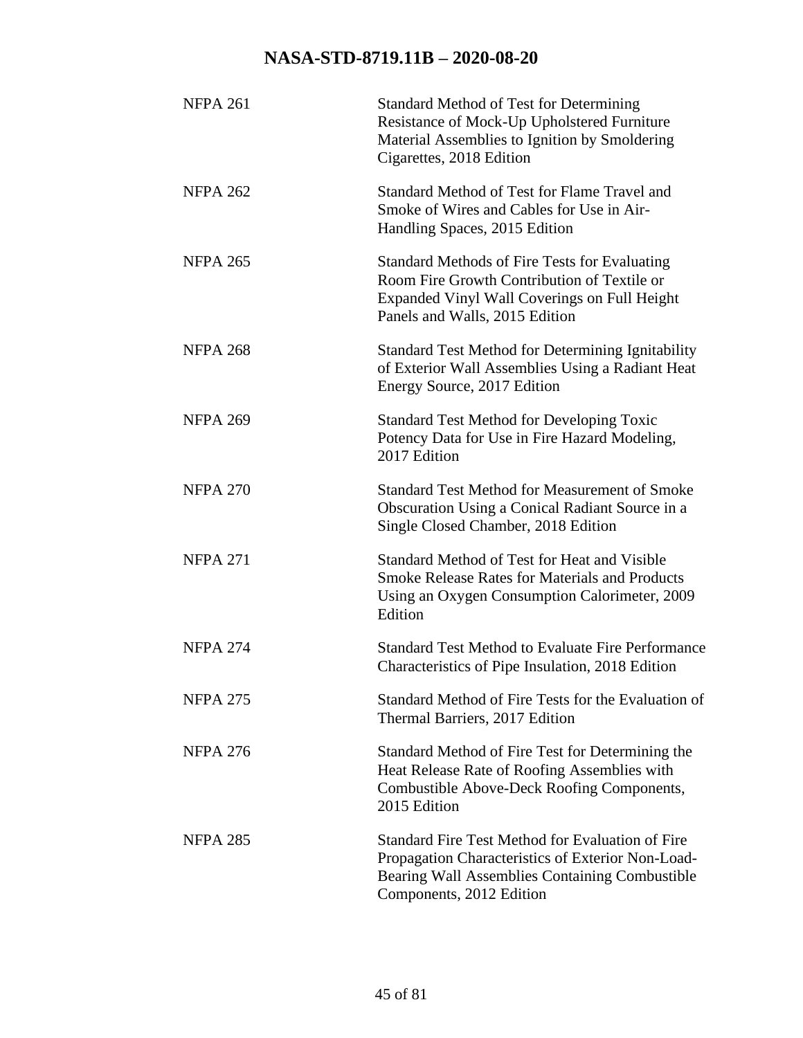| | |
|---|---|
| NFPA 261 | Standard Method of Test for Determining Resistance of Mock-Up Upholstered Furniture Material Assemblies to Ignition by Smoldering Cigarettes, 2018 Edition |
| NFPA 262 | Standard Method of Test for Flame Travel and Smoke of Wires and Cables for Use in Air-Handling Spaces, 2015 Edition |
| NFPA 265 | Standard Methods of Fire Tests for Evaluating Room Fire Growth Contribution of Textile or Expanded Vinyl Wall Coverings on Full Height Panels and Walls, 2015 Edition |
| NFPA 268 | Standard Test Method for Determining Ignitability of Exterior Wall Assemblies Using a Radiant Heat Energy Source, 2017 Edition |
| NFPA 269 | Standard Test Method for Developing Toxic Potency Data for Use in Fire Hazard Modeling, 2017 Edition |
| NFPA 270 | Standard Test Method for Measurement of Smoke Obscuration Using a Conical Radiant Source in a Single Closed Chamber, 2018 Edition |
| NFPA 271 | Standard Method of Test for Heat and Visible Smoke Release Rates for Materials and Products Using an Oxygen Consumption Calorimeter, 2009 Edition |
| NFPA 274 | Standard Test Method to Evaluate Fire Performance Characteristics of Pipe Insulation, 2018 Edition |
| NFPA 275 | Standard Method of Fire Tests for the Evaluation of Thermal Barriers, 2017 Edition |
| NFPA 276 | Standard Method of Fire Test for Determining the Heat Release Rate of Roofing Assemblies with Combustible Above-Deck Roofing Components, 2015 Edition |
| NFPA 285 | Standard Fire Test Method for Evaluation of Fire Propagation Characteristics of Exterior Non-Load-Bearing Wall Assemblies Containing Combustible Components, 2012 Edition |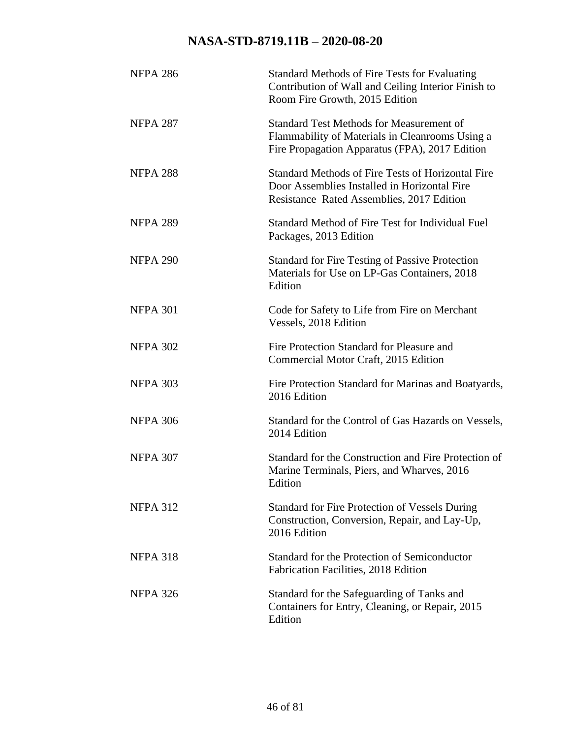| | |
|---|---|
| NFPA 286 | Standard Methods of Fire Tests for Evaluating Contribution of Wall and Ceiling Interior Finish to Room Fire Growth, 2015 Edition |
| NFPA 287 | Standard Test Methods for Measurement of Flammability of Materials in Cleanrooms Using a Fire Propagation Apparatus (FPA), 2017 Edition |
| NFPA 288 | Standard Methods of Fire Tests of Horizontal Fire Door Assemblies Installed in Horizontal Fire Resistance–Rated Assemblies, 2017 Edition |
| NFPA 289 | Standard Method of Fire Test for Individual Fuel Packages, 2013 Edition |
| NFPA 290 | Standard for Fire Testing of Passive Protection Materials for Use on LP-Gas Containers, 2018 Edition |
| NFPA 301 | Code for Safety to Life from Fire on Merchant Vessels, 2018 Edition |
| NFPA 302 | Fire Protection Standard for Pleasure and Commercial Motor Craft, 2015 Edition |
| NFPA 303 | Fire Protection Standard for Marinas and Boatyards, 2016 Edition |
| NFPA 306 | Standard for the Control of Gas Hazards on Vessels, 2014 Edition |
| NFPA 307 | Standard for the Construction and Fire Protection of Marine Terminals, Piers, and Wharves, 2016 Edition |
| NFPA 312 | Standard for Fire Protection of Vessels During Construction, Conversion, Repair, and Lay-Up, 2016 Edition |
| NFPA 318 | Standard for the Protection of Semiconductor Fabrication Facilities, 2018 Edition |
| NFPA 326 | Standard for the Safeguarding of Tanks and Containers for Entry, Cleaning, or Repair, 2015 Edition |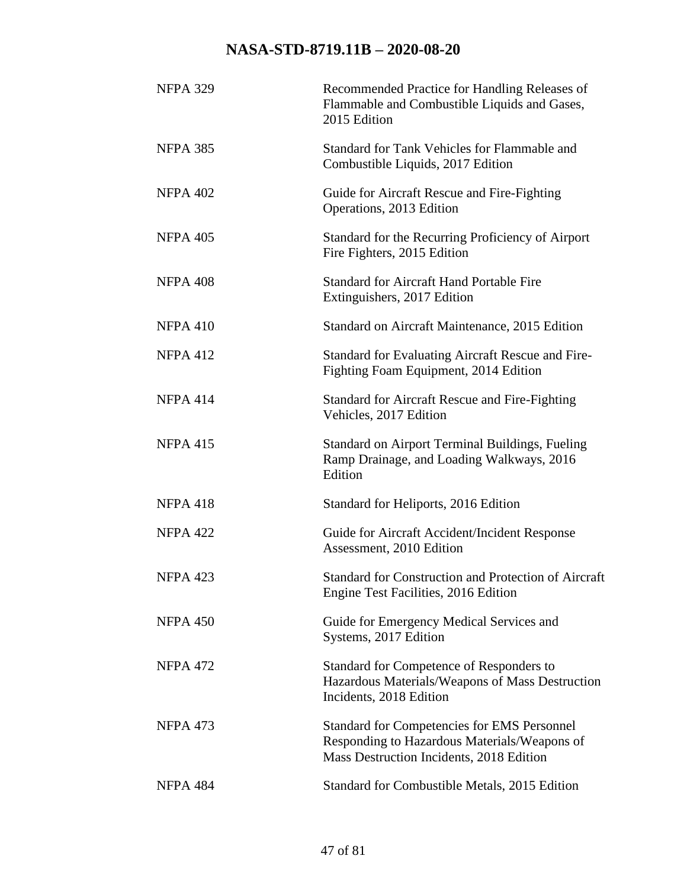| | |
|---|---|
| NFPA 329 | Recommended Practice for Handling Releases of Flammable and Combustible Liquids and Gases, 2015 Edition |
| NFPA 385 | Standard for Tank Vehicles for Flammable and Combustible Liquids, 2017 Edition |
| NFPA 402 | Guide for Aircraft Rescue and Fire-Fighting Operations, 2013 Edition |
| NFPA 405 | Standard for the Recurring Proficiency of Airport Fire Fighters, 2015 Edition |
| NFPA 408 | Standard for Aircraft Hand Portable Fire Extinguishers, 2017 Edition |
| NFPA 410 | Standard on Aircraft Maintenance, 2015 Edition |
| NFPA 412 | Standard for Evaluating Aircraft Rescue and Fire-Fighting Foam Equipment, 2014 Edition |
| NFPA 414 | Standard for Aircraft Rescue and Fire-Fighting Vehicles, 2017 Edition |
| NFPA 415 | Standard on Airport Terminal Buildings, Fueling Ramp Drainage, and Loading Walkways, 2016 Edition |
| NFPA 418 | Standard for Heliports, 2016 Edition |
| NFPA 422 | Guide for Aircraft Accident/Incident Response Assessment, 2010 Edition |
| NFPA 423 | Standard for Construction and Protection of Aircraft Engine Test Facilities, 2016 Edition |
| NFPA 450 | Guide for Emergency Medical Services and Systems, 2017 Edition |
| NFPA 472 | Standard for Competence of Responders to Hazardous Materials/Weapons of Mass Destruction Incidents, 2018 Edition |
| NFPA 473 | Standard for Competencies for EMS Personnel Responding to Hazardous Materials/Weapons of Mass Destruction Incidents, 2018 Edition |
| NFPA 484 | Standard for Combustible Metals, 2015 Edition |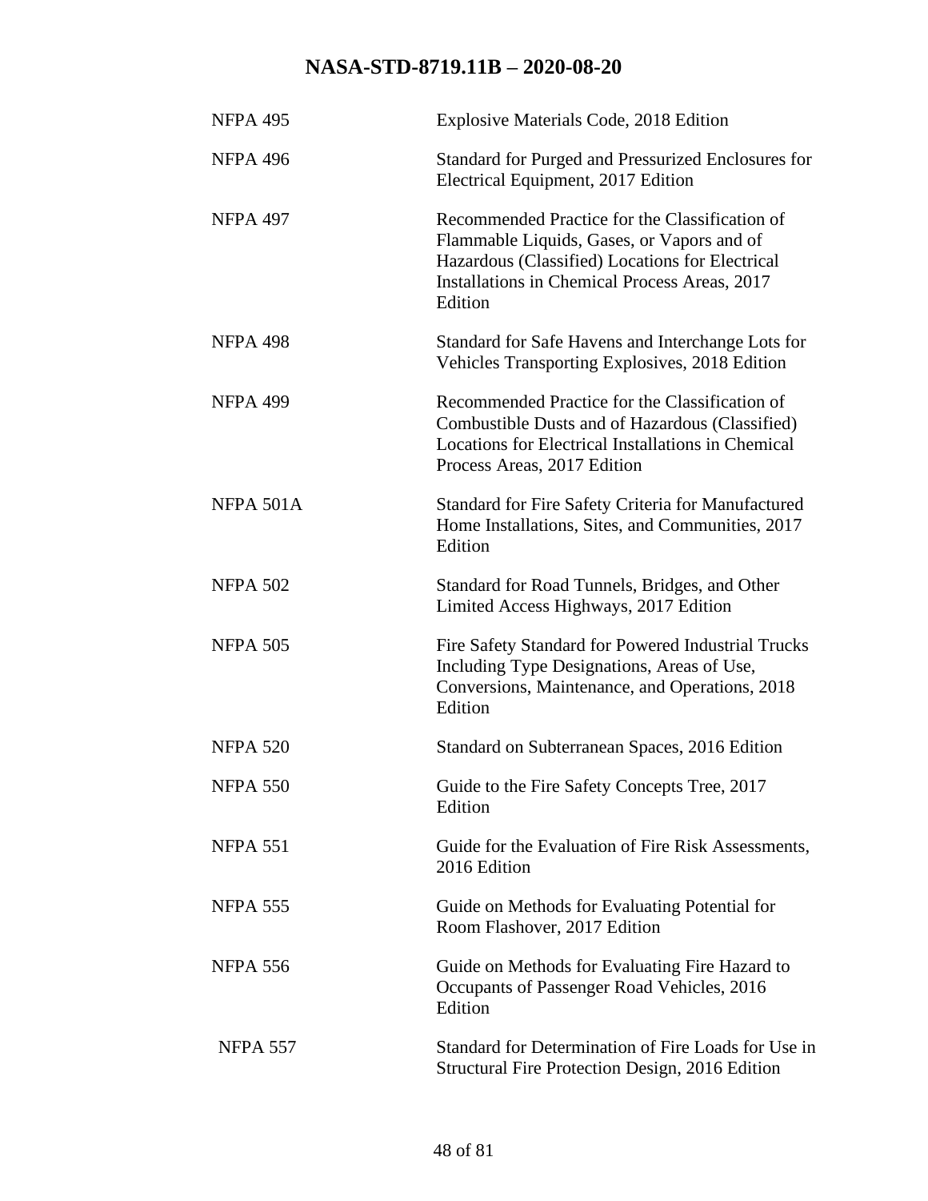| | |
|---|---|
| NFPA 495 | Explosive Materials Code, 2018 Edition |
| NFPA 496 | Standard for Purged and Pressurized Enclosures for Electrical Equipment, 2017 Edition |
| NFPA 497 | Recommended Practice for the Classification of Flammable Liquids, Gases, or Vapors and of Hazardous (Classified) Locations for Electrical Installations in Chemical Process Areas, 2017 Edition |
| NFPA 498 | Standard for Safe Havens and Interchange Lots for Vehicles Transporting Explosives, 2018 Edition |
| NFPA 499 | Recommended Practice for the Classification of Combustible Dusts and of Hazardous (Classified) Locations for Electrical Installations in Chemical Process Areas, 2017 Edition |
| NFPA 501A | Standard for Fire Safety Criteria for Manufactured Home Installations, Sites, and Communities, 2017 Edition |
| NFPA 502 | Standard for Road Tunnels, Bridges, and Other Limited Access Highways, 2017 Edition |
| NFPA 505 | Fire Safety Standard for Powered Industrial Trucks Including Type Designations, Areas of Use, Conversions, Maintenance, and Operations, 2018 Edition |
| NFPA 520 | Standard on Subterranean Spaces, 2016 Edition |
| NFPA 550 | Guide to the Fire Safety Concepts Tree, 2017 Edition |
| NFPA 551 | Guide for the Evaluation of Fire Risk Assessments, 2016 Edition |
| NFPA 555 | Guide on Methods for Evaluating Potential for Room Flashover, 2017 Edition |
| NFPA 556 | Guide on Methods for Evaluating Fire Hazard to Occupants of Passenger Road Vehicles, 2016 Edition |
| NFPA 557 | Standard for Determination of Fire Loads for Use in Structural Fire Protection Design, 2016 Edition |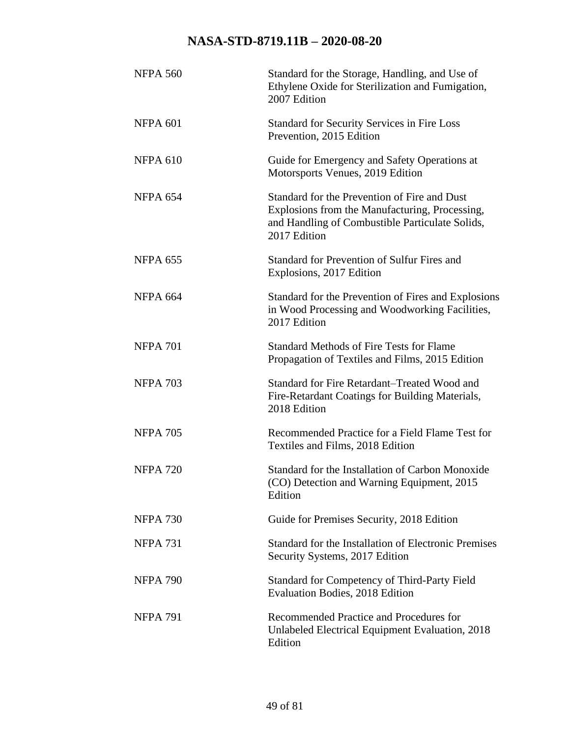| | |
|---|---|
| NFPA 560 | Standard for the Storage, Handling, and Use of Ethylene Oxide for Sterilization and Fumigation, 2007 Edition |
| NFPA 601 | Standard for Security Services in Fire Loss Prevention, 2015 Edition |
| NFPA 610 | Guide for Emergency and Safety Operations at Motorsports Venues, 2019 Edition |
| NFPA 654 | Standard for the Prevention of Fire and Dust Explosions from the Manufacturing, Processing, and Handling of Combustible Particulate Solids, 2017 Edition |
| NFPA 655 | Standard for Prevention of Sulfur Fires and Explosions, 2017 Edition |
| NFPA 664 | Standard for the Prevention of Fires and Explosions in Wood Processing and Woodworking Facilities, 2017 Edition |
| NFPA 701 | Standard Methods of Fire Tests for Flame Propagation of Textiles and Films, 2015 Edition |
| NFPA 703 | Standard for Fire Retardant–Treated Wood and Fire-Retardant Coatings for Building Materials, 2018 Edition |
| NFPA 705 | Recommended Practice for a Field Flame Test for Textiles and Films, 2018 Edition |
| NFPA 720 | Standard for the Installation of Carbon Monoxide (CO) Detection and Warning Equipment, 2015 Edition |
| NFPA 730 | Guide for Premises Security, 2018 Edition |
| NFPA 731 | Standard for the Installation of Electronic Premises Security Systems, 2017 Edition |
| NFPA 790 | Standard for Competency of Third-Party Field Evaluation Bodies, 2018 Edition |
| NFPA 791 | Recommended Practice and Procedures for Unlabeled Electrical Equipment Evaluation, 2018 Edition |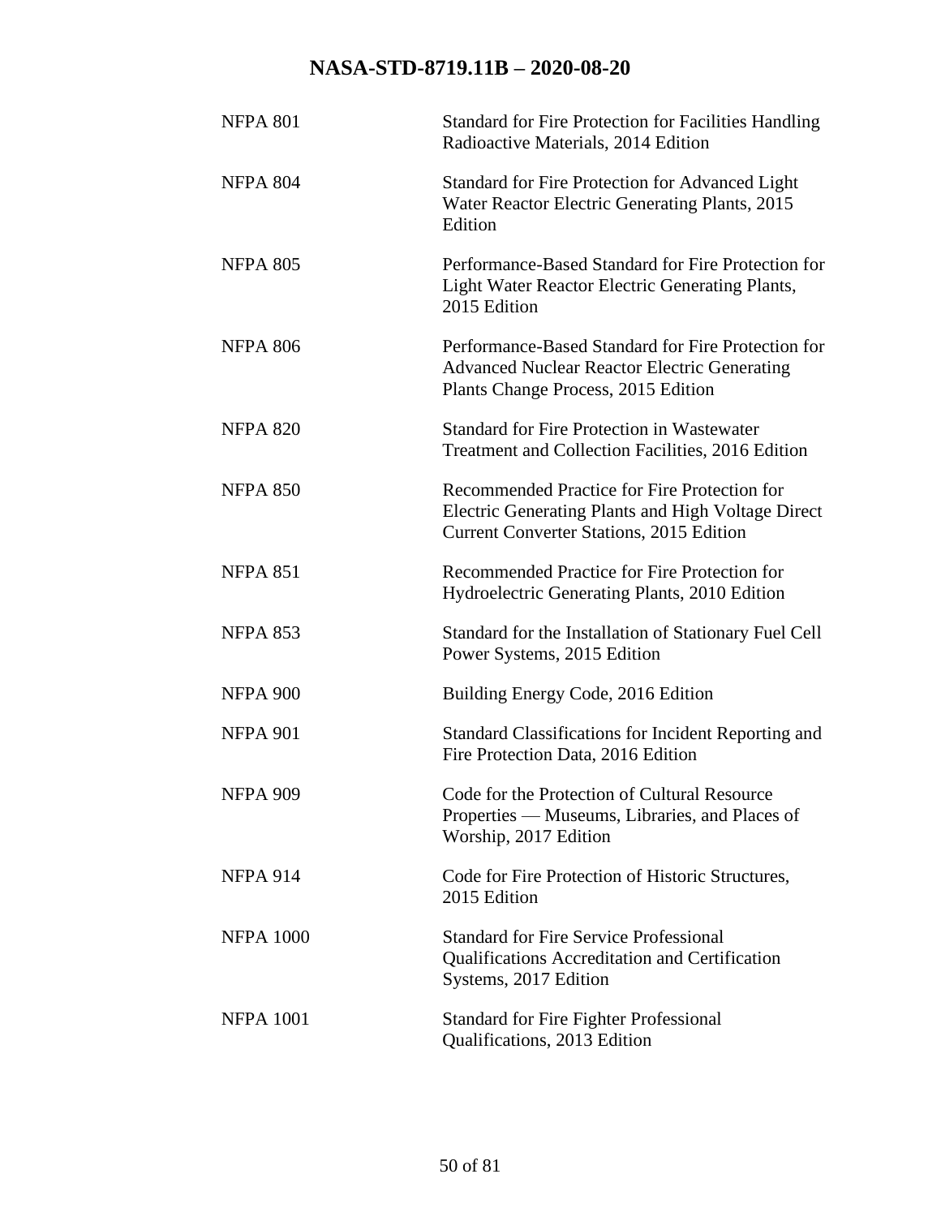| | |
|---|---|
| NFPA 801 | Standard for Fire Protection for Facilities Handling Radioactive Materials, 2014 Edition |
| NFPA 804 | Standard for Fire Protection for Advanced Light Water Reactor Electric Generating Plants, 2015 Edition |
| NFPA 805 | Performance-Based Standard for Fire Protection for Light Water Reactor Electric Generating Plants, 2015 Edition |
| NFPA 806 | Performance-Based Standard for Fire Protection for Advanced Nuclear Reactor Electric Generating Plants Change Process, 2015 Edition |
| NFPA 820 | Standard for Fire Protection in Wastewater Treatment and Collection Facilities, 2016 Edition |
| NFPA 850 | Recommended Practice for Fire Protection for Electric Generating Plants and High Voltage Direct Current Converter Stations, 2015 Edition |
| NFPA 851 | Recommended Practice for Fire Protection for Hydroelectric Generating Plants, 2010 Edition |
| NFPA 853 | Standard for the Installation of Stationary Fuel Cell Power Systems, 2015 Edition |
| NFPA 900 | Building Energy Code, 2016 Edition |
| NFPA 901 | Standard Classifications for Incident Reporting and Fire Protection Data, 2016 Edition |
| NFPA 909 | Code for the Protection of Cultural Resource Properties — Museums, Libraries, and Places of Worship, 2017 Edition |
| NFPA 914 | Code for Fire Protection of Historic Structures, 2015 Edition |
| NFPA 1000 | Standard for Fire Service Professional Qualifications Accreditation and Certification Systems, 2017 Edition |
| NFPA 1001 | Standard for Fire Fighter Professional Qualifications, 2013 Edition |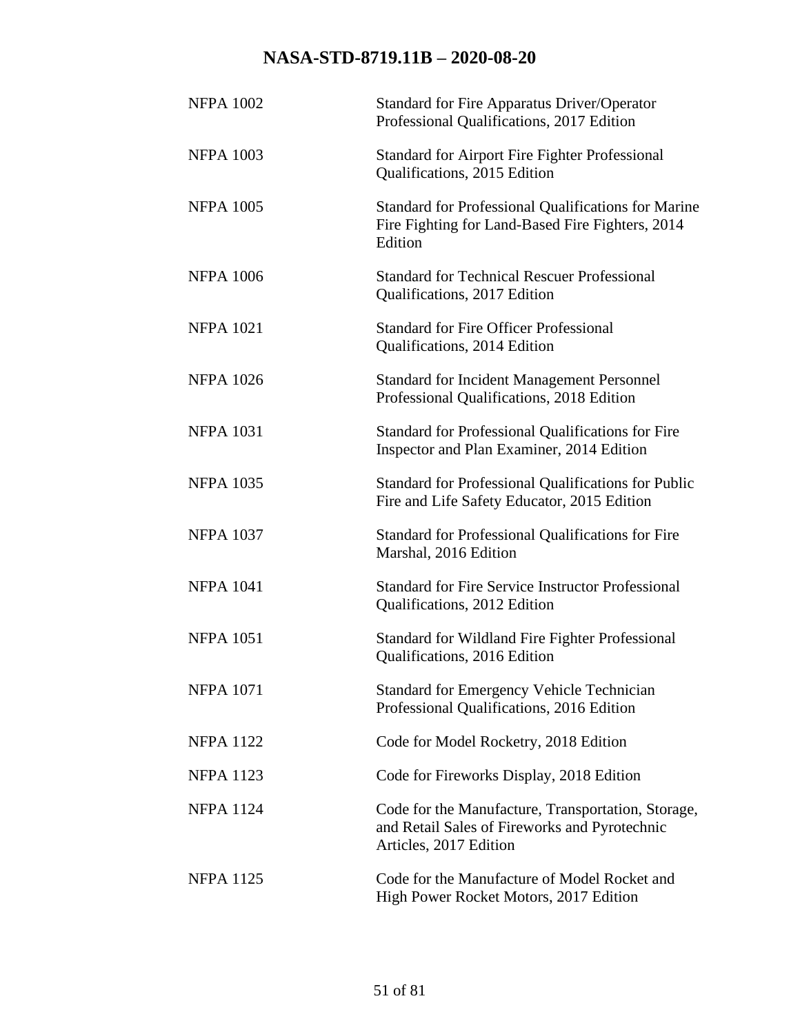| | |
|---|---|
| NFPA 1002 | Standard for Fire Apparatus Driver/Operator Professional Qualifications, 2017 Edition |
| NFPA 1003 | Standard for Airport Fire Fighter Professional Qualifications, 2015 Edition |
| NFPA 1005 | Standard for Professional Qualifications for Marine Fire Fighting for Land-Based Fire Fighters, 2014 Edition |
| NFPA 1006 | Standard for Technical Rescuer Professional Qualifications, 2017 Edition |
| NFPA 1021 | Standard for Fire Officer Professional Qualifications, 2014 Edition |
| NFPA 1026 | Standard for Incident Management Personnel Professional Qualifications, 2018 Edition |
| NFPA 1031 | Standard for Professional Qualifications for Fire Inspector and Plan Examiner, 2014 Edition |
| NFPA 1035 | Standard for Professional Qualifications for Public Fire and Life Safety Educator, 2015 Edition |
| NFPA 1037 | Standard for Professional Qualifications for Fire Marshal, 2016 Edition |
| NFPA 1041 | Standard for Fire Service Instructor Professional Qualifications, 2012 Edition |
| NFPA 1051 | Standard for Wildland Fire Fighter Professional Qualifications, 2016 Edition |
| NFPA 1071 | Standard for Emergency Vehicle Technician Professional Qualifications, 2016 Edition |
| NFPA 1122 | Code for Model Rocketry, 2018 Edition |
| NFPA 1123 | Code for Fireworks Display, 2018 Edition |
| NFPA 1124 | Code for the Manufacture, Transportation, Storage, and Retail Sales of Fireworks and Pyrotechnic Articles, 2017 Edition |
| NFPA 1125 | Code for the Manufacture of Model Rocket and High Power Rocket Motors, 2017 Edition |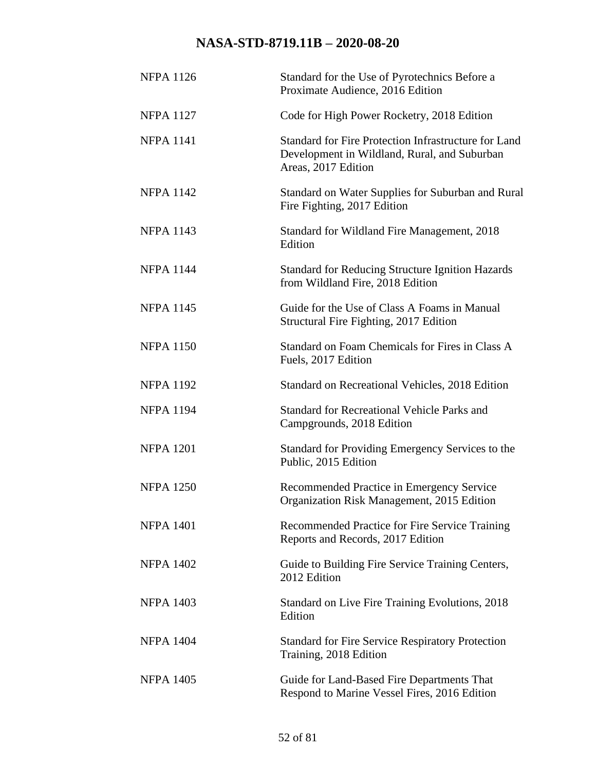| | |
|---|---|
| NFPA 1126 | Standard for the Use of Pyrotechnics Before a Proximate Audience, 2016 Edition |
| NFPA 1127 | Code for High Power Rocketry, 2018 Edition |
| NFPA 1141 | Standard for Fire Protection Infrastructure for Land Development in Wildland, Rural, and Suburban Areas, 2017 Edition |
| NFPA 1142 | Standard on Water Supplies for Suburban and Rural Fire Fighting, 2017 Edition |
| NFPA 1143 | Standard for Wildland Fire Management, 2018 Edition |
| NFPA 1144 | Standard for Reducing Structure Ignition Hazards from Wildland Fire, 2018 Edition |
| NFPA 1145 | Guide for the Use of Class A Foams in Manual Structural Fire Fighting, 2017 Edition |
| NFPA 1150 | Standard on Foam Chemicals for Fires in Class A Fuels, 2017 Edition |
| NFPA 1192 | Standard on Recreational Vehicles, 2018 Edition |
| NFPA 1194 | Standard for Recreational Vehicle Parks and Campgrounds, 2018 Edition |
| NFPA 1201 | Standard for Providing Emergency Services to the Public, 2015 Edition |
| NFPA 1250 | Recommended Practice in Emergency Service Organization Risk Management, 2015 Edition |
| NFPA 1401 | Recommended Practice for Fire Service Training Reports and Records, 2017 Edition |
| NFPA 1402 | Guide to Building Fire Service Training Centers, 2012 Edition |
| NFPA 1403 | Standard on Live Fire Training Evolutions, 2018 Edition |
| NFPA 1404 | Standard for Fire Service Respiratory Protection Training, 2018 Edition |
| NFPA 1405 | Guide for Land-Based Fire Departments That Respond to Marine Vessel Fires, 2016 Edition |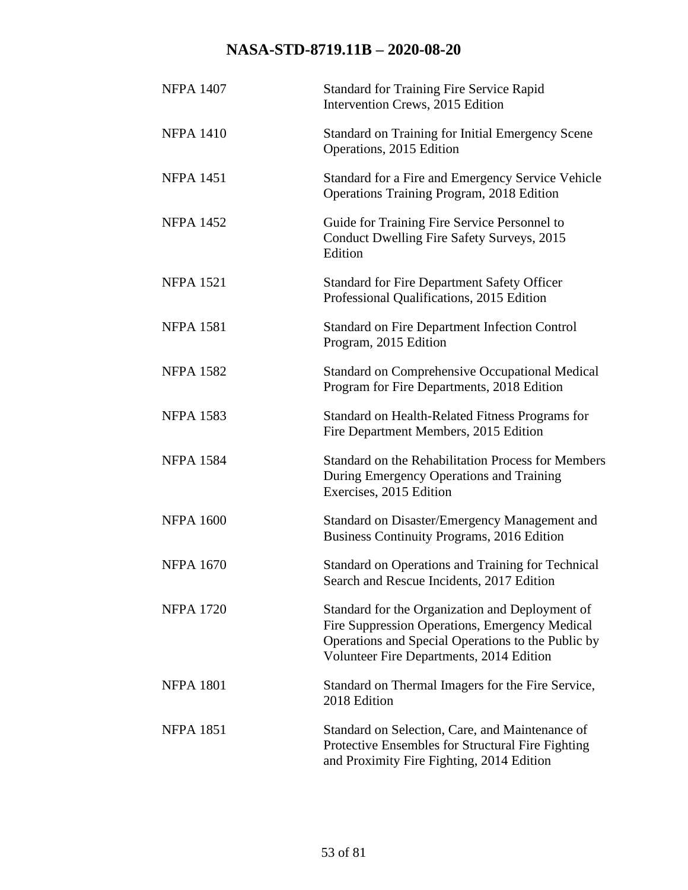| | |
|---|---|
| NFPA 1407 | Standard for Training Fire Service Rapid Intervention Crews, 2015 Edition |
| NFPA 1410 | Standard on Training for Initial Emergency Scene Operations, 2015 Edition |
| NFPA 1451 | Standard for a Fire and Emergency Service Vehicle Operations Training Program, 2018 Edition |
| NFPA 1452 | Guide for Training Fire Service Personnel to Conduct Dwelling Fire Safety Surveys, 2015 Edition |
| NFPA 1521 | Standard for Fire Department Safety Officer Professional Qualifications, 2015 Edition |
| NFPA 1581 | Standard on Fire Department Infection Control Program, 2015 Edition |
| NFPA 1582 | Standard on Comprehensive Occupational Medical Program for Fire Departments, 2018 Edition |
| NFPA 1583 | Standard on Health-Related Fitness Programs for Fire Department Members, 2015 Edition |
| NFPA 1584 | Standard on the Rehabilitation Process for Members During Emergency Operations and Training Exercises, 2015 Edition |
| NFPA 1600 | Standard on Disaster/Emergency Management and Business Continuity Programs, 2016 Edition |
| NFPA 1670 | Standard on Operations and Training for Technical Search and Rescue Incidents, 2017 Edition |
| NFPA 1720 | Standard for the Organization and Deployment of Fire Suppression Operations, Emergency Medical Operations and Special Operations to the Public by Volunteer Fire Departments, 2014 Edition |
| NFPA 1801 | Standard on Thermal Imagers for the Fire Service, 2018 Edition |
| NFPA 1851 | Standard on Selection, Care, and Maintenance of Protective Ensembles for Structural Fire Fighting and Proximity Fire Fighting, 2014 Edition |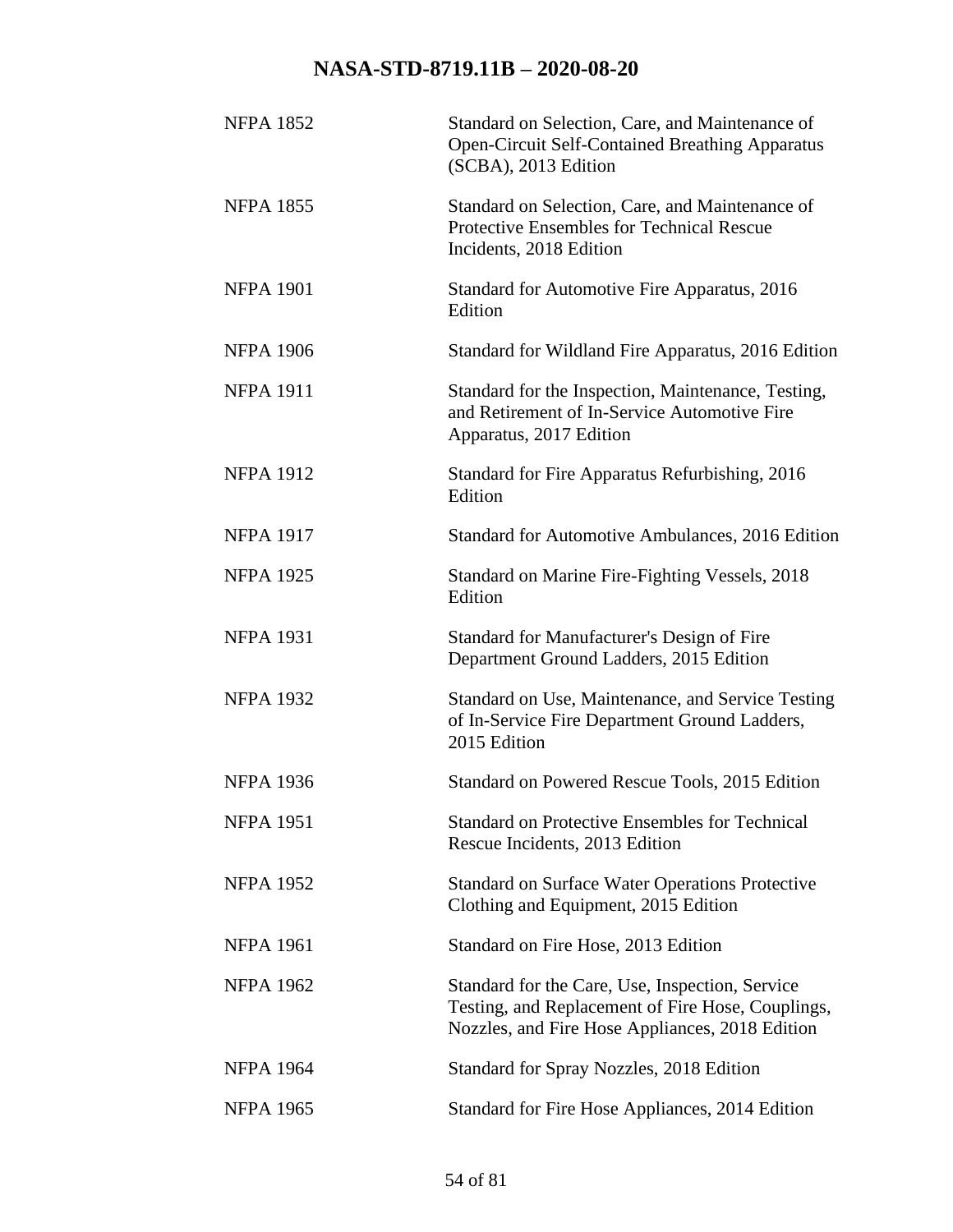| | |
|---|---|
| NFPA 1852 | Standard on Selection, Care, and Maintenance of Open-Circuit Self-Contained Breathing Apparatus (SCBA), 2013 Edition |
| NFPA 1855 | Standard on Selection, Care, and Maintenance of Protective Ensembles for Technical Rescue Incidents, 2018 Edition |
| NFPA 1901 | Standard for Automotive Fire Apparatus, 2016 Edition |
| NFPA 1906 | Standard for Wildland Fire Apparatus, 2016 Edition |
| NFPA 1911 | Standard for the Inspection, Maintenance, Testing, and Retirement of In-Service Automotive Fire Apparatus, 2017 Edition |
| NFPA 1912 | Standard for Fire Apparatus Refurbishing, 2016 Edition |
| NFPA 1917 | Standard for Automotive Ambulances, 2016 Edition |
| NFPA 1925 | Standard on Marine Fire-Fighting Vessels, 2018 Edition |
| NFPA 1931 | Standard for Manufacturer's Design of Fire Department Ground Ladders, 2015 Edition |
| NFPA 1932 | Standard on Use, Maintenance, and Service Testing of In-Service Fire Department Ground Ladders, 2015 Edition |
| NFPA 1936 | Standard on Powered Rescue Tools, 2015 Edition |
| NFPA 1951 | Standard on Protective Ensembles for Technical Rescue Incidents, 2013 Edition |
| NFPA 1952 | Standard on Surface Water Operations Protective Clothing and Equipment, 2015 Edition |
| NFPA 1961 | Standard on Fire Hose, 2013 Edition |
| NFPA 1962 | Standard for the Care, Use, Inspection, Service Testing, and Replacement of Fire Hose, Couplings, Nozzles, and Fire Hose Appliances, 2018 Edition |
| NFPA 1964 | Standard for Spray Nozzles, 2018 Edition |
| NFPA 1965 | Standard for Fire Hose Appliances, 2014 Edition |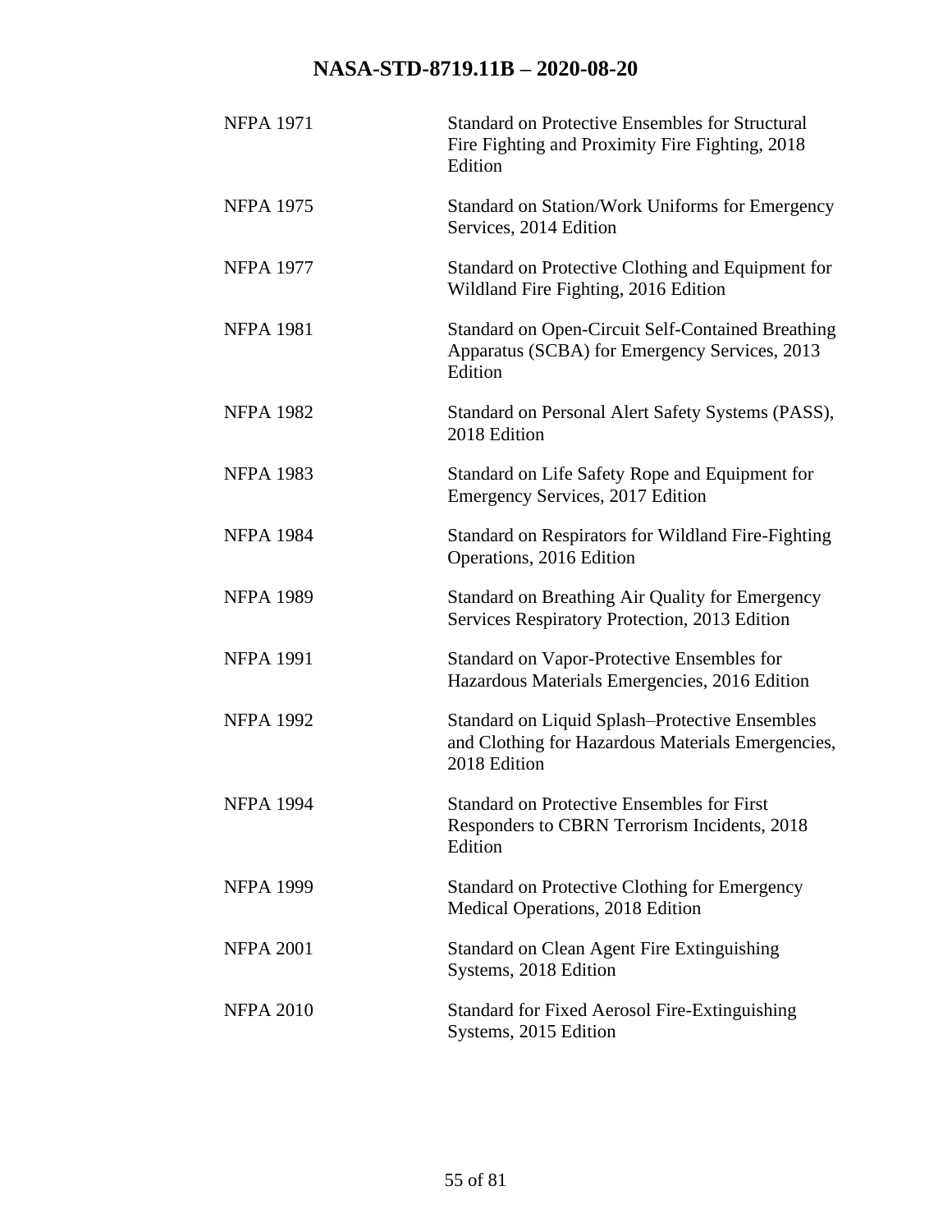| | |
|---|---|
| NFPA 1971 | Standard on Protective Ensembles for Structural Fire Fighting and Proximity Fire Fighting, 2018 Edition |
| NFPA 1975 | Standard on Station/Work Uniforms for Emergency Services, 2014 Edition |
| NFPA 1977 | Standard on Protective Clothing and Equipment for Wildland Fire Fighting, 2016 Edition |
| NFPA 1981 | Standard on Open-Circuit Self-Contained Breathing Apparatus (SCBA) for Emergency Services, 2013 Edition |
| NFPA 1982 | Standard on Personal Alert Safety Systems (PASS), 2018 Edition |
| NFPA 1983 | Standard on Life Safety Rope and Equipment for Emergency Services, 2017 Edition |
| NFPA 1984 | Standard on Respirators for Wildland Fire-Fighting Operations, 2016 Edition |
| NFPA 1989 | Standard on Breathing Air Quality for Emergency Services Respiratory Protection, 2013 Edition |
| NFPA 1991 | Standard on Vapor-Protective Ensembles for Hazardous Materials Emergencies, 2016 Edition |
| NFPA 1992 | Standard on Liquid Splash–Protective Ensembles and Clothing for Hazardous Materials Emergencies, 2018 Edition |
| NFPA 1994 | Standard on Protective Ensembles for First Responders to CBRN Terrorism Incidents, 2018 Edition |
| NFPA 1999 | Standard on Protective Clothing for Emergency Medical Operations, 2018 Edition |
| NFPA 2001 | Standard on Clean Agent Fire Extinguishing Systems, 2018 Edition |
| NFPA 2010 | Standard for Fixed Aerosol Fire-Extinguishing Systems, 2015 Edition |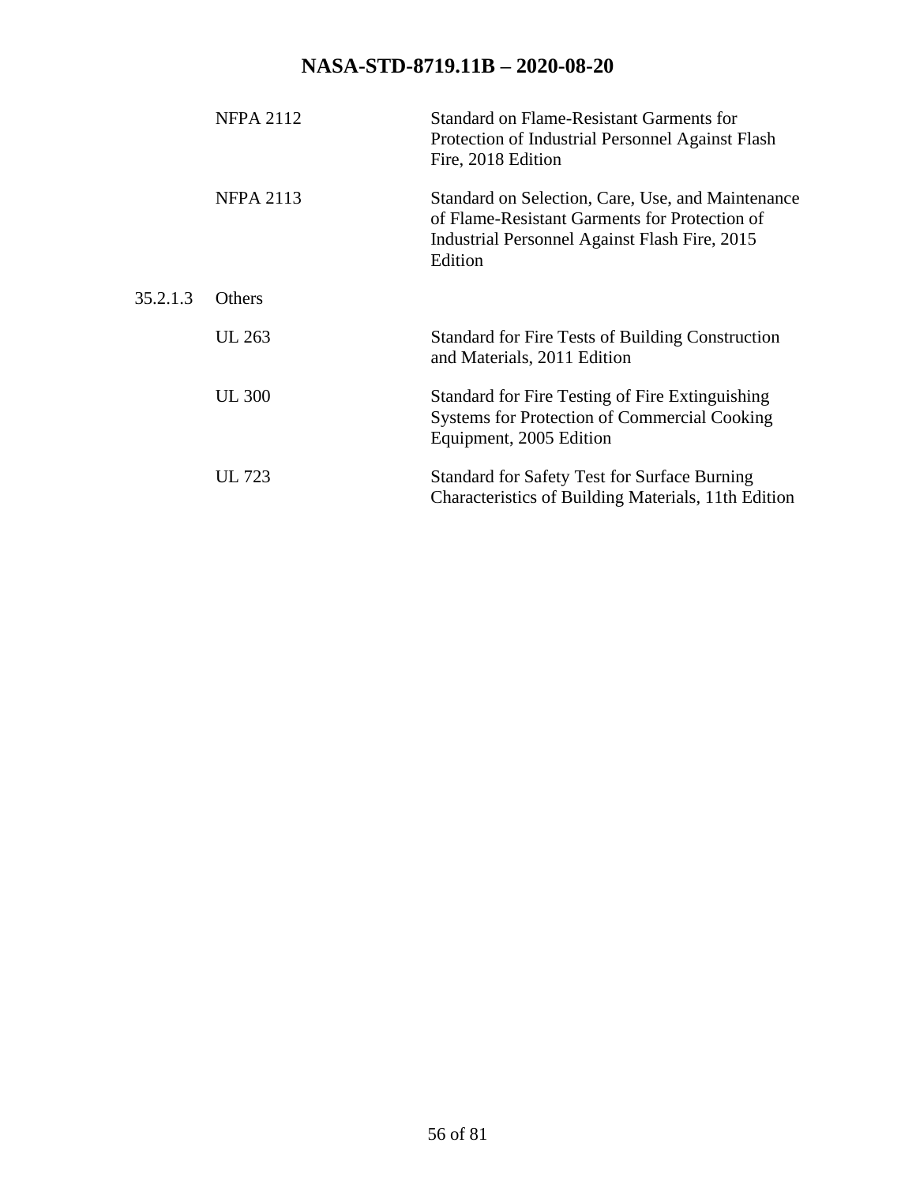| | |
|---|---|
| NFPA 2112 | Standard on Flame-Resistant Garments for Protection of Industrial Personnel Against Flash Fire, 2018 Edition |
| NFPA 2113 | Standard on Selection, Care, Use, and Maintenance of Flame-Resistant Garments for Protection of Industrial Personnel Against Flash Fire, 2015 Edition |

35.2.1.3 Others

| | |
|---|---|
| UL 263 | Standard for Fire Tests of Building Construction and Materials, 2011 Edition |
| UL 300 | Standard for Fire Testing of Fire Extinguishing Systems for Protection of Commercial Cooking Equipment, 2005 Edition |
| UL 723 | Standard for Safety Test for Surface Burning Characteristics of Building Materials, 11th Edition |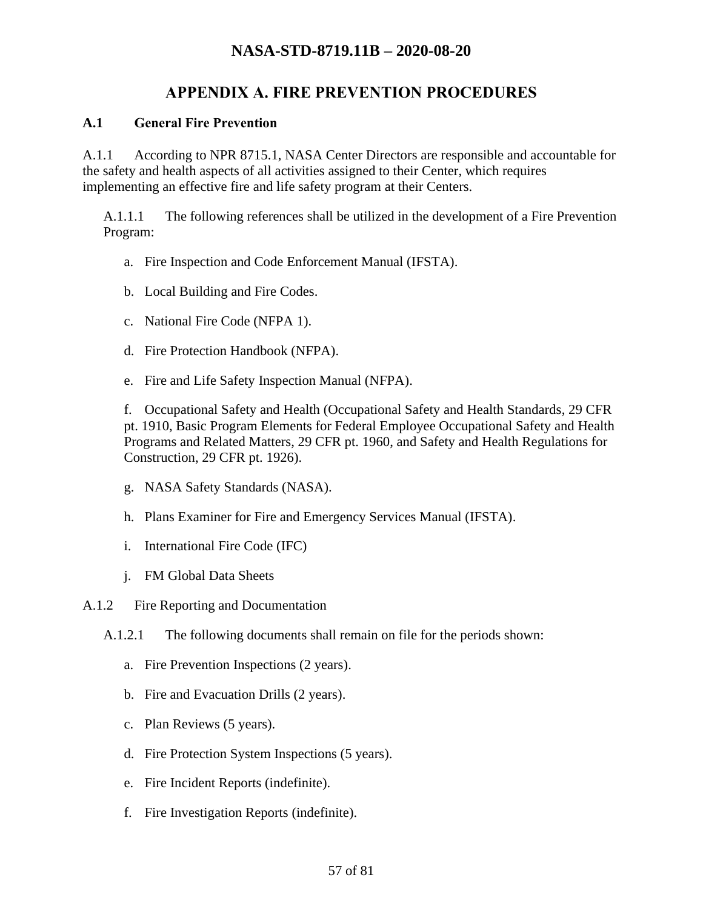# APPENDIX A. FIRE PREVENTION PROCEDURES

## A.1 General Fire Prevention

A.1.1 According to NPR 8715.1, NASA Center Directors are responsible and accountable for the safety and health aspects of all activities assigned to their Center, which requires implementing an effective fire and life safety program at their Centers.

A.1.1.1 The following references shall be utilized in the development of a Fire Prevention Program:

a. Fire Inspection and Code Enforcement Manual (IFSTA).

b. Local Building and Fire Codes.

c. National Fire Code (NFPA 1).

d. Fire Protection Handbook (NFPA).

e. Fire and Life Safety Inspection Manual (NFPA).

f. Occupational Safety and Health (Occupational Safety and Health Standards, 29 CFR pt. 1910, Basic Program Elements for Federal Employee Occupational Safety and Health Programs and Related Matters, 29 CFR pt. 1960, and Safety and Health Regulations for Construction, 29 CFR pt. 1926).

g. NASA Safety Standards (NASA).

h. Plans Examiner for Fire and Emergency Services Manual (IFSTA).

i. International Fire Code (IFC)

j. FM Global Data Sheets

A.1.2 Fire Reporting and Documentation

A.1.2.1 The following documents shall remain on file for the periods shown:

a. Fire Prevention Inspections (2 years).

b. Fire and Evacuation Drills (2 years).

c. Plan Reviews (5 years).

d. Fire Protection System Inspections (5 years).

e. Fire Incident Reports (indefinite).

f. Fire Investigation Reports (indefinite).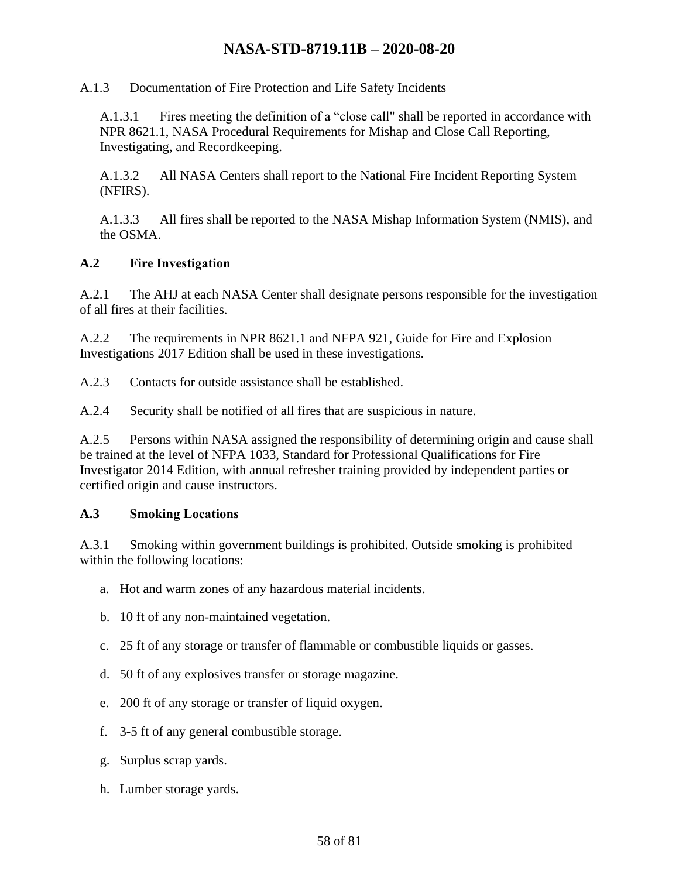A.1.3 Documentation of Fire Protection and Life Safety Incidents

A.1.3.1 Fires meeting the definition of a "close call" shall be reported in accordance with NPR 8621.1, NASA Procedural Requirements for Mishap and Close Call Reporting, Investigating, and Recordkeeping.

A.1.3.2 All NASA Centers shall report to the National Fire Incident Reporting System (NFIRS).

A.1.3.3 All fires shall be reported to the NASA Mishap Information System (NMIS), and the OSMA.

## A.2 Fire Investigation

A.2.1 The AHJ at each NASA Center shall designate persons responsible for the investigation of all fires at their facilities.

A.2.2 The requirements in NPR 8621.1 and NFPA 921, Guide for Fire and Explosion Investigations 2017 Edition shall be used in these investigations.

A.2.3 Contacts for outside assistance shall be established.

A.2.4 Security shall be notified of all fires that are suspicious in nature.

A.2.5 Persons within NASA assigned the responsibility of determining origin and cause shall be trained at the level of NFPA 1033, Standard for Professional Qualifications for Fire Investigator 2014 Edition, with annual refresher training provided by independent parties or certified origin and cause instructors.

## A.3 Smoking Locations

A.3.1 Smoking within government buildings is prohibited. Outside smoking is prohibited within the following locations:

a. Hot and warm zones of any hazardous material incidents.

b. 10 ft of any non-maintained vegetation.

c. 25 ft of any storage or transfer of flammable or combustible liquids or gasses.

d. 50 ft of any explosives transfer or storage magazine.

e. 200 ft of any storage or transfer of liquid oxygen.

f. 3-5 ft of any general combustible storage.

g. Surplus scrap yards.

h. Lumber storage yards.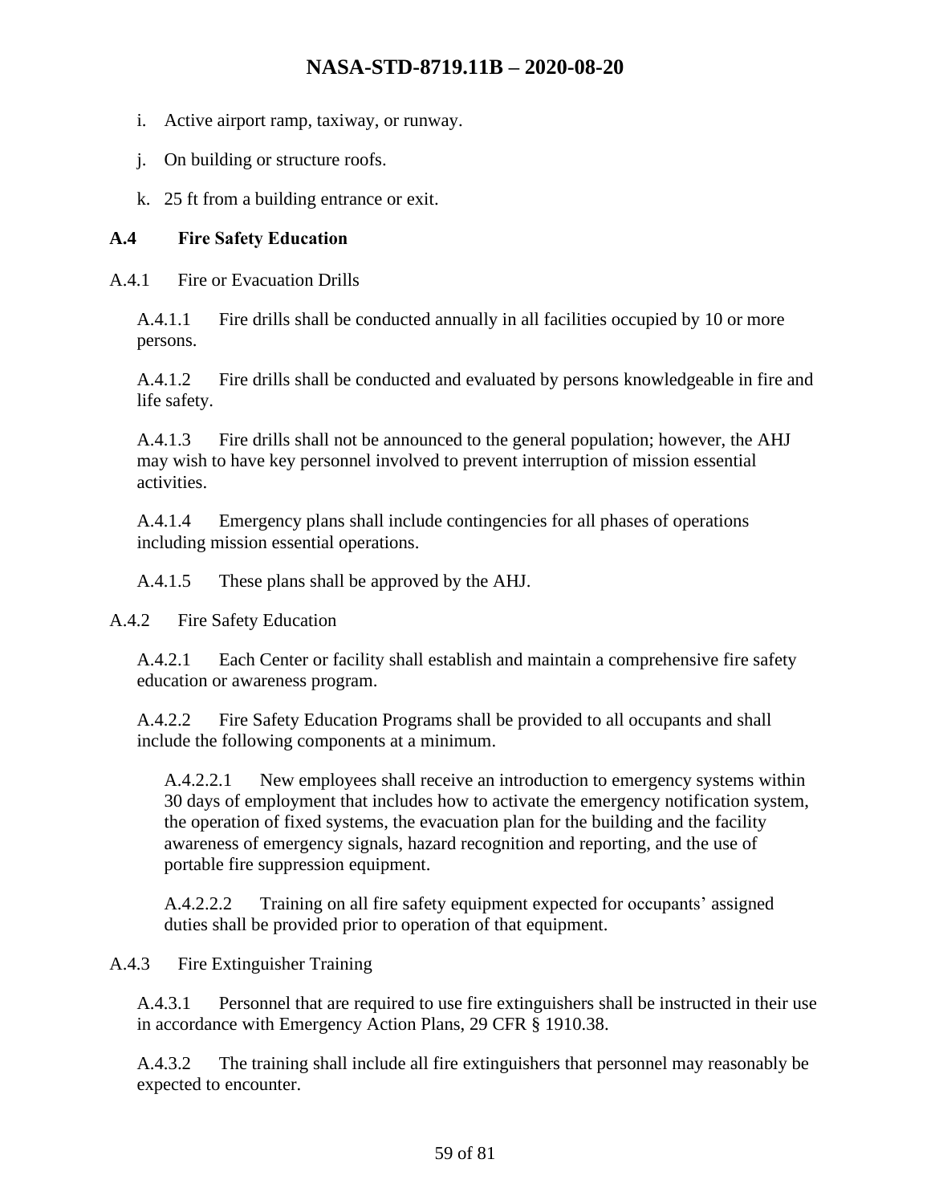i. Active airport ramp, taxiway, or runway.

j. On building or structure roofs.

k. 25 ft from a building entrance or exit.

## A.4 Fire Safety Education

### A.4.1 Fire or Evacuation Drills

A.4.1.1 Fire drills shall be conducted annually in all facilities occupied by 10 or more persons.

A.4.1.2 Fire drills shall be conducted and evaluated by persons knowledgeable in fire and life safety.

A.4.1.3 Fire drills shall not be announced to the general population; however, the AHJ may wish to have key personnel involved to prevent interruption of mission essential activities.

A.4.1.4 Emergency plans shall include contingencies for all phases of operations including mission essential operations.

A.4.1.5 These plans shall be approved by the AHJ.

### A.4.2 Fire Safety Education

A.4.2.1 Each Center or facility shall establish and maintain a comprehensive fire safety education or awareness program.

A.4.2.2 Fire Safety Education Programs shall be provided to all occupants and shall include the following components at a minimum.

A.4.2.2.1 New employees shall receive an introduction to emergency systems within 30 days of employment that includes how to activate the emergency notification system, the operation of fixed systems, the evacuation plan for the building and the facility awareness of emergency signals, hazard recognition and reporting, and the use of portable fire suppression equipment.

A.4.2.2.2 Training on all fire safety equipment expected for occupants' assigned duties shall be provided prior to operation of that equipment.

### A.4.3 Fire Extinguisher Training

A.4.3.1 Personnel that are required to use fire extinguishers shall be instructed in their use in accordance with Emergency Action Plans, 29 CFR § 1910.38.

A.4.3.2 The training shall include all fire extinguishers that personnel may reasonably be expected to encounter.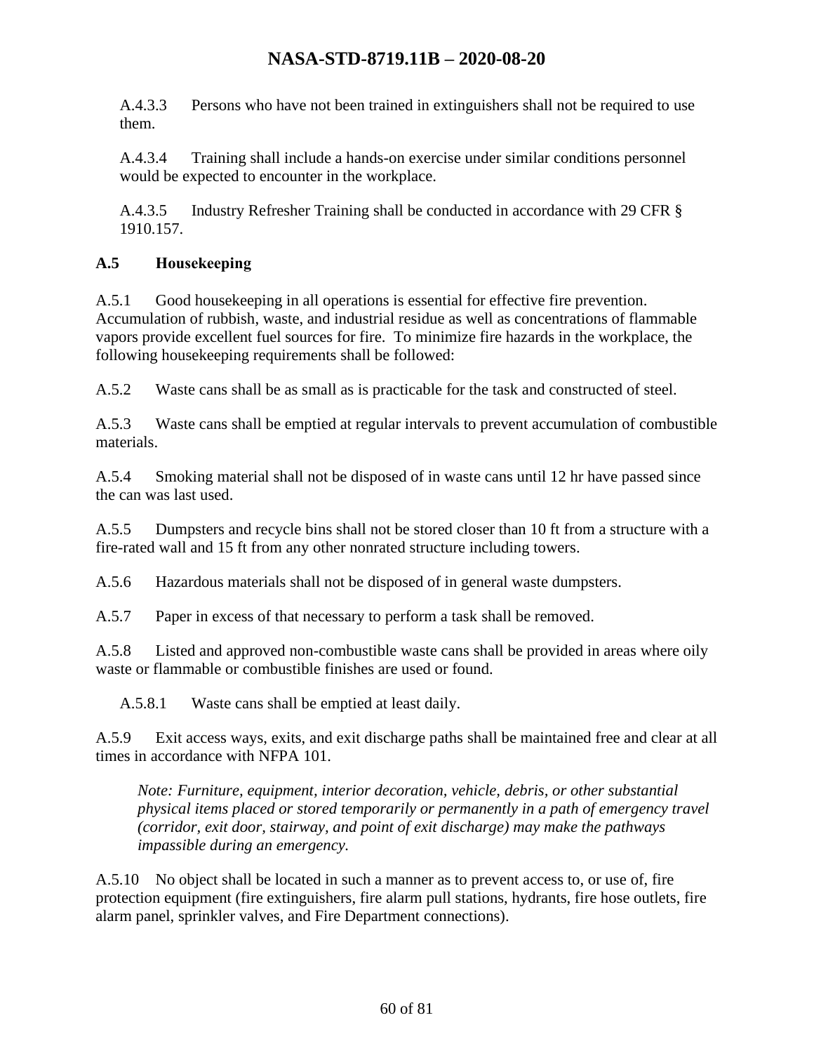A.4.3.3 Persons who have not been trained in extinguishers shall not be required to use them.

A.4.3.4 Training shall include a hands-on exercise under similar conditions personnel would be expected to encounter in the workplace.

A.4.3.5 Industry Refresher Training shall be conducted in accordance with 29 CFR § 1910.157.

### A.5 Housekeeping

A.5.1 Good housekeeping in all operations is essential for effective fire prevention. Accumulation of rubbish, waste, and industrial residue as well as concentrations of flammable vapors provide excellent fuel sources for fire. To minimize fire hazards in the workplace, the following housekeeping requirements shall be followed:

A.5.2 Waste cans shall be as small as is practicable for the task and constructed of steel.

A.5.3 Waste cans shall be emptied at regular intervals to prevent accumulation of combustible materials.

A.5.4 Smoking material shall not be disposed of in waste cans until 12 hr have passed since the can was last used.

A.5.5 Dumpsters and recycle bins shall not be stored closer than 10 ft from a structure with a fire-rated wall and 15 ft from any other nonrated structure including towers.

A.5.6 Hazardous materials shall not be disposed of in general waste dumpsters.

A.5.7 Paper in excess of that necessary to perform a task shall be removed.

A.5.8 Listed and approved non-combustible waste cans shall be provided in areas where oily waste or flammable or combustible finishes are used or found.

A.5.8.1 Waste cans shall be emptied at least daily.

A.5.9 Exit access ways, exits, and exit discharge paths shall be maintained free and clear at all times in accordance with NFPA 101.

*Note: Furniture, equipment, interior decoration, vehicle, debris, or other substantial physical items placed or stored temporarily or permanently in a path of emergency travel (corridor, exit door, stairway, and point of exit discharge) may make the pathways impassible during an emergency.*

A.5.10 No object shall be located in such a manner as to prevent access to, or use of, fire protection equipment (fire extinguishers, fire alarm pull stations, hydrants, fire hose outlets, fire alarm panel, sprinkler valves, and Fire Department connections).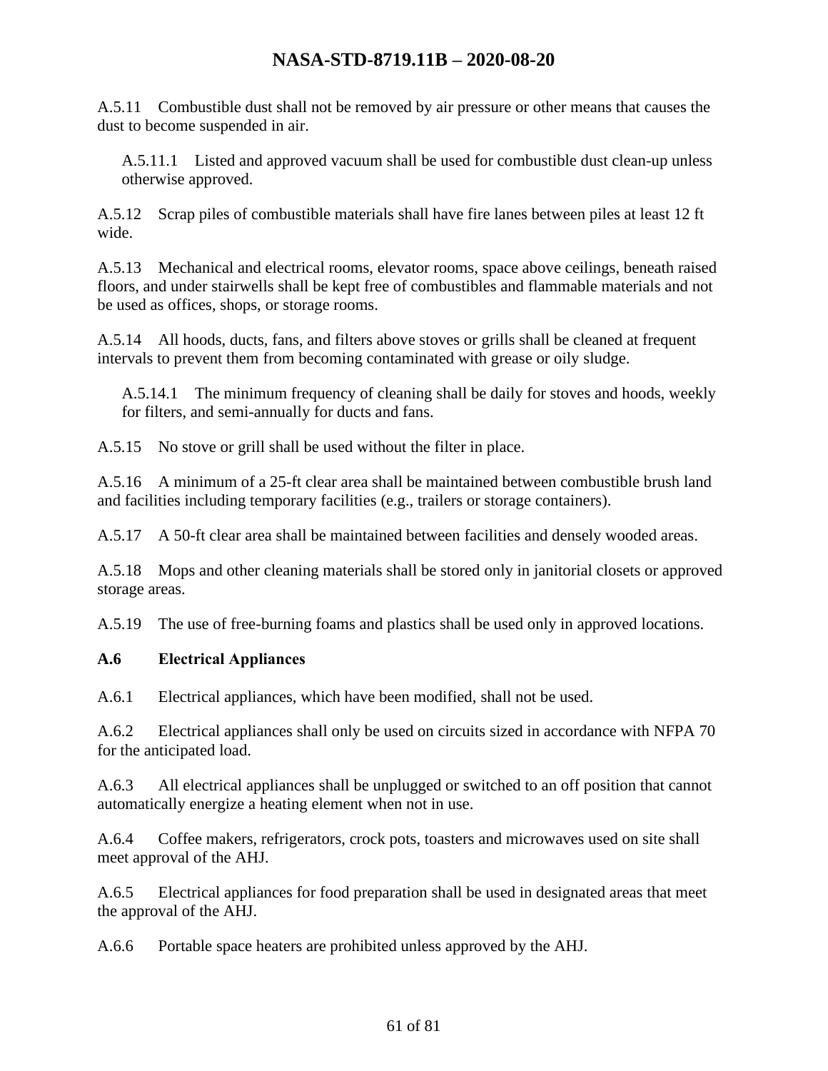A.5.11 Combustible dust shall not be removed by air pressure or other means that causes the dust to become suspended in air.

A.5.11.1 Listed and approved vacuum shall be used for combustible dust clean-up unless otherwise approved.

A.5.12 Scrap piles of combustible materials shall have fire lanes between piles at least 12 ft wide.

A.5.13 Mechanical and electrical rooms, elevator rooms, space above ceilings, beneath raised floors, and under stairwells shall be kept free of combustibles and flammable materials and not be used as offices, shops, or storage rooms.

A.5.14 All hoods, ducts, fans, and filters above stoves or grills shall be cleaned at frequent intervals to prevent them from becoming contaminated with grease or oily sludge.

A.5.14.1 The minimum frequency of cleaning shall be daily for stoves and hoods, weekly for filters, and semi-annually for ducts and fans.

A.5.15 No stove or grill shall be used without the filter in place.

A.5.16 A minimum of a 25-ft clear area shall be maintained between combustible brush land and facilities including temporary facilities (e.g., trailers or storage containers).

A.5.17 A 50-ft clear area shall be maintained between facilities and densely wooded areas.

A.5.18 Mops and other cleaning materials shall be stored only in janitorial closets or approved storage areas.

A.5.19 The use of free-burning foams and plastics shall be used only in approved locations.

### A.6 Electrical Appliances

A.6.1 Electrical appliances, which have been modified, shall not be used.

A.6.2 Electrical appliances shall only be used on circuits sized in accordance with NFPA 70 for the anticipated load.

A.6.3 All electrical appliances shall be unplugged or switched to an off position that cannot automatically energize a heating element when not in use.

A.6.4 Coffee makers, refrigerators, crock pots, toasters and microwaves used on site shall meet approval of the AHJ.

A.6.5 Electrical appliances for food preparation shall be used in designated areas that meet the approval of the AHJ.

A.6.6 Portable space heaters are prohibited unless approved by the AHJ.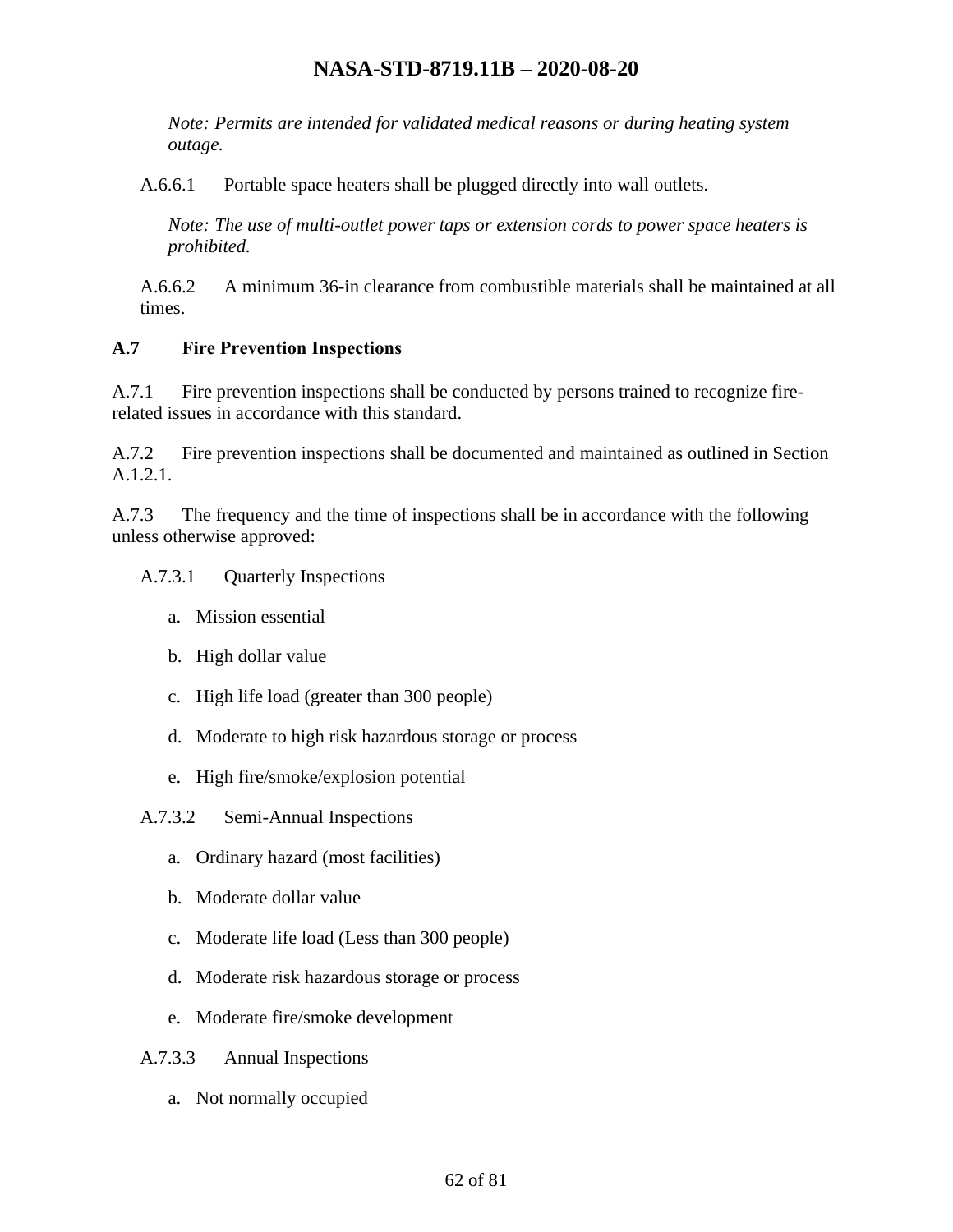*Note: Permits are intended for validated medical reasons or during heating system outage.*

A.6.6.1 Portable space heaters shall be plugged directly into wall outlets.

*Note: The use of multi-outlet power taps or extension cords to power space heaters is prohibited.*

A.6.6.2 A minimum 36-in clearance from combustible materials shall be maintained at all times.

## A.7 Fire Prevention Inspections

A.7.1 Fire prevention inspections shall be conducted by persons trained to recognize fire-related issues in accordance with this standard.

A.7.2 Fire prevention inspections shall be documented and maintained as outlined in Section A.1.2.1.

A.7.3 The frequency and the time of inspections shall be in accordance with the following unless otherwise approved:

A.7.3.1 Quarterly Inspections

a. Mission essential

b. High dollar value

c. High life load (greater than 300 people)

d. Moderate to high risk hazardous storage or process

e. High fire/smoke/explosion potential

A.7.3.2 Semi-Annual Inspections

a. Ordinary hazard (most facilities)

b. Moderate dollar value

c. Moderate life load (Less than 300 people)

d. Moderate risk hazardous storage or process

e. Moderate fire/smoke development

A.7.3.3 Annual Inspections

a. Not normally occupied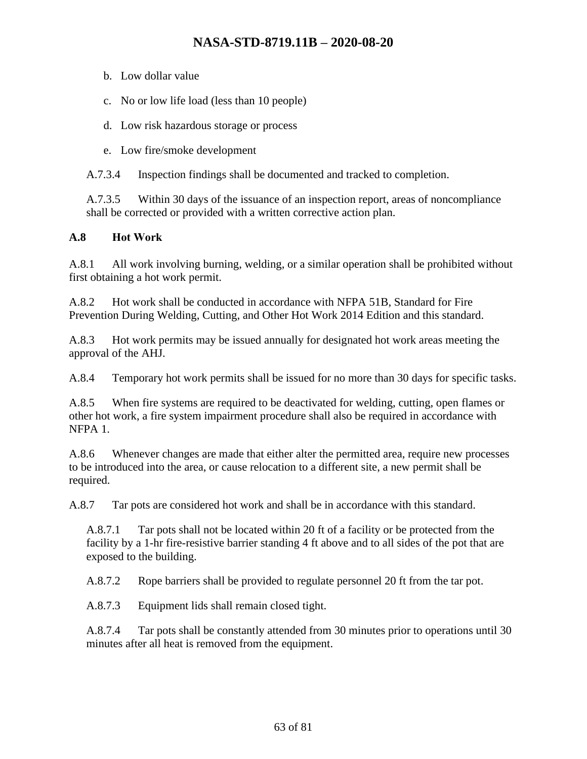b. Low dollar value

c. No or low life load (less than 10 people)

d. Low risk hazardous storage or process

e. Low fire/smoke development

A.7.3.4 Inspection findings shall be documented and tracked to completion.

A.7.3.5 Within 30 days of the issuance of an inspection report, areas of noncompliance shall be corrected or provided with a written corrective action plan.

## A.8 Hot Work

A.8.1 All work involving burning, welding, or a similar operation shall be prohibited without first obtaining a hot work permit.

A.8.2 Hot work shall be conducted in accordance with NFPA 51B, Standard for Fire Prevention During Welding, Cutting, and Other Hot Work 2014 Edition and this standard.

A.8.3 Hot work permits may be issued annually for designated hot work areas meeting the approval of the AHJ.

A.8.4 Temporary hot work permits shall be issued for no more than 30 days for specific tasks.

A.8.5 When fire systems are required to be deactivated for welding, cutting, open flames or other hot work, a fire system impairment procedure shall also be required in accordance with NFPA 1.

A.8.6 Whenever changes are made that either alter the permitted area, require new processes to be introduced into the area, or cause relocation to a different site, a new permit shall be required.

A.8.7 Tar pots are considered hot work and shall be in accordance with this standard.

A.8.7.1 Tar pots shall not be located within 20 ft of a facility or be protected from the facility by a 1-hr fire-resistive barrier standing 4 ft above and to all sides of the pot that are exposed to the building.

A.8.7.2 Rope barriers shall be provided to regulate personnel 20 ft from the tar pot.

A.8.7.3 Equipment lids shall remain closed tight.

A.8.7.4 Tar pots shall be constantly attended from 30 minutes prior to operations until 30 minutes after all heat is removed from the equipment.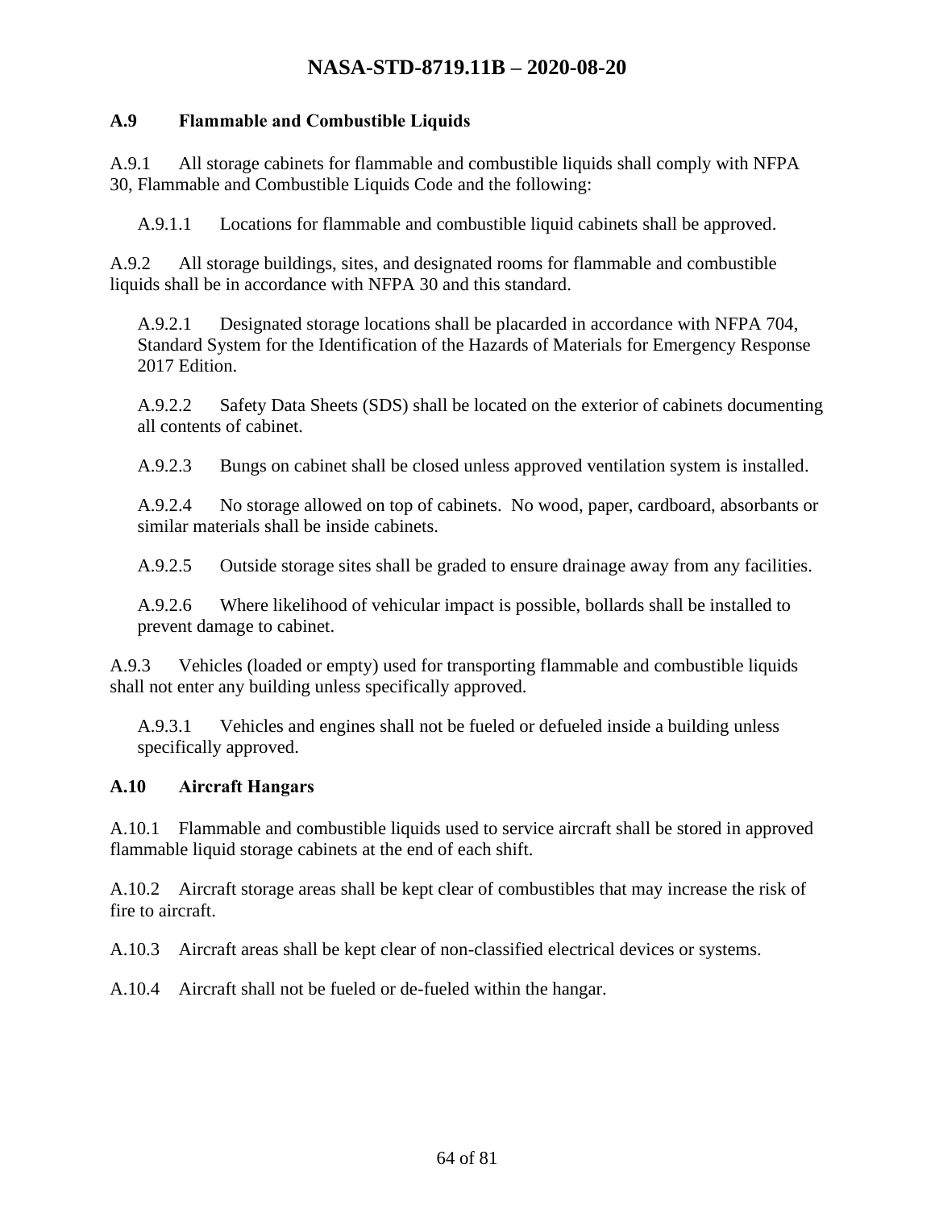### A.9 Flammable and Combustible Liquids

A.9.1 All storage cabinets for flammable and combustible liquids shall comply with NFPA 30, Flammable and Combustible Liquids Code and the following:

A.9.1.1 Locations for flammable and combustible liquid cabinets shall be approved.

A.9.2 All storage buildings, sites, and designated rooms for flammable and combustible liquids shall be in accordance with NFPA 30 and this standard.

A.9.2.1 Designated storage locations shall be placarded in accordance with NFPA 704, Standard System for the Identification of the Hazards of Materials for Emergency Response 2017 Edition.

A.9.2.2 Safety Data Sheets (SDS) shall be located on the exterior of cabinets documenting all contents of cabinet.

A.9.2.3 Bungs on cabinet shall be closed unless approved ventilation system is installed.

A.9.2.4 No storage allowed on top of cabinets. No wood, paper, cardboard, absorbants or similar materials shall be inside cabinets.

A.9.2.5 Outside storage sites shall be graded to ensure drainage away from any facilities.

A.9.2.6 Where likelihood of vehicular impact is possible, bollards shall be installed to prevent damage to cabinet.

A.9.3 Vehicles (loaded or empty) used for transporting flammable and combustible liquids shall not enter any building unless specifically approved.

A.9.3.1 Vehicles and engines shall not be fueled or defueled inside a building unless specifically approved.

### A.10 Aircraft Hangars

A.10.1 Flammable and combustible liquids used to service aircraft shall be stored in approved flammable liquid storage cabinets at the end of each shift.

A.10.2 Aircraft storage areas shall be kept clear of combustibles that may increase the risk of fire to aircraft.

A.10.3 Aircraft areas shall be kept clear of non-classified electrical devices or systems.

A.10.4 Aircraft shall not be fueled or de-fueled within the hangar.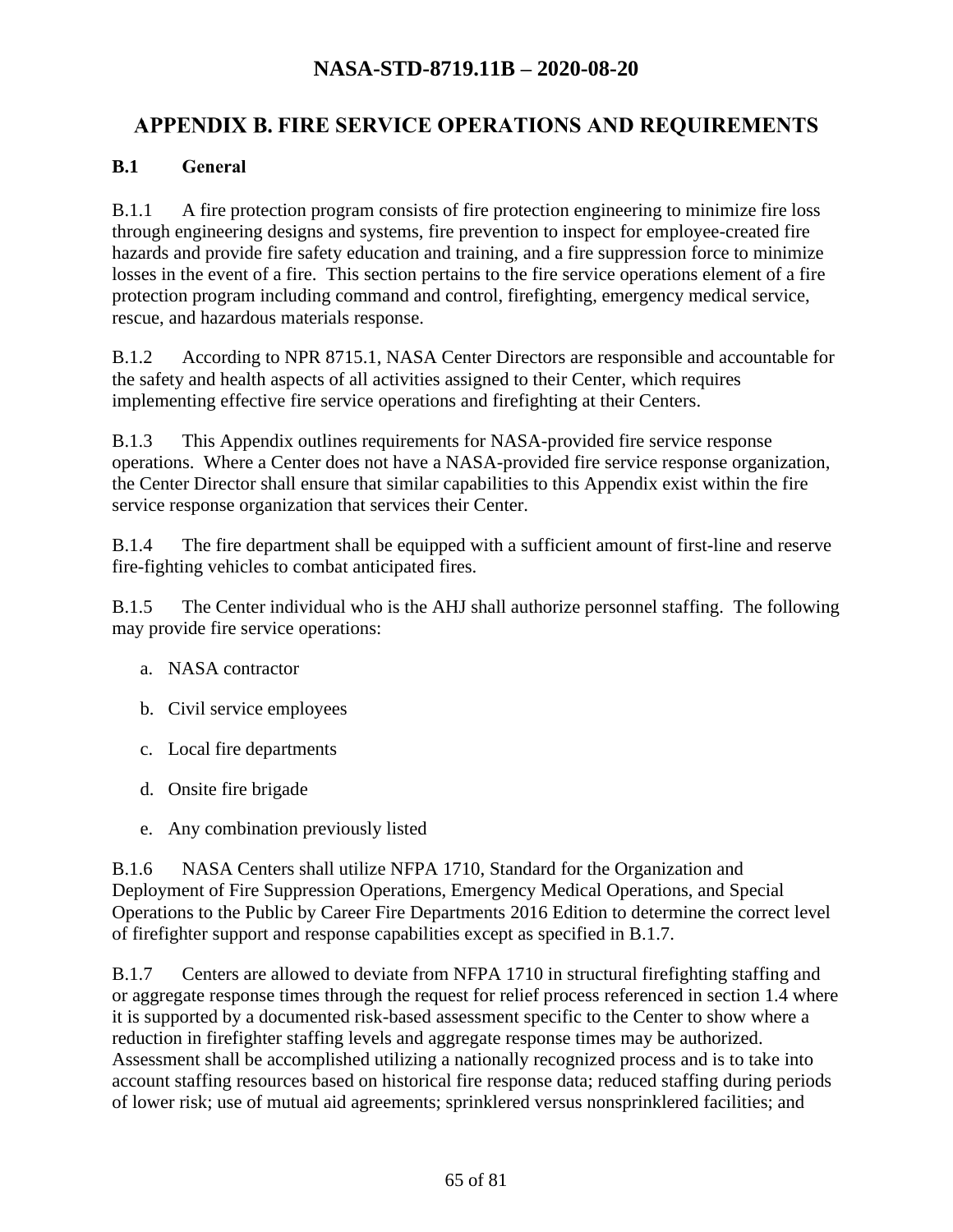# APPENDIX B. FIRE SERVICE OPERATIONS AND REQUIREMENTS

## B.1 General

B.1.1 A fire protection program consists of fire protection engineering to minimize fire loss through engineering designs and systems, fire prevention to inspect for employee-created fire hazards and provide fire safety education and training, and a fire suppression force to minimize losses in the event of a fire. This section pertains to the fire service operations element of a fire protection program including command and control, firefighting, emergency medical service, rescue, and hazardous materials response.

B.1.2 According to NPR 8715.1, NASA Center Directors are responsible and accountable for the safety and health aspects of all activities assigned to their Center, which requires implementing effective fire service operations and firefighting at their Centers.

B.1.3 This Appendix outlines requirements for NASA-provided fire service response operations. Where a Center does not have a NASA-provided fire service response organization, the Center Director shall ensure that similar capabilities to this Appendix exist within the fire service response organization that services their Center.

B.1.4 The fire department shall be equipped with a sufficient amount of first-line and reserve fire-fighting vehicles to combat anticipated fires.

B.1.5 The Center individual who is the AHJ shall authorize personnel staffing. The following may provide fire service operations:

a. NASA contractor

b. Civil service employees

c. Local fire departments

d. Onsite fire brigade

e. Any combination previously listed

B.1.6 NASA Centers shall utilize NFPA 1710, Standard for the Organization and Deployment of Fire Suppression Operations, Emergency Medical Operations, and Special Operations to the Public by Career Fire Departments 2016 Edition to determine the correct level of firefighter support and response capabilities except as specified in B.1.7.

B.1.7 Centers are allowed to deviate from NFPA 1710 in structural firefighting staffing and or aggregate response times through the request for relief process referenced in section 1.4 where it is supported by a documented risk-based assessment specific to the Center to show where a reduction in firefighter staffing levels and aggregate response times may be authorized. Assessment shall be accomplished utilizing a nationally recognized process and is to take into account staffing resources based on historical fire response data; reduced staffing during periods of lower risk; use of mutual aid agreements; sprinklered versus nonsprinklered facilities; and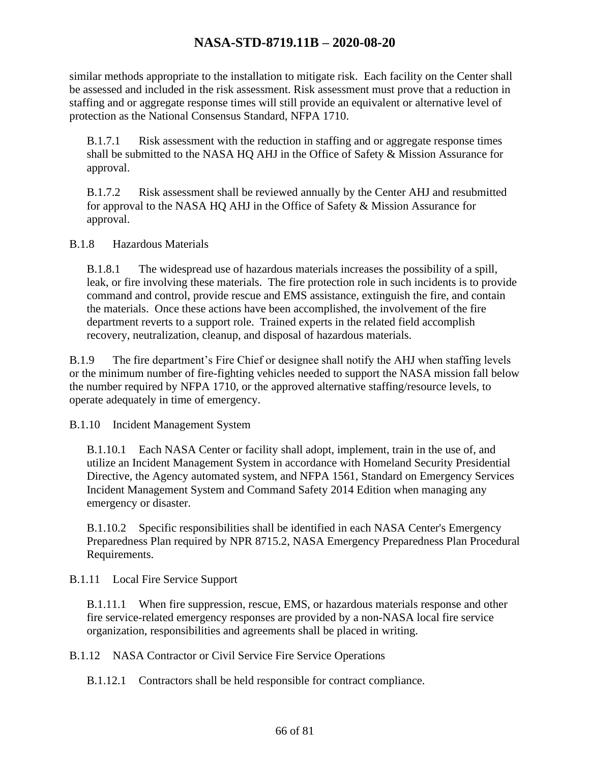similar methods appropriate to the installation to mitigate risk. Each facility on the Center shall be assessed and included in the risk assessment. Risk assessment must prove that a reduction in staffing and or aggregate response times will still provide an equivalent or alternative level of protection as the National Consensus Standard, NFPA 1710.

B.1.7.1 Risk assessment with the reduction in staffing and or aggregate response times shall be submitted to the NASA HQ AHJ in the Office of Safety & Mission Assurance for approval.

B.1.7.2 Risk assessment shall be reviewed annually by the Center AHJ and resubmitted for approval to the NASA HQ AHJ in the Office of Safety & Mission Assurance for approval.

B.1.8 Hazardous Materials

B.1.8.1 The widespread use of hazardous materials increases the possibility of a spill, leak, or fire involving these materials. The fire protection role in such incidents is to provide command and control, provide rescue and EMS assistance, extinguish the fire, and contain the materials. Once these actions have been accomplished, the involvement of the fire department reverts to a support role. Trained experts in the related field accomplish recovery, neutralization, cleanup, and disposal of hazardous materials.

B.1.9 The fire department's Fire Chief or designee shall notify the AHJ when staffing levels or the minimum number of fire-fighting vehicles needed to support the NASA mission fall below the number required by NFPA 1710, or the approved alternative staffing/resource levels, to operate adequately in time of emergency.

B.1.10 Incident Management System

B.1.10.1 Each NASA Center or facility shall adopt, implement, train in the use of, and utilize an Incident Management System in accordance with Homeland Security Presidential Directive, the Agency automated system, and NFPA 1561, Standard on Emergency Services Incident Management System and Command Safety 2014 Edition when managing any emergency or disaster.

B.1.10.2 Specific responsibilities shall be identified in each NASA Center's Emergency Preparedness Plan required by NPR 8715.2, NASA Emergency Preparedness Plan Procedural Requirements.

B.1.11 Local Fire Service Support

B.1.11.1 When fire suppression, rescue, EMS, or hazardous materials response and other fire service-related emergency responses are provided by a non-NASA local fire service organization, responsibilities and agreements shall be placed in writing.

B.1.12 NASA Contractor or Civil Service Fire Service Operations

B.1.12.1 Contractors shall be held responsible for contract compliance.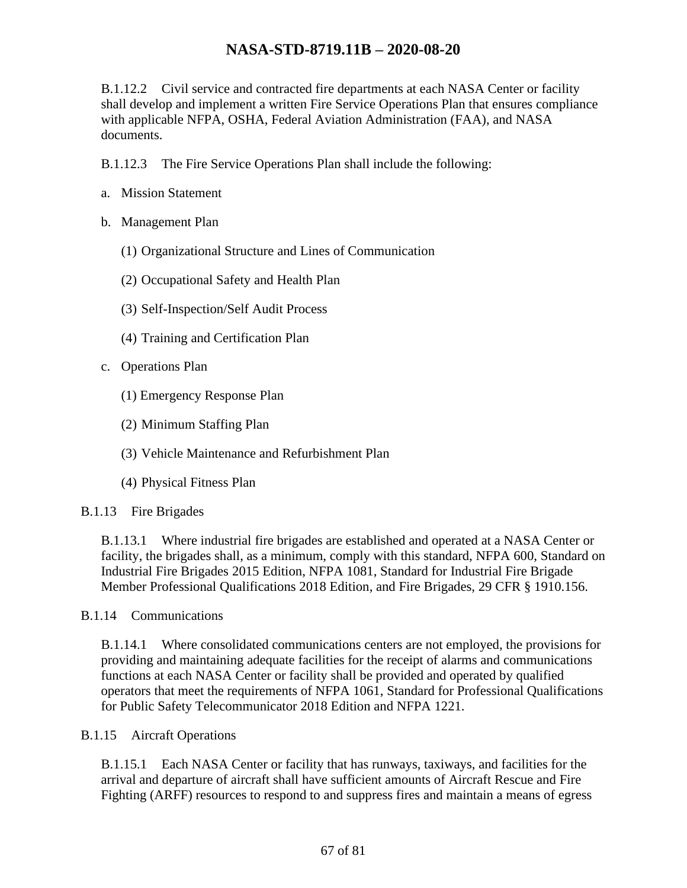B.1.12.2 Civil service and contracted fire departments at each NASA Center or facility shall develop and implement a written Fire Service Operations Plan that ensures compliance with applicable NFPA, OSHA, Federal Aviation Administration (FAA), and NASA documents.

B.1.12.3 The Fire Service Operations Plan shall include the following:

a. Mission Statement

b. Management Plan

   (1) Organizational Structure and Lines of Communication

   (2) Occupational Safety and Health Plan

   (3) Self-Inspection/Self Audit Process

   (4) Training and Certification Plan

c. Operations Plan

   (1) Emergency Response Plan

   (2) Minimum Staffing Plan

   (3) Vehicle Maintenance and Refurbishment Plan

   (4) Physical Fitness Plan

B.1.13 Fire Brigades

B.1.13.1 Where industrial fire brigades are established and operated at a NASA Center or facility, the brigades shall, as a minimum, comply with this standard, NFPA 600, Standard on Industrial Fire Brigades 2015 Edition, NFPA 1081, Standard for Industrial Fire Brigade Member Professional Qualifications 2018 Edition, and Fire Brigades, 29 CFR § 1910.156.

B.1.14 Communications

B.1.14.1 Where consolidated communications centers are not employed, the provisions for providing and maintaining adequate facilities for the receipt of alarms and communications functions at each NASA Center or facility shall be provided and operated by qualified operators that meet the requirements of NFPA 1061, Standard for Professional Qualifications for Public Safety Telecommunicator 2018 Edition and NFPA 1221.

B.1.15 Aircraft Operations

B.1.15.1 Each NASA Center or facility that has runways, taxiways, and facilities for the arrival and departure of aircraft shall have sufficient amounts of Aircraft Rescue and Fire Fighting (ARFF) resources to respond to and suppress fires and maintain a means of egress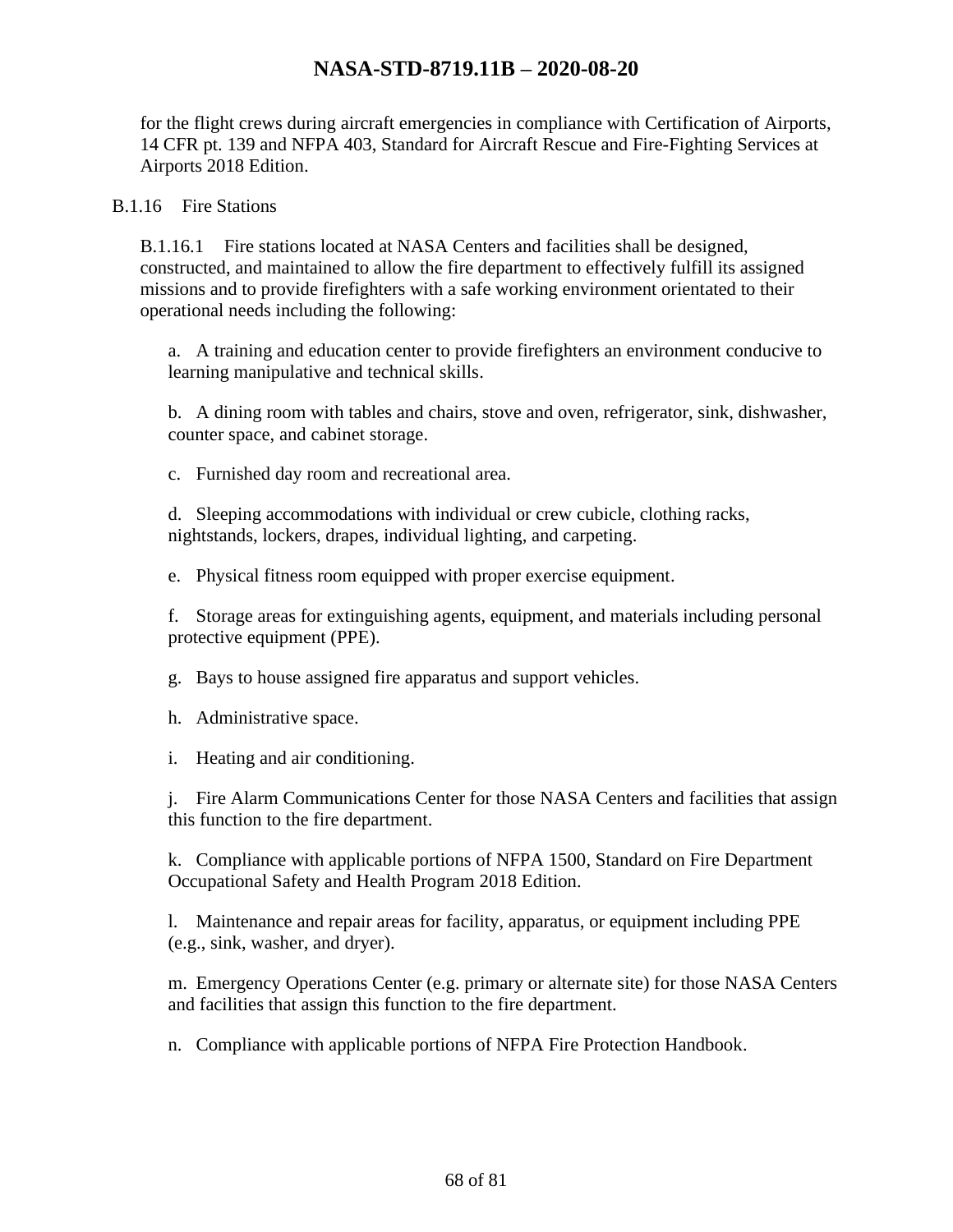for the flight crews during aircraft emergencies in compliance with Certification of Airports, 14 CFR pt. 139 and NFPA 403, Standard for Aircraft Rescue and Fire-Fighting Services at Airports 2018 Edition.

B.1.16 Fire Stations

B.1.16.1 Fire stations located at NASA Centers and facilities shall be designed, constructed, and maintained to allow the fire department to effectively fulfill its assigned missions and to provide firefighters with a safe working environment orientated to their operational needs including the following:

a. A training and education center to provide firefighters an environment conducive to learning manipulative and technical skills.

b. A dining room with tables and chairs, stove and oven, refrigerator, sink, dishwasher, counter space, and cabinet storage.

c. Furnished day room and recreational area.

d. Sleeping accommodations with individual or crew cubicle, clothing racks, nightstands, lockers, drapes, individual lighting, and carpeting.

e. Physical fitness room equipped with proper exercise equipment.

f. Storage areas for extinguishing agents, equipment, and materials including personal protective equipment (PPE).

g. Bays to house assigned fire apparatus and support vehicles.

h. Administrative space.

i. Heating and air conditioning.

j. Fire Alarm Communications Center for those NASA Centers and facilities that assign this function to the fire department.

k. Compliance with applicable portions of NFPA 1500, Standard on Fire Department Occupational Safety and Health Program 2018 Edition.

l. Maintenance and repair areas for facility, apparatus, or equipment including PPE (e.g., sink, washer, and dryer).

m. Emergency Operations Center (e.g. primary or alternate site) for those NASA Centers and facilities that assign this function to the fire department.

n. Compliance with applicable portions of NFPA Fire Protection Handbook.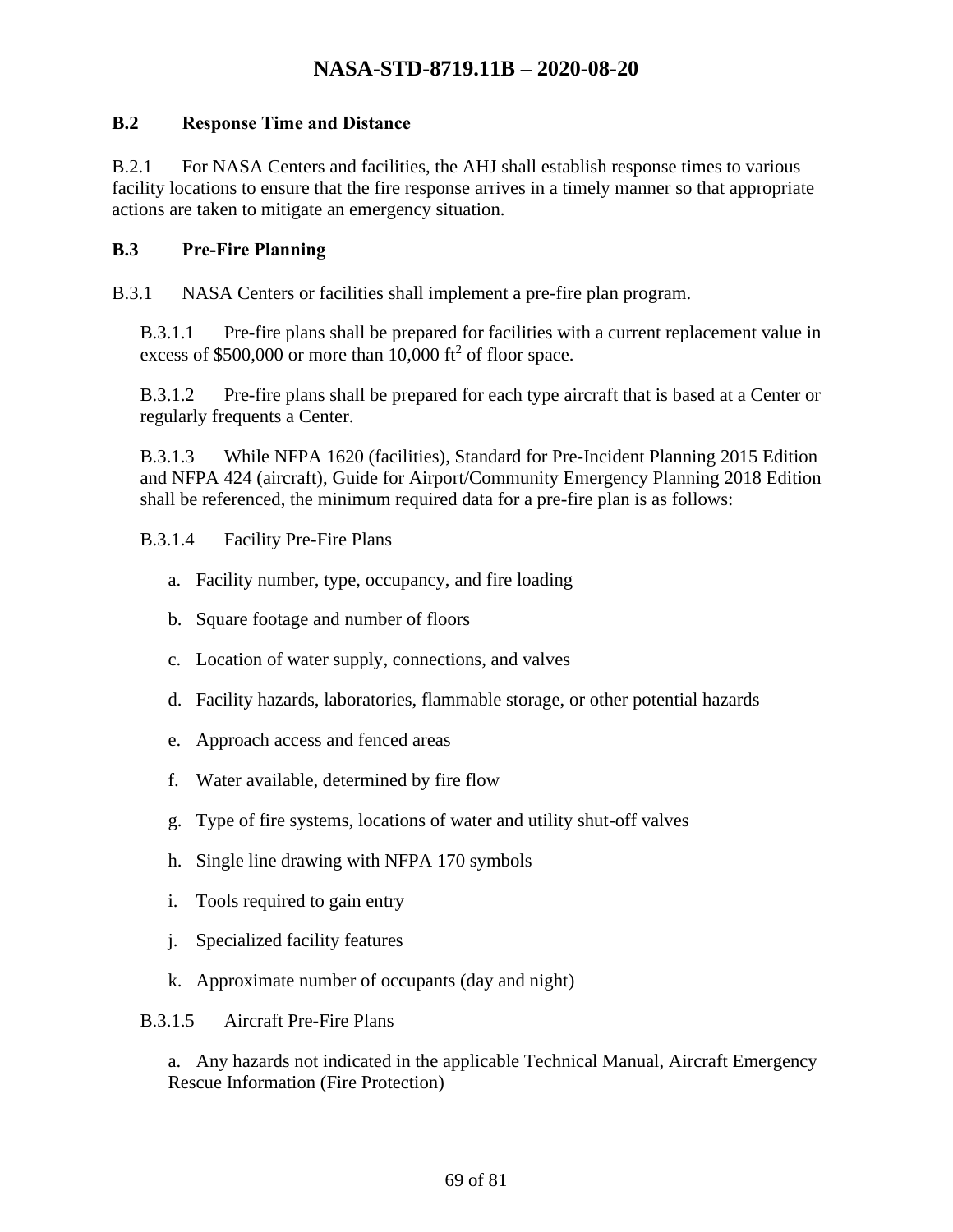### B.2 Response Time and Distance

B.2.1 For NASA Centers and facilities, the AHJ shall establish response times to various facility locations to ensure that the fire response arrives in a timely manner so that appropriate actions are taken to mitigate an emergency situation.

### B.3 Pre-Fire Planning

B.3.1 NASA Centers or facilities shall implement a pre-fire plan program.

B.3.1.1 Pre-fire plans shall be prepared for facilities with a current replacement value in excess of $500,000 or more than 10,000 $ft^2$ of floor space.

B.3.1.2 Pre-fire plans shall be prepared for each type aircraft that is based at a Center or regularly frequents a Center.

B.3.1.3 While NFPA 1620 (facilities), Standard for Pre-Incident Planning 2015 Edition and NFPA 424 (aircraft), Guide for Airport/Community Emergency Planning 2018 Edition shall be referenced, the minimum required data for a pre-fire plan is as follows:

B.3.1.4 Facility Pre-Fire Plans

a. Facility number, type, occupancy, and fire loading

b. Square footage and number of floors

c. Location of water supply, connections, and valves

d. Facility hazards, laboratories, flammable storage, or other potential hazards

e. Approach access and fenced areas

f. Water available, determined by fire flow

g. Type of fire systems, locations of water and utility shut-off valves

h. Single line drawing with NFPA 170 symbols

i. Tools required to gain entry

j. Specialized facility features

k. Approximate number of occupants (day and night)

B.3.1.5 Aircraft Pre-Fire Plans

a. Any hazards not indicated in the applicable Technical Manual, Aircraft Emergency Rescue Information (Fire Protection)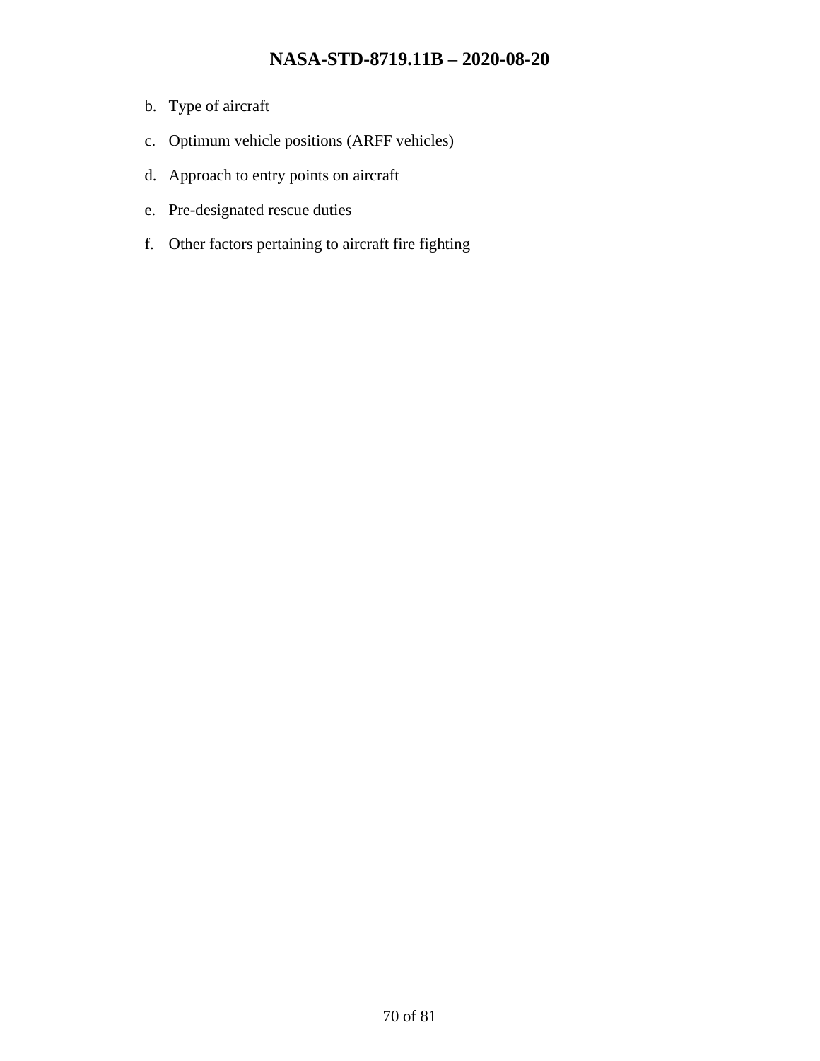b. Type of aircraft

c. Optimum vehicle positions (ARFF vehicles)

d. Approach to entry points on aircraft

e. Pre-designated rescue duties

f. Other factors pertaining to aircraft fire fighting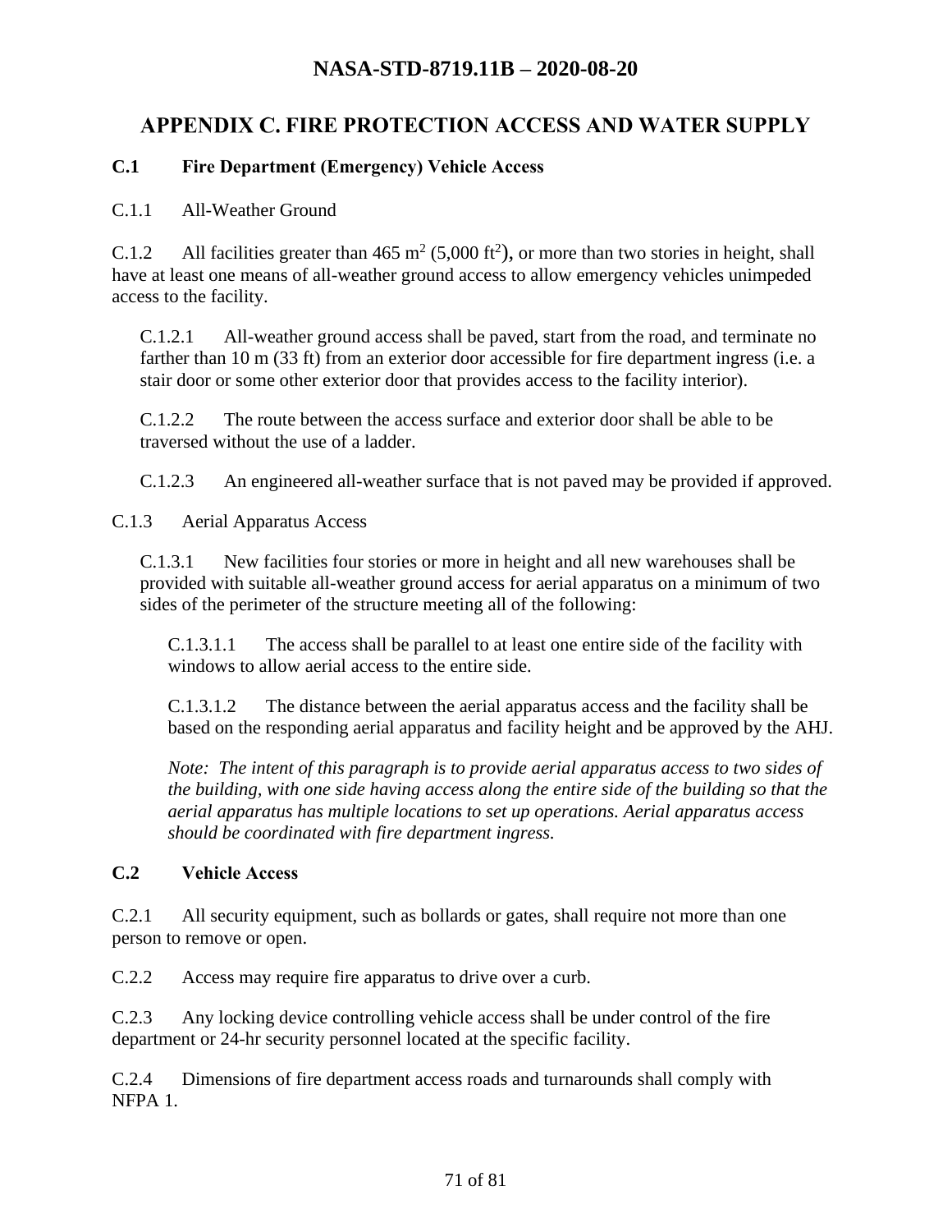# APPENDIX C. FIRE PROTECTION ACCESS AND WATER SUPPLY

## C.1 Fire Department (Emergency) Vehicle Access

C.1.1 All-Weather Ground

C.1.2 All facilities greater than 465 $m^2$ (5,000 $ft^2$), or more than two stories in height, shall have at least one means of all-weather ground access to allow emergency vehicles unimpeded access to the facility.

C.1.2.1 All-weather ground access shall be paved, start from the road, and terminate no farther than 10 m (33 ft) from an exterior door accessible for fire department ingress (i.e. a stair door or some other exterior door that provides access to the facility interior).

C.1.2.2 The route between the access surface and exterior door shall be able to be traversed without the use of a ladder.

C.1.2.3 An engineered all-weather surface that is not paved may be provided if approved.

C.1.3 Aerial Apparatus Access

C.1.3.1 New facilities four stories or more in height and all new warehouses shall be provided with suitable all-weather ground access for aerial apparatus on a minimum of two sides of the perimeter of the structure meeting all of the following:

C.1.3.1.1 The access shall be parallel to at least one entire side of the facility with windows to allow aerial access to the entire side.

C.1.3.1.2 The distance between the aerial apparatus access and the facility shall be based on the responding aerial apparatus and facility height and be approved by the AHJ.

*Note: The intent of this paragraph is to provide aerial apparatus access to two sides of the building, with one side having access along the entire side of the building so that the aerial apparatus has multiple locations to set up operations. Aerial apparatus access should be coordinated with fire department ingress.*

## C.2 Vehicle Access

C.2.1 All security equipment, such as bollards or gates, shall require not more than one person to remove or open.

C.2.2 Access may require fire apparatus to drive over a curb.

C.2.3 Any locking device controlling vehicle access shall be under control of the fire department or 24-hr security personnel located at the specific facility.

C.2.4 Dimensions of fire department access roads and turnarounds shall comply with NFPA 1.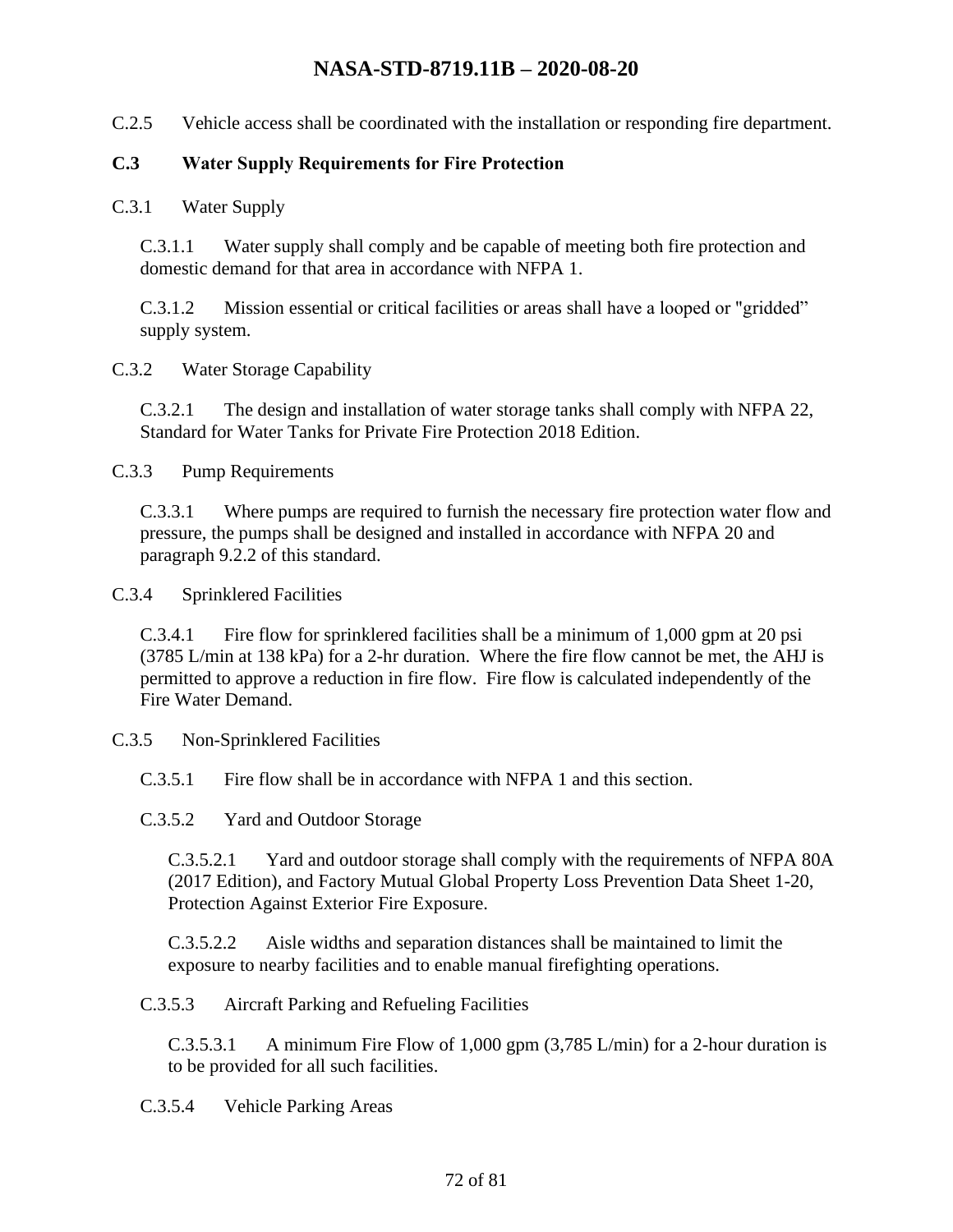C.2.5 Vehicle access shall be coordinated with the installation or responding fire department.

## C.3 Water Supply Requirements for Fire Protection

C.3.1 Water Supply

C.3.1.1 Water supply shall comply and be capable of meeting both fire protection and domestic demand for that area in accordance with NFPA 1.

C.3.1.2 Mission essential or critical facilities or areas shall have a looped or "gridded" supply system.

C.3.2 Water Storage Capability

C.3.2.1 The design and installation of water storage tanks shall comply with NFPA 22, Standard for Water Tanks for Private Fire Protection 2018 Edition.

C.3.3 Pump Requirements

C.3.3.1 Where pumps are required to furnish the necessary fire protection water flow and pressure, the pumps shall be designed and installed in accordance with NFPA 20 and paragraph 9.2.2 of this standard.

C.3.4 Sprinklered Facilities

C.3.4.1 Fire flow for sprinklered facilities shall be a minimum of 1,000 gpm at 20 psi (3785 L/min at 138 kPa) for a 2-hr duration. Where the fire flow cannot be met, the AHJ is permitted to approve a reduction in fire flow. Fire flow is calculated independently of the Fire Water Demand.

C.3.5 Non-Sprinklered Facilities

C.3.5.1 Fire flow shall be in accordance with NFPA 1 and this section.

C.3.5.2 Yard and Outdoor Storage

C.3.5.2.1 Yard and outdoor storage shall comply with the requirements of NFPA 80A (2017 Edition), and Factory Mutual Global Property Loss Prevention Data Sheet 1-20, Protection Against Exterior Fire Exposure.

C.3.5.2.2 Aisle widths and separation distances shall be maintained to limit the exposure to nearby facilities and to enable manual firefighting operations.

C.3.5.3 Aircraft Parking and Refueling Facilities

C.3.5.3.1 A minimum Fire Flow of 1,000 gpm (3,785 L/min) for a 2-hour duration is to be provided for all such facilities.

C.3.5.4 Vehicle Parking Areas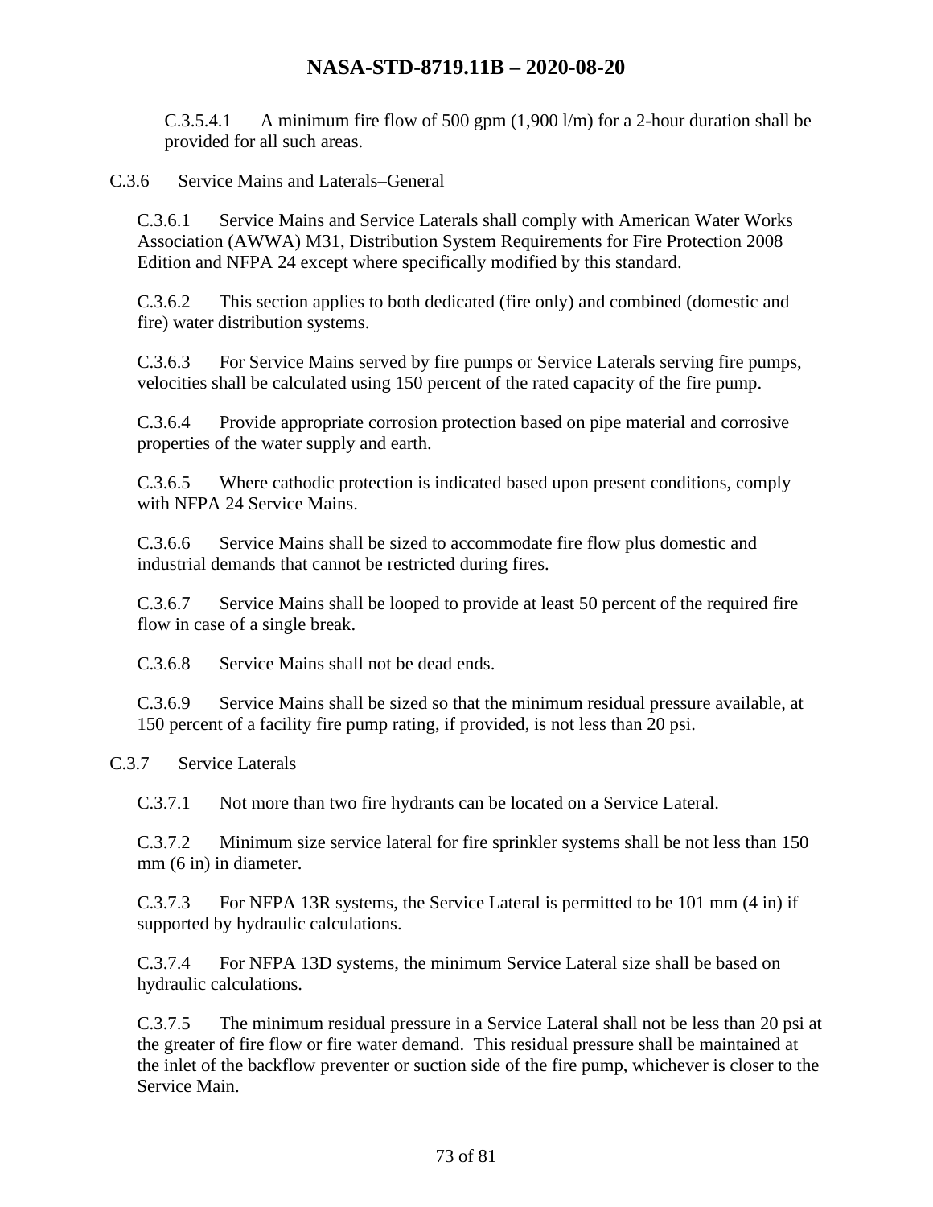C.3.5.4.1 A minimum fire flow of 500 gpm (1,900 l/m) for a 2-hour duration shall be provided for all such areas.

C.3.6 Service Mains and Laterals–General

C.3.6.1 Service Mains and Service Laterals shall comply with American Water Works Association (AWWA) M31, Distribution System Requirements for Fire Protection 2008 Edition and NFPA 24 except where specifically modified by this standard.

C.3.6.2 This section applies to both dedicated (fire only) and combined (domestic and fire) water distribution systems.

C.3.6.3 For Service Mains served by fire pumps or Service Laterals serving fire pumps, velocities shall be calculated using 150 percent of the rated capacity of the fire pump.

C.3.6.4 Provide appropriate corrosion protection based on pipe material and corrosive properties of the water supply and earth.

C.3.6.5 Where cathodic protection is indicated based upon present conditions, comply with NFPA 24 Service Mains.

C.3.6.6 Service Mains shall be sized to accommodate fire flow plus domestic and industrial demands that cannot be restricted during fires.

C.3.6.7 Service Mains shall be looped to provide at least 50 percent of the required fire flow in case of a single break.

C.3.6.8 Service Mains shall not be dead ends.

C.3.6.9 Service Mains shall be sized so that the minimum residual pressure available, at 150 percent of a facility fire pump rating, if provided, is not less than 20 psi.

C.3.7 Service Laterals

C.3.7.1 Not more than two fire hydrants can be located on a Service Lateral.

C.3.7.2 Minimum size service lateral for fire sprinkler systems shall be not less than 150 mm (6 in) in diameter.

C.3.7.3 For NFPA 13R systems, the Service Lateral is permitted to be 101 mm (4 in) if supported by hydraulic calculations.

C.3.7.4 For NFPA 13D systems, the minimum Service Lateral size shall be based on hydraulic calculations.

C.3.7.5 The minimum residual pressure in a Service Lateral shall not be less than 20 psi at the greater of fire flow or fire water demand. This residual pressure shall be maintained at the inlet of the backflow preventer or suction side of the fire pump, whichever is closer to the Service Main.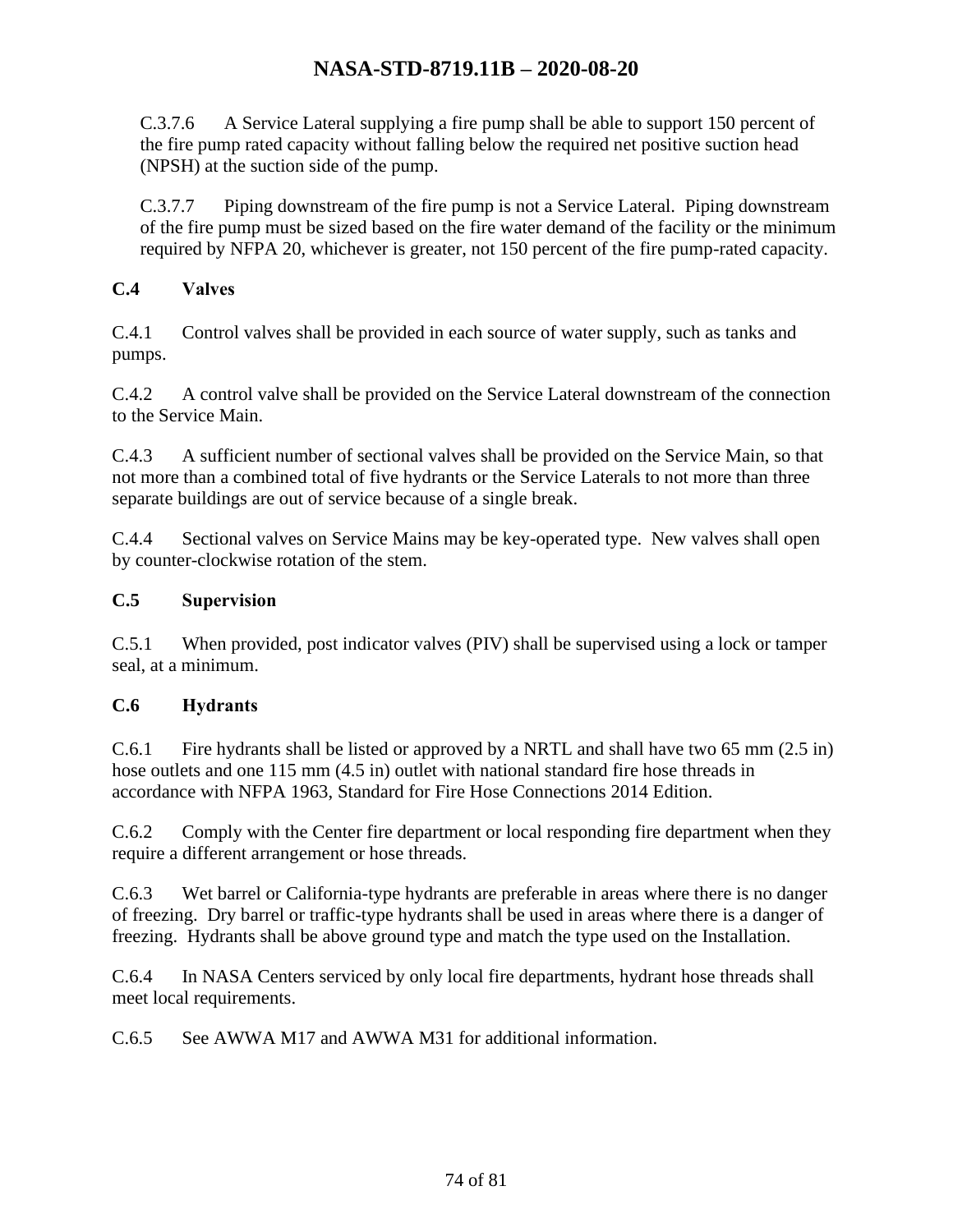C.3.7.6 A Service Lateral supplying a fire pump shall be able to support 150 percent of the fire pump rated capacity without falling below the required net positive suction head (NPSH) at the suction side of the pump.

C.3.7.7 Piping downstream of the fire pump is not a Service Lateral. Piping downstream of the fire pump must be sized based on the fire water demand of the facility or the minimum required by NFPA 20, whichever is greater, not 150 percent of the fire pump-rated capacity.

## C.4 Valves

C.4.1 Control valves shall be provided in each source of water supply, such as tanks and pumps.

C.4.2 A control valve shall be provided on the Service Lateral downstream of the connection to the Service Main.

C.4.3 A sufficient number of sectional valves shall be provided on the Service Main, so that not more than a combined total of five hydrants or the Service Laterals to not more than three separate buildings are out of service because of a single break.

C.4.4 Sectional valves on Service Mains may be key-operated type. New valves shall open by counter-clockwise rotation of the stem.

## C.5 Supervision

C.5.1 When provided, post indicator valves (PIV) shall be supervised using a lock or tamper seal, at a minimum.

## C.6 Hydrants

C.6.1 Fire hydrants shall be listed or approved by a NRTL and shall have two 65 mm (2.5 in) hose outlets and one 115 mm (4.5 in) outlet with national standard fire hose threads in accordance with NFPA 1963, Standard for Fire Hose Connections 2014 Edition.

C.6.2 Comply with the Center fire department or local responding fire department when they require a different arrangement or hose threads.

C.6.3 Wet barrel or California-type hydrants are preferable in areas where there is no danger of freezing. Dry barrel or traffic-type hydrants shall be used in areas where there is a danger of freezing. Hydrants shall be above ground type and match the type used on the Installation.

C.6.4 In NASA Centers serviced by only local fire departments, hydrant hose threads shall meet local requirements.

C.6.5 See AWWA M17 and AWWA M31 for additional information.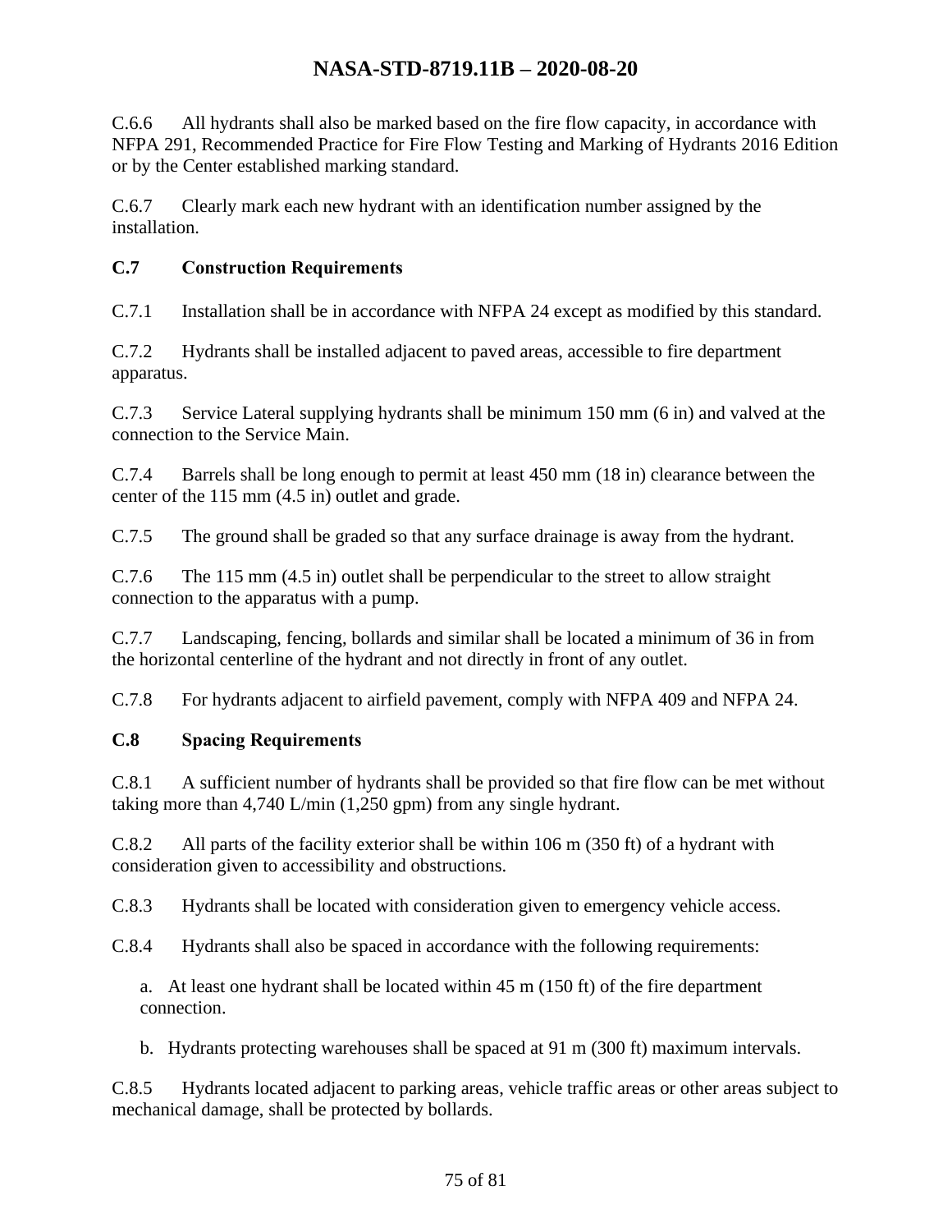C.6.6 All hydrants shall also be marked based on the fire flow capacity, in accordance with NFPA 291, Recommended Practice for Fire Flow Testing and Marking of Hydrants 2016 Edition or by the Center established marking standard.

C.6.7 Clearly mark each new hydrant with an identification number assigned by the installation.

### C.7 Construction Requirements

C.7.1 Installation shall be in accordance with NFPA 24 except as modified by this standard.

C.7.2 Hydrants shall be installed adjacent to paved areas, accessible to fire department apparatus.

C.7.3 Service Lateral supplying hydrants shall be minimum 150 mm (6 in) and valved at the connection to the Service Main.

C.7.4 Barrels shall be long enough to permit at least 450 mm (18 in) clearance between the center of the 115 mm (4.5 in) outlet and grade.

C.7.5 The ground shall be graded so that any surface drainage is away from the hydrant.

C.7.6 The 115 mm (4.5 in) outlet shall be perpendicular to the street to allow straight connection to the apparatus with a pump.

C.7.7 Landscaping, fencing, bollards and similar shall be located a minimum of 36 in from the horizontal centerline of the hydrant and not directly in front of any outlet.

C.7.8 For hydrants adjacent to airfield pavement, comply with NFPA 409 and NFPA 24.

### C.8 Spacing Requirements

C.8.1 A sufficient number of hydrants shall be provided so that fire flow can be met without taking more than 4,740 L/min (1,250 gpm) from any single hydrant.

C.8.2 All parts of the facility exterior shall be within 106 m (350 ft) of a hydrant with consideration given to accessibility and obstructions.

C.8.3 Hydrants shall be located with consideration given to emergency vehicle access.

C.8.4 Hydrants shall also be spaced in accordance with the following requirements:

a. At least one hydrant shall be located within 45 m (150 ft) of the fire department connection.

b. Hydrants protecting warehouses shall be spaced at 91 m (300 ft) maximum intervals.

C.8.5 Hydrants located adjacent to parking areas, vehicle traffic areas or other areas subject to mechanical damage, shall be protected by bollards.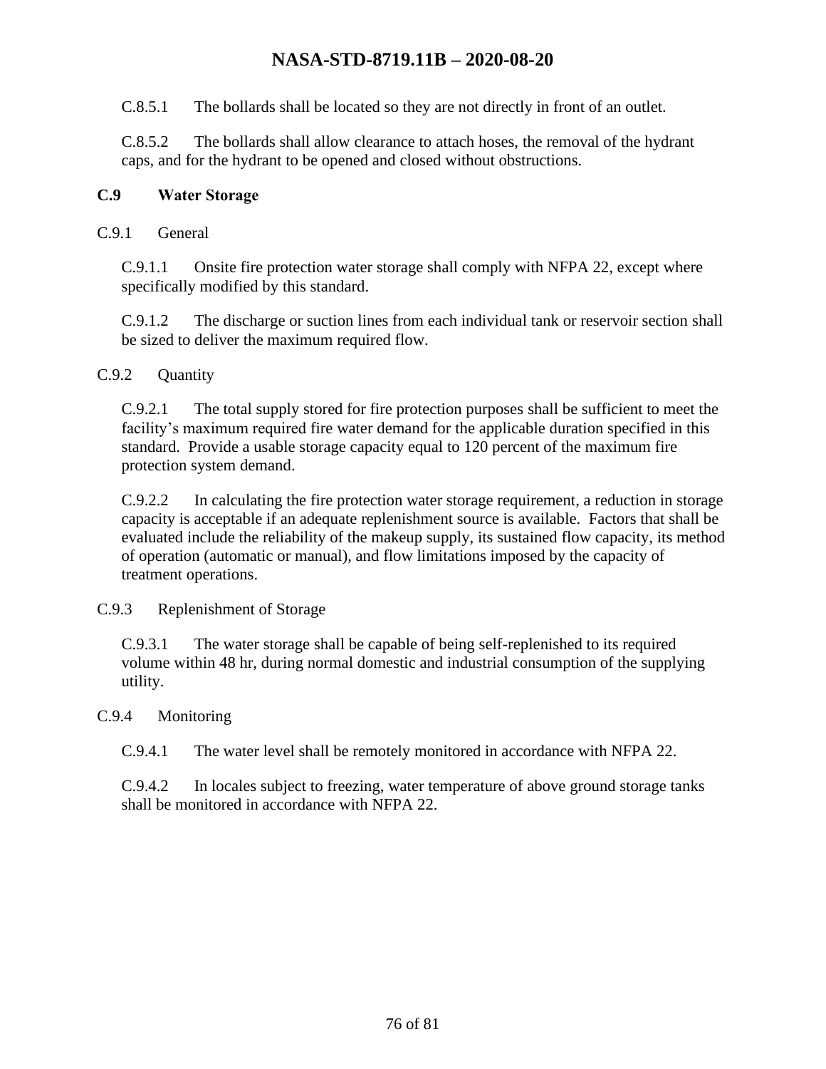C.8.5.1 The bollards shall be located so they are not directly in front of an outlet.

C.8.5.2 The bollards shall allow clearance to attach hoses, the removal of the hydrant caps, and for the hydrant to be opened and closed without obstructions.

## C.9 Water Storage

C.9.1 General

C.9.1.1 Onsite fire protection water storage shall comply with NFPA 22, except where specifically modified by this standard.

C.9.1.2 The discharge or suction lines from each individual tank or reservoir section shall be sized to deliver the maximum required flow.

C.9.2 Quantity

C.9.2.1 The total supply stored for fire protection purposes shall be sufficient to meet the facility's maximum required fire water demand for the applicable duration specified in this standard. Provide a usable storage capacity equal to 120 percent of the maximum fire protection system demand.

C.9.2.2 In calculating the fire protection water storage requirement, a reduction in storage capacity is acceptable if an adequate replenishment source is available. Factors that shall be evaluated include the reliability of the makeup supply, its sustained flow capacity, its method of operation (automatic or manual), and flow limitations imposed by the capacity of treatment operations.

C.9.3 Replenishment of Storage

C.9.3.1 The water storage shall be capable of being self-replenished to its required volume within 48 hr, during normal domestic and industrial consumption of the supplying utility.

C.9.4 Monitoring

C.9.4.1 The water level shall be remotely monitored in accordance with NFPA 22.

C.9.4.2 In locales subject to freezing, water temperature of above ground storage tanks shall be monitored in accordance with NFPA 22.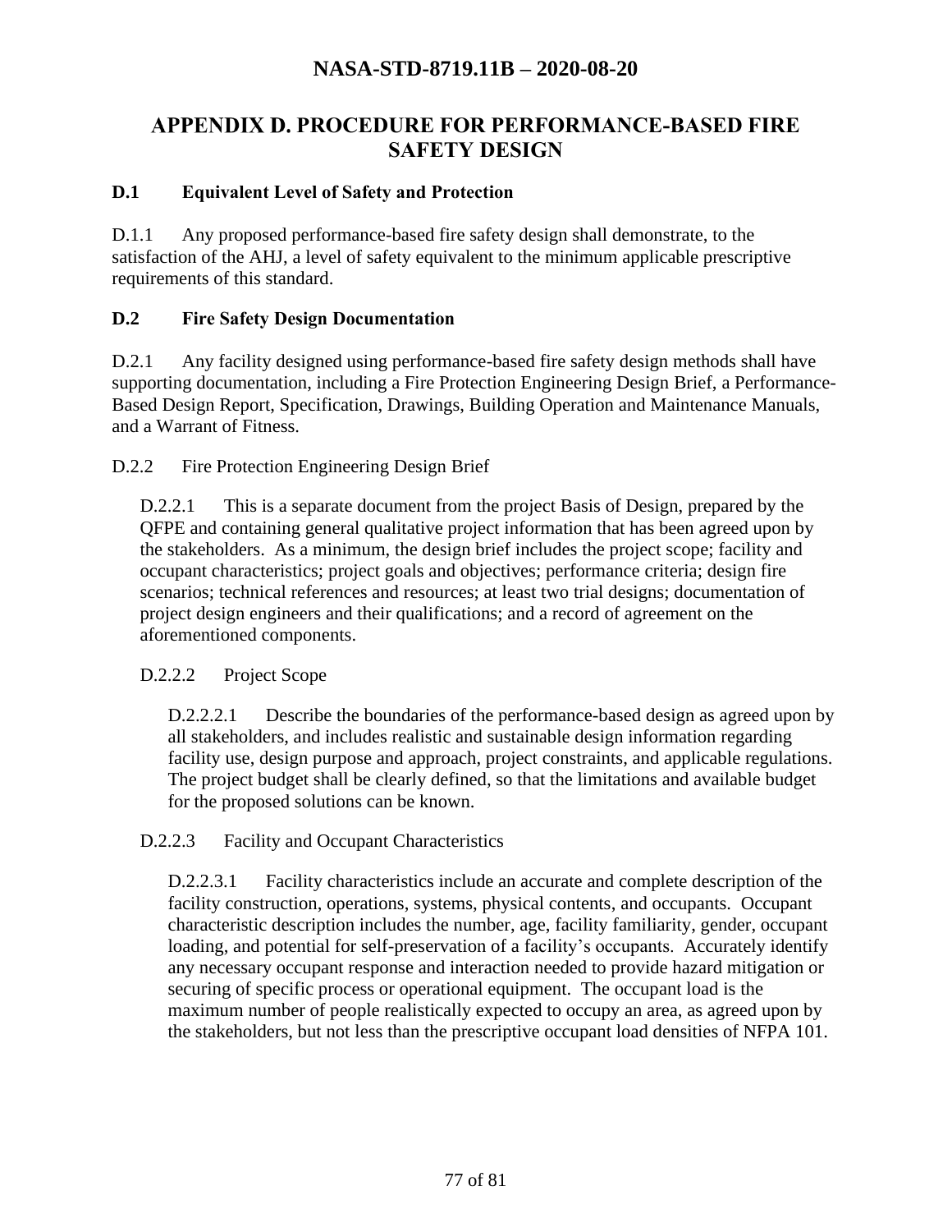# APPENDIX D. PROCEDURE FOR PERFORMANCE-BASED FIRE SAFETY DESIGN

## D.1 Equivalent Level of Safety and Protection

D.1.1 Any proposed performance-based fire safety design shall demonstrate, to the satisfaction of the AHJ, a level of safety equivalent to the minimum applicable prescriptive requirements of this standard.

## D.2 Fire Safety Design Documentation

D.2.1 Any facility designed using performance-based fire safety design methods shall have supporting documentation, including a Fire Protection Engineering Design Brief, a Performance-Based Design Report, Specification, Drawings, Building Operation and Maintenance Manuals, and a Warrant of Fitness.

D.2.2 Fire Protection Engineering Design Brief

D.2.2.1 This is a separate document from the project Basis of Design, prepared by the QFPE and containing general qualitative project information that has been agreed upon by the stakeholders. As a minimum, the design brief includes the project scope; facility and occupant characteristics; project goals and objectives; performance criteria; design fire scenarios; technical references and resources; at least two trial designs; documentation of project design engineers and their qualifications; and a record of agreement on the aforementioned components.

D.2.2.2 Project Scope

D.2.2.2.1 Describe the boundaries of the performance-based design as agreed upon by all stakeholders, and includes realistic and sustainable design information regarding facility use, design purpose and approach, project constraints, and applicable regulations. The project budget shall be clearly defined, so that the limitations and available budget for the proposed solutions can be known.

D.2.2.3 Facility and Occupant Characteristics

D.2.2.3.1 Facility characteristics include an accurate and complete description of the facility construction, operations, systems, physical contents, and occupants. Occupant characteristic description includes the number, age, facility familiarity, gender, occupant loading, and potential for self-preservation of a facility's occupants. Accurately identify any necessary occupant response and interaction needed to provide hazard mitigation or securing of specific process or operational equipment. The occupant load is the maximum number of people realistically expected to occupy an area, as agreed upon by the stakeholders, but not less than the prescriptive occupant load densities of NFPA 101.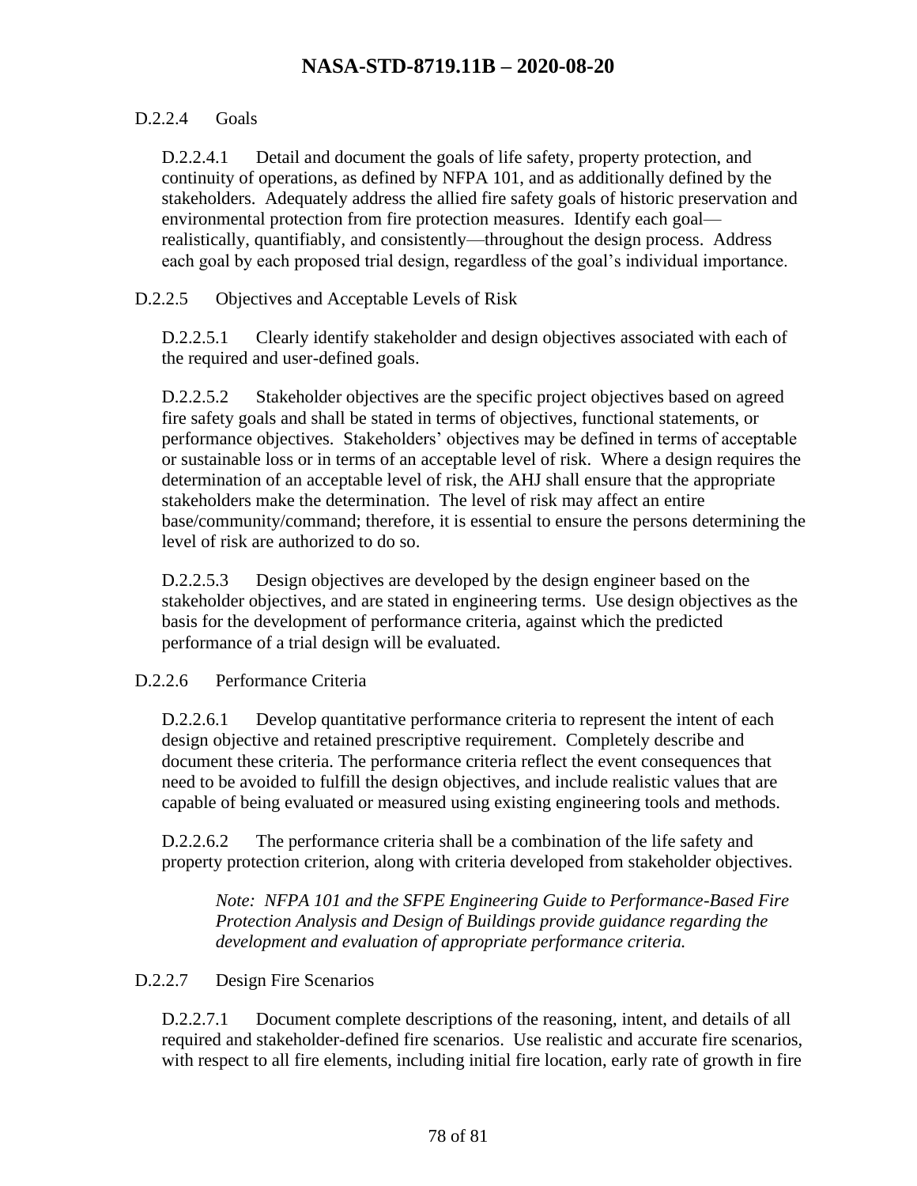#### D.2.2.4 Goals

D.2.2.4.1 Detail and document the goals of life safety, property protection, and continuity of operations, as defined by NFPA 101, and as additionally defined by the stakeholders. Adequately address the allied fire safety goals of historic preservation and environmental protection from fire protection measures. Identify each goal—realistically, quantifiably, and consistently—throughout the design process. Address each goal by each proposed trial design, regardless of the goal's individual importance.

#### D.2.2.5 Objectives and Acceptable Levels of Risk

D.2.2.5.1 Clearly identify stakeholder and design objectives associated with each of the required and user-defined goals.

D.2.2.5.2 Stakeholder objectives are the specific project objectives based on agreed fire safety goals and shall be stated in terms of objectives, functional statements, or performance objectives. Stakeholders' objectives may be defined in terms of acceptable or sustainable loss or in terms of an acceptable level of risk. Where a design requires the determination of an acceptable level of risk, the AHJ shall ensure that the appropriate stakeholders make the determination. The level of risk may affect an entire base/community/command; therefore, it is essential to ensure the persons determining the level of risk are authorized to do so.

D.2.2.5.3 Design objectives are developed by the design engineer based on the stakeholder objectives, and are stated in engineering terms. Use design objectives as the basis for the development of performance criteria, against which the predicted performance of a trial design will be evaluated.

#### D.2.2.6 Performance Criteria

D.2.2.6.1 Develop quantitative performance criteria to represent the intent of each design objective and retained prescriptive requirement. Completely describe and document these criteria. The performance criteria reflect the event consequences that need to be avoided to fulfill the design objectives, and include realistic values that are capable of being evaluated or measured using existing engineering tools and methods.

D.2.2.6.2 The performance criteria shall be a combination of the life safety and property protection criterion, along with criteria developed from stakeholder objectives.

> *Note: NFPA 101 and the SFPE Engineering Guide to Performance-Based Fire Protection Analysis and Design of Buildings provide guidance regarding the development and evaluation of appropriate performance criteria.*

#### D.2.2.7 Design Fire Scenarios

D.2.2.7.1 Document complete descriptions of the reasoning, intent, and details of all required and stakeholder-defined fire scenarios. Use realistic and accurate fire scenarios, with respect to all fire elements, including initial fire location, early rate of growth in fire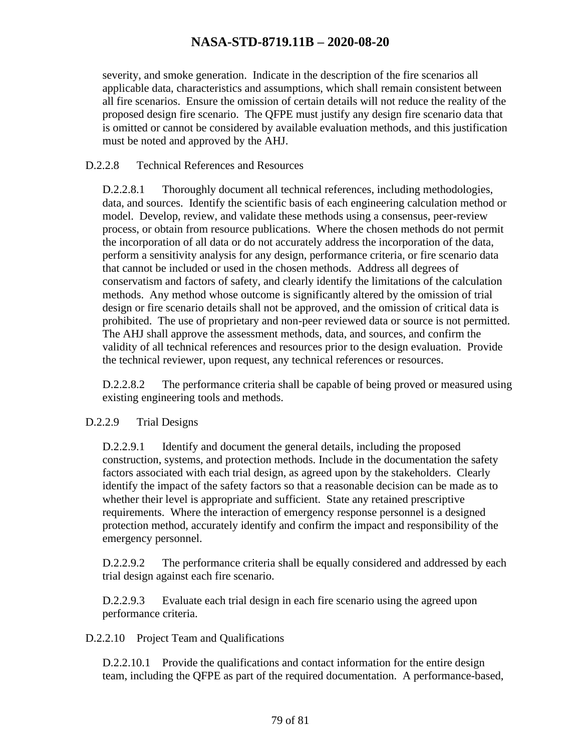severity, and smoke generation. Indicate in the description of the fire scenarios all applicable data, characteristics and assumptions, which shall remain consistent between all fire scenarios. Ensure the omission of certain details will not reduce the reality of the proposed design fire scenario. The QFPE must justify any design fire scenario data that is omitted or cannot be considered by available evaluation methods, and this justification must be noted and approved by the AHJ.

D.2.2.8 Technical References and Resources

D.2.2.8.1 Thoroughly document all technical references, including methodologies, data, and sources. Identify the scientific basis of each engineering calculation method or model. Develop, review, and validate these methods using a consensus, peer-review process, or obtain from resource publications. Where the chosen methods do not permit the incorporation of all data or do not accurately address the incorporation of the data, perform a sensitivity analysis for any design, performance criteria, or fire scenario data that cannot be included or used in the chosen methods. Address all degrees of conservatism and factors of safety, and clearly identify the limitations of the calculation methods. Any method whose outcome is significantly altered by the omission of trial design or fire scenario details shall not be approved, and the omission of critical data is prohibited. The use of proprietary and non-peer reviewed data or source is not permitted. The AHJ shall approve the assessment methods, data, and sources, and confirm the validity of all technical references and resources prior to the design evaluation. Provide the technical reviewer, upon request, any technical references or resources.

D.2.2.8.2 The performance criteria shall be capable of being proved or measured using existing engineering tools and methods.

D.2.2.9 Trial Designs

D.2.2.9.1 Identify and document the general details, including the proposed construction, systems, and protection methods. Include in the documentation the safety factors associated with each trial design, as agreed upon by the stakeholders. Clearly identify the impact of the safety factors so that a reasonable decision can be made as to whether their level is appropriate and sufficient. State any retained prescriptive requirements. Where the interaction of emergency response personnel is a designed protection method, accurately identify and confirm the impact and responsibility of the emergency personnel.

D.2.2.9.2 The performance criteria shall be equally considered and addressed by each trial design against each fire scenario.

D.2.2.9.3 Evaluate each trial design in each fire scenario using the agreed upon performance criteria.

D.2.2.10 Project Team and Qualifications

D.2.2.10.1 Provide the qualifications and contact information for the entire design team, including the QFPE as part of the required documentation. A performance-based,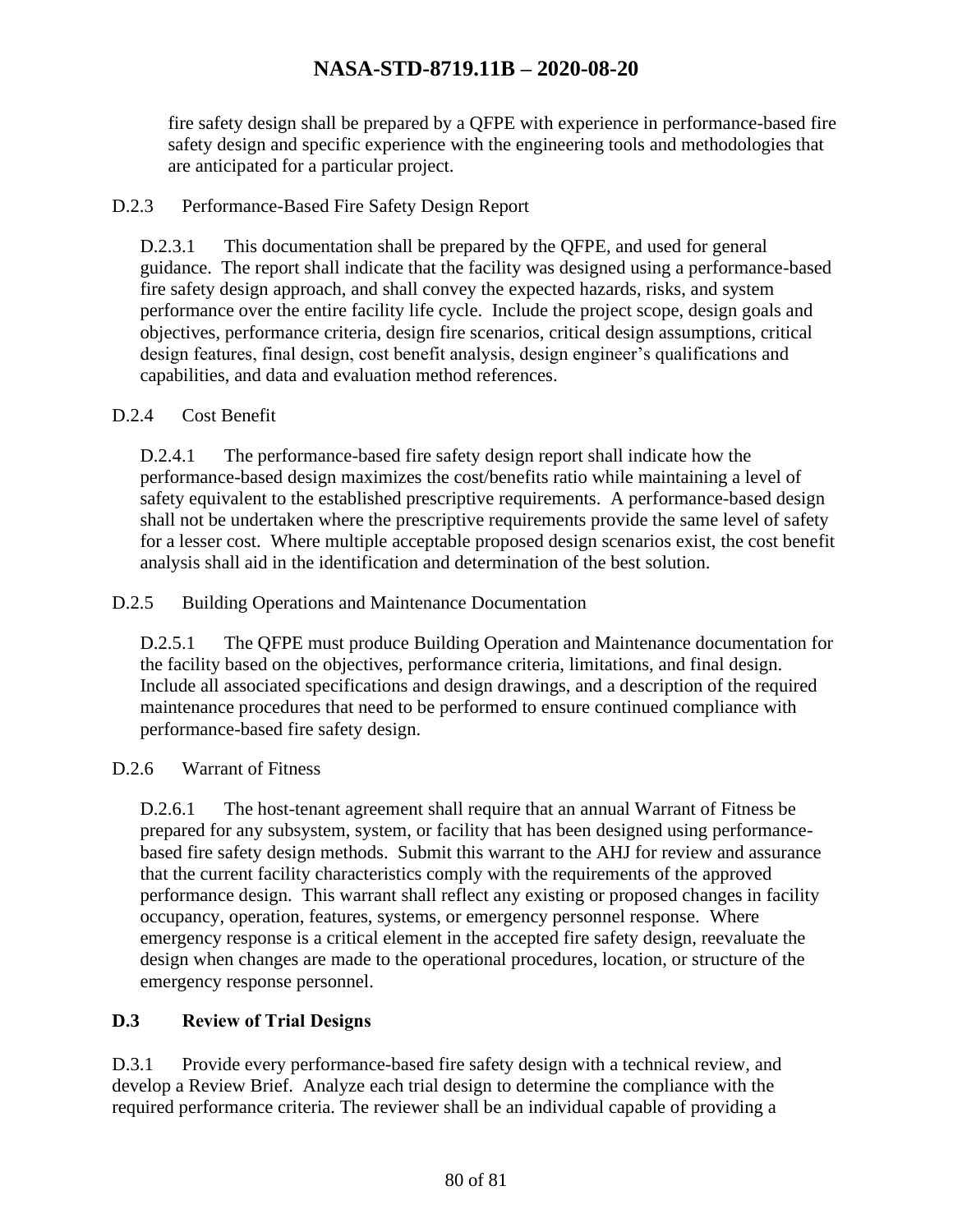fire safety design shall be prepared by a QFPE with experience in performance-based fire safety design and specific experience with the engineering tools and methodologies that are anticipated for a particular project.

D.2.3 Performance-Based Fire Safety Design Report

D.2.3.1 This documentation shall be prepared by the QFPE, and used for general guidance. The report shall indicate that the facility was designed using a performance-based fire safety design approach, and shall convey the expected hazards, risks, and system performance over the entire facility life cycle. Include the project scope, design goals and objectives, performance criteria, design fire scenarios, critical design assumptions, critical design features, final design, cost benefit analysis, design engineer's qualifications and capabilities, and data and evaluation method references.

D.2.4 Cost Benefit

D.2.4.1 The performance-based fire safety design report shall indicate how the performance-based design maximizes the cost/benefits ratio while maintaining a level of safety equivalent to the established prescriptive requirements. A performance-based design shall not be undertaken where the prescriptive requirements provide the same level of safety for a lesser cost. Where multiple acceptable proposed design scenarios exist, the cost benefit analysis shall aid in the identification and determination of the best solution.

D.2.5 Building Operations and Maintenance Documentation

D.2.5.1 The QFPE must produce Building Operation and Maintenance documentation for the facility based on the objectives, performance criteria, limitations, and final design. Include all associated specifications and design drawings, and a description of the required maintenance procedures that need to be performed to ensure continued compliance with performance-based fire safety design.

D.2.6 Warrant of Fitness

D.2.6.1 The host-tenant agreement shall require that an annual Warrant of Fitness be prepared for any subsystem, system, or facility that has been designed using performance-based fire safety design methods. Submit this warrant to the AHJ for review and assurance that the current facility characteristics comply with the requirements of the approved performance design. This warrant shall reflect any existing or proposed changes in facility occupancy, operation, features, systems, or emergency personnel response. Where emergency response is a critical element in the accepted fire safety design, reevaluate the design when changes are made to the operational procedures, location, or structure of the emergency response personnel.

## D.3 Review of Trial Designs

D.3.1 Provide every performance-based fire safety design with a technical review, and develop a Review Brief. Analyze each trial design to determine the compliance with the required performance criteria. The reviewer shall be an individual capable of providing a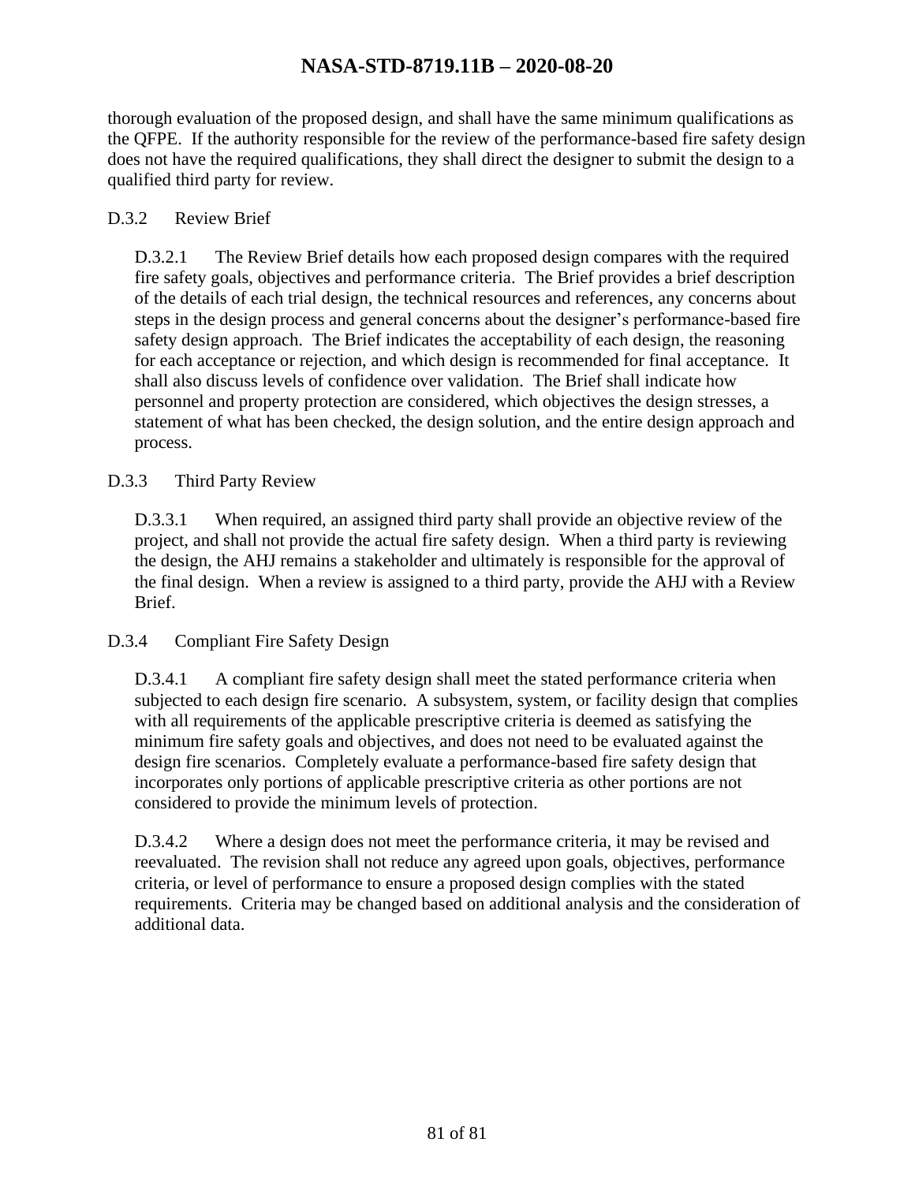thorough evaluation of the proposed design, and shall have the same minimum qualifications as the QFPE. If the authority responsible for the review of the performance-based fire safety design does not have the required qualifications, they shall direct the designer to submit the design to a qualified third party for review.

### D.3.2 Review Brief

D.3.2.1 The Review Brief details how each proposed design compares with the required fire safety goals, objectives and performance criteria. The Brief provides a brief description of the details of each trial design, the technical resources and references, any concerns about steps in the design process and general concerns about the designer's performance-based fire safety design approach. The Brief indicates the acceptability of each design, the reasoning for each acceptance or rejection, and which design is recommended for final acceptance. It shall also discuss levels of confidence over validation. The Brief shall indicate how personnel and property protection are considered, which objectives the design stresses, a statement of what has been checked, the design solution, and the entire design approach and process.

### D.3.3 Third Party Review

D.3.3.1 When required, an assigned third party shall provide an objective review of the project, and shall not provide the actual fire safety design. When a third party is reviewing the design, the AHJ remains a stakeholder and ultimately is responsible for the approval of the final design. When a review is assigned to a third party, provide the AHJ with a Review Brief.

### D.3.4 Compliant Fire Safety Design

D.3.4.1 A compliant fire safety design shall meet the stated performance criteria when subjected to each design fire scenario. A subsystem, system, or facility design that complies with all requirements of the applicable prescriptive criteria is deemed as satisfying the minimum fire safety goals and objectives, and does not need to be evaluated against the design fire scenarios. Completely evaluate a performance-based fire safety design that incorporates only portions of applicable prescriptive criteria as other portions are not considered to provide the minimum levels of protection.

D.3.4.2 Where a design does not meet the performance criteria, it may be revised and reevaluated. The revision shall not reduce any agreed upon goals, objectives, performance criteria, or level of performance to ensure a proposed design complies with the stated requirements. Criteria may be changed based on additional analysis and the consideration of additional data.